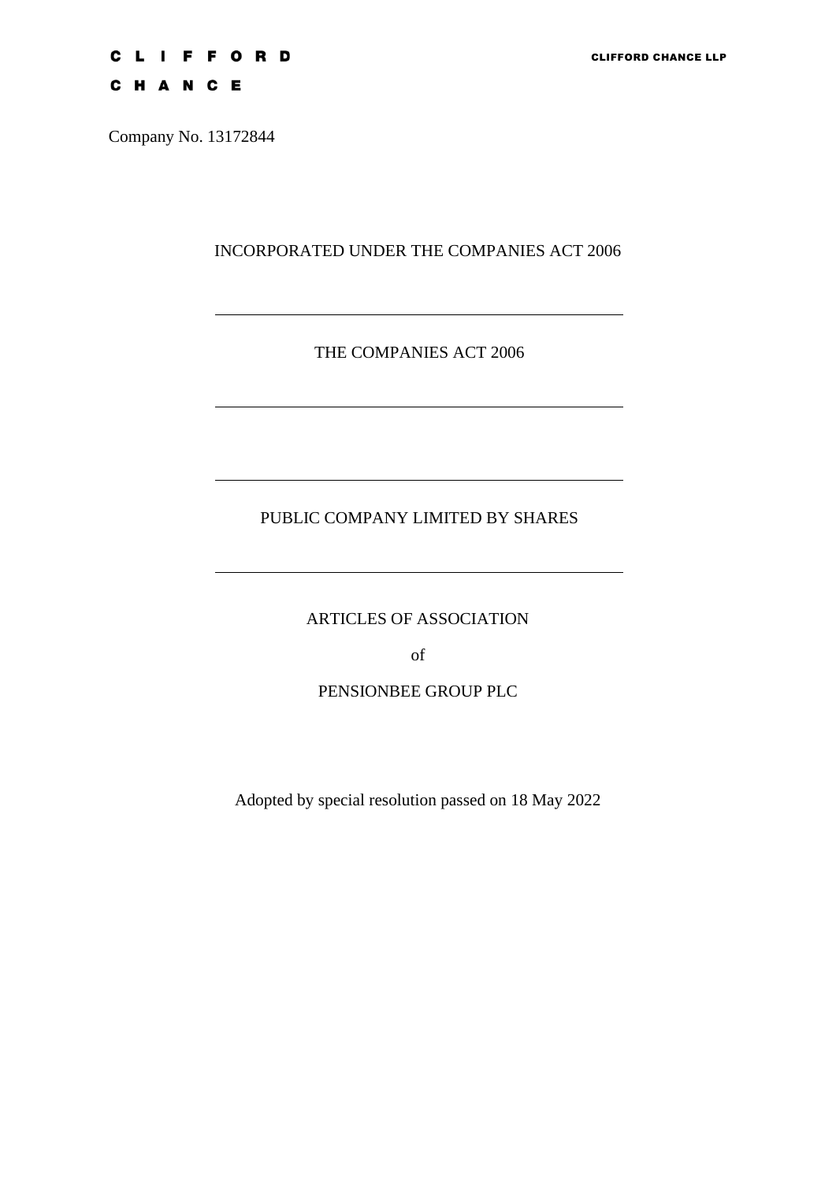CLIFFORD CHANCE

CLIFFORD CHANCE LLP

Company No. 13172844

INCORPORATED UNDER THE COMPANIES ACT 2006

---

THE COMPANIES ACT 2006

---

---

PUBLIC COMPANY LIMITED BY SHARES

---

# ARTICLES OF ASSOCIATION

of

# PENSIONBEE GROUP PLC

Adopted by special resolution passed on 18 May 2022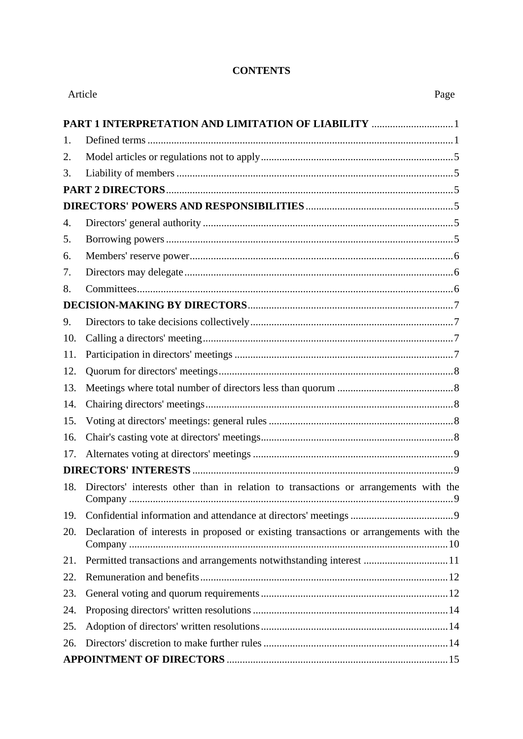**CONTENTS**

| Article | | Page |
|---|---|---|
| **PART 1 INTERPRETATION AND LIMITATION OF LIABILITY** | | 1 |
| 1. | Defined terms | 1 |
| 2. | Model articles or regulations not to apply | 5 |
| 3. | Liability of members | 5 |
| **PART 2 DIRECTORS** | | 5 |
| **DIRECTORS' POWERS AND RESPONSIBILITIES** | | 5 |
| 4. | Directors' general authority | 5 |
| 5. | Borrowing powers | 5 |
| 6. | Members' reserve power | 6 |
| 7. | Directors may delegate | 6 |
| 8. | Committees | 6 |
| **DECISION-MAKING BY DIRECTORS** | | 7 |
| 9. | Directors to take decisions collectively | 7 |
| 10. | Calling a directors' meeting | 7 |
| 11. | Participation in directors' meetings | 7 |
| 12. | Quorum for directors' meetings | 8 |
| 13. | Meetings where total number of directors less than quorum | 8 |
| 14. | Chairing directors' meetings | 8 |
| 15. | Voting at directors' meetings: general rules | 8 |
| 16. | Chair's casting vote at directors' meetings | 8 |
| 17. | Alternates voting at directors' meetings | 9 |
| **DIRECTORS' INTERESTS** | | 9 |
| 18. | Directors' interests other than in relation to transactions or arrangements with the Company | 9 |
| 19. | Confidential information and attendance at directors' meetings | 9 |
| 20. | Declaration of interests in proposed or existing transactions or arrangements with the Company | 10 |
| 21. | Permitted transactions and arrangements notwithstanding interest | 11 |
| 22. | Remuneration and benefits | 12 |
| 23. | General voting and quorum requirements | 12 |
| 24. | Proposing directors' written resolutions | 14 |
| 25. | Adoption of directors' written resolutions | 14 |
| 26. | Directors' discretion to make further rules | 14 |
| **APPOINTMENT OF DIRECTORS** | | 15 |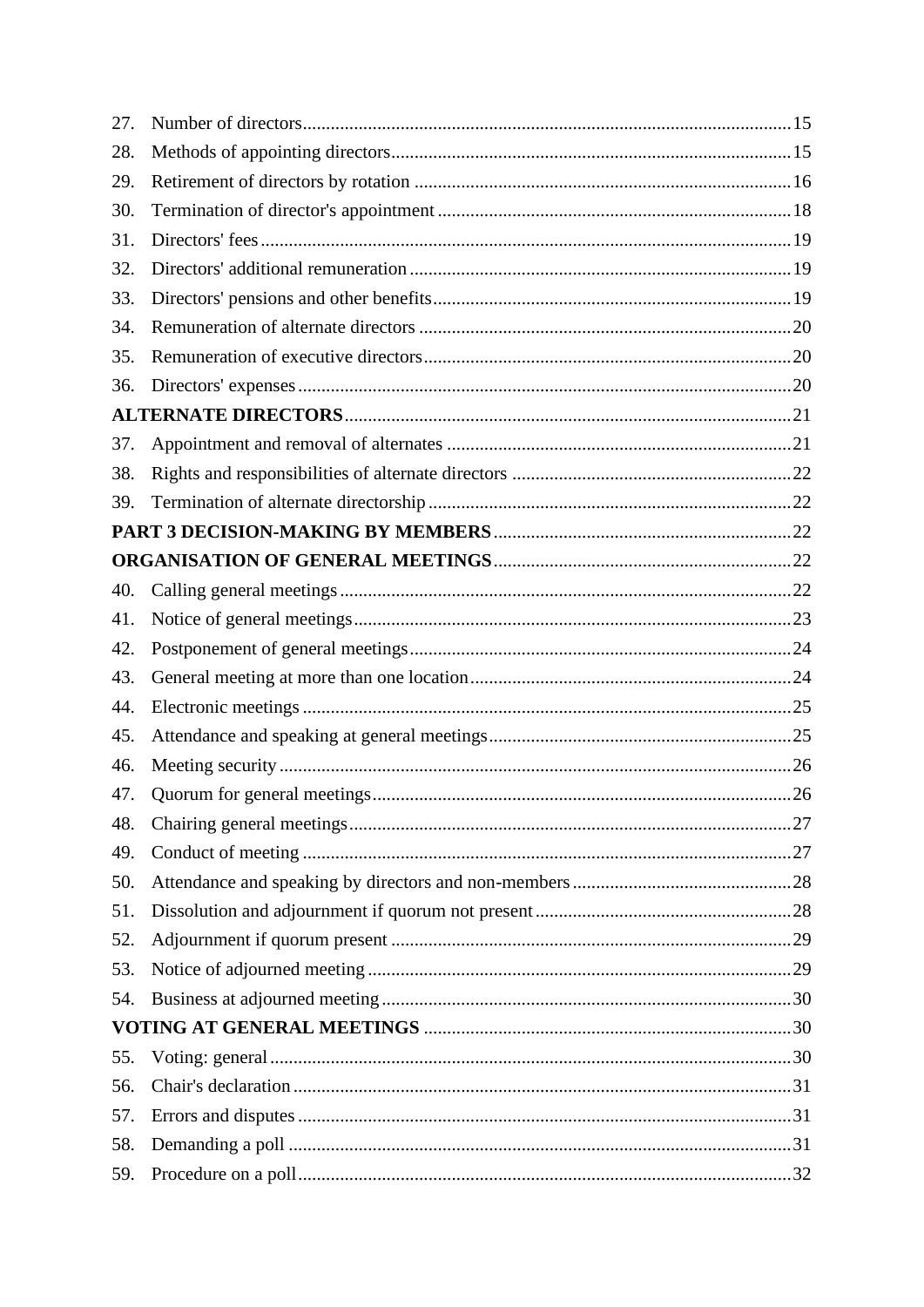27. Number of directors ........................................................................................................ 15
28. Methods of appointing directors ..................................................................................... 15
29. Retirement of directors by rotation ................................................................................ 16
30. Termination of director's appointment ........................................................................... 18
31. Directors' fees ................................................................................................................ 19
32. Directors' additional remuneration ................................................................................. 19
33. Directors' pensions and other benefits ............................................................................ 19
34. Remuneration of alternate directors ............................................................................... 20
35. Remuneration of executive directors .............................................................................. 20
36. Directors' expenses ......................................................................................................... 20

**ALTERNATE DIRECTORS** ............................................................................................... 21

37. Appointment and removal of alternates ......................................................................... 21
38. Rights and responsibilities of alternate directors ........................................................... 22
39. Termination of alternate directorship ............................................................................. 22

**PART 3 DECISION-MAKING BY MEMBERS** ............................................................... 22

**ORGANISATION OF GENERAL MEETINGS** ............................................................... 22

40. Calling general meetings ................................................................................................ 22
41. Notice of general meetings ............................................................................................. 23
42. Postponement of general meetings ................................................................................. 24
43. General meeting at more than one location .................................................................... 24
44. Electronic meetings ........................................................................................................ 25
45. Attendance and speaking at general meetings ................................................................ 25
46. Meeting security ............................................................................................................. 26
47. Quorum for general meetings ......................................................................................... 26
48. Chairing general meetings .............................................................................................. 27
49. Conduct of meeting ........................................................................................................ 27
50. Attendance and speaking by directors and non-members .............................................. 28
51. Dissolution and adjournment if quorum not present ....................................................... 28
52. Adjournment if quorum present ..................................................................................... 29
53. Notice of adjourned meeting ........................................................................................... 29
54. Business at adjourned meeting ....................................................................................... 30

**VOTING AT GENERAL MEETINGS** .............................................................................. 30

55. Voting: general ............................................................................................................... 30
56. Chair's declaration .......................................................................................................... 31
57. Errors and disputes ......................................................................................................... 31
58. Demanding a poll ........................................................................................................... 31
59. Procedure on a poll ......................................................................................................... 32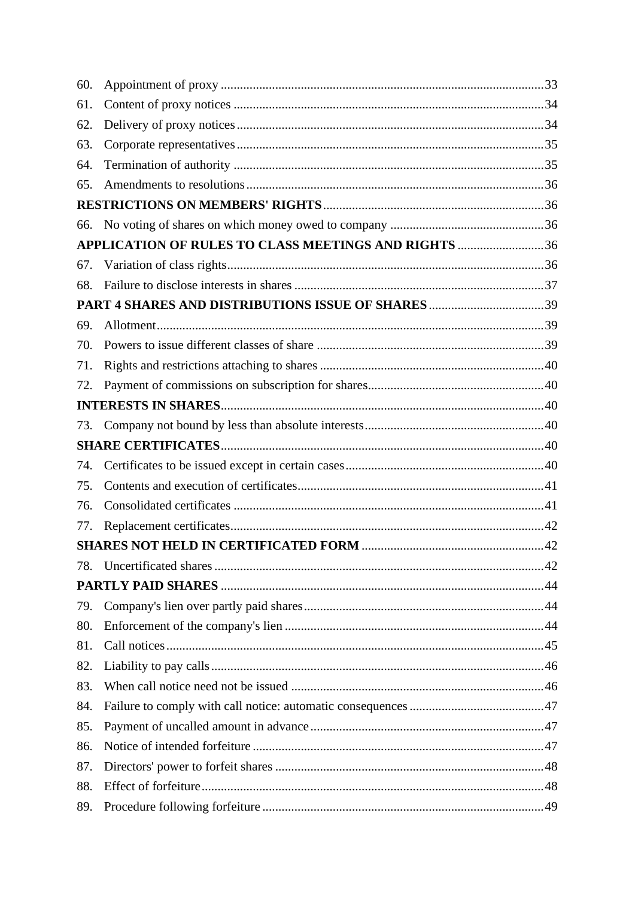60. Appointment of proxy ....................................................................................................33
61. Content of proxy notices ................................................................................................34
62. Delivery of proxy notices ...............................................................................................34
63. Corporate representatives ...............................................................................................35
64. Termination of authority ................................................................................................35
65. Amendments to resolutions ............................................................................................36

**RESTRICTIONS ON MEMBERS' RIGHTS** ....................................................................36

66. No voting of shares on which money owed to company ...............................................36

**APPLICATION OF RULES TO CLASS MEETINGS AND RIGHTS** ...........................36

67. Variation of class rights..................................................................................................36
68. Failure to disclose interests in shares .............................................................................37

**PART 4 SHARES AND DISTRIBUTIONS ISSUE OF SHARES** ....................................39

69. Allotment.......................................................................................................................39
70. Powers to issue different classes of share ......................................................................39
71. Rights and restrictions attaching to shares .....................................................................40
72. Payment of commissions on subscription for shares......................................................40

**INTERESTS IN SHARES**....................................................................................................40

73. Company not bound by less than absolute interests.......................................................40

**SHARE CERTIFICATES**....................................................................................................40

74. Certificates to be issued except in certain cases.............................................................40
75. Contents and execution of certificates............................................................................41
76. Consolidated certificates ................................................................................................41
77. Replacement certificates.................................................................................................42

**SHARES NOT HELD IN CERTIFICATED FORM** .........................................................42

78. Uncertificated shares ......................................................................................................42

**PARTLY PAID SHARES** ....................................................................................................44

79. Company's lien over partly paid shares...........................................................................44
80. Enforcement of the company's lien ................................................................................44
81. Call notices.....................................................................................................................45
82. Liability to pay calls.......................................................................................................46
83. When call notice need not be issued ..............................................................................46
84. Failure to comply with call notice: automatic consequences ..........................................47
85. Payment of uncalled amount in advance.........................................................................47
86. Notice of intended forfeiture ..........................................................................................47
87. Directors' power to forfeit shares ...................................................................................48
88. Effect of forfeiture..........................................................................................................48
89. Procedure following forfeiture .......................................................................................49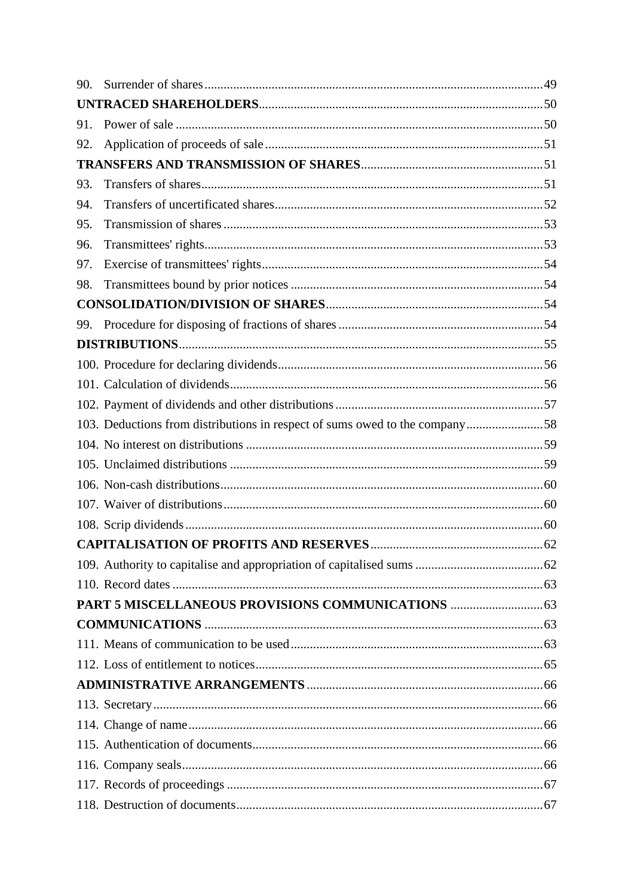90. Surrender of shares ........................................................................................................... 49

**UNTRACED SHAREHOLDERS** ........................................................................................ 50

91. Power of sale .................................................................................................................. 50

92. Application of proceeds of sale ...................................................................................... 51

**TRANSFERS AND TRANSMISSION OF SHARES** ......................................................... 51

93. Transfers of shares .......................................................................................................... 51

94. Transfers of uncertificated shares ................................................................................... 52

95. Transmission of shares ................................................................................................... 53

96. Transmittees' rights ......................................................................................................... 53

97. Exercise of transmittees' rights ....................................................................................... 54

98. Transmittees bound by prior notices .............................................................................. 54

**CONSOLIDATION/DIVISION OF SHARES** .................................................................. 54

99. Procedure for disposing of fractions of shares ............................................................... 54

**DISTRIBUTIONS** ................................................................................................................ 55

100. Procedure for declaring dividends ................................................................................. 56

101. Calculation of dividends ................................................................................................ 56

102. Payment of dividends and other distributions ............................................................... 57

103. Deductions from distributions in respect of sums owed to the company ....................... 58

104. No interest on distributions ........................................................................................... 59

105. Unclaimed distributions ................................................................................................ 59

106. Non-cash distributions ................................................................................................... 60

107. Waiver of distributions .................................................................................................. 60

108. Scrip dividends .............................................................................................................. 60

**CAPITALISATION OF PROFITS AND RESERVES** ..................................................... 62

109. Authority to capitalise and appropriation of capitalised sums ....................................... 62

110. Record dates .................................................................................................................. 63

**PART 5 MISCELLANEOUS PROVISIONS COMMUNICATIONS** ............................ 63

**COMMUNICATIONS** ........................................................................................................ 63

111. Means of communication to be used ............................................................................. 63

112. Loss of entitlement to notices ........................................................................................ 65

**ADMINISTRATIVE ARRANGEMENTS** ........................................................................ 66

113. Secretary ........................................................................................................................ 66

114. Change of name ............................................................................................................. 66

115. Authentication of documents ......................................................................................... 66

116. Company seals ............................................................................................................... 66

117. Records of proceedings ................................................................................................. 67

118. Destruction of documents .............................................................................................. 67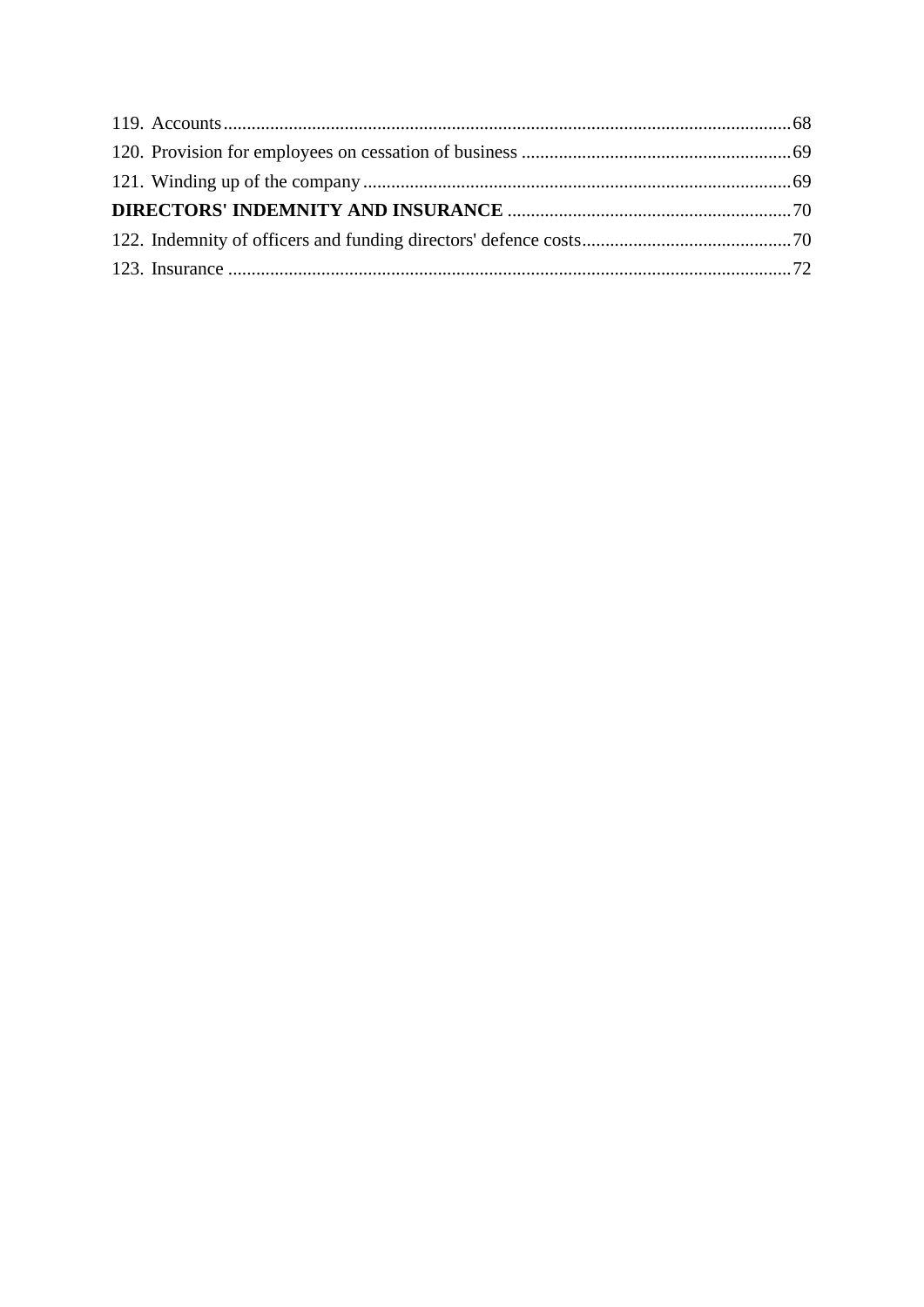119. Accounts ........................................................................................................... 68

120. Provision for employees on cessation of business ........................................................... 69

121. Winding up of the company ................................................................................... 69

**DIRECTORS' INDEMNITY AND INSURANCE** .............................................................. 70

122. Indemnity of officers and funding directors' defence costs ............................................. 70

123. Insurance ........................................................................................................... 72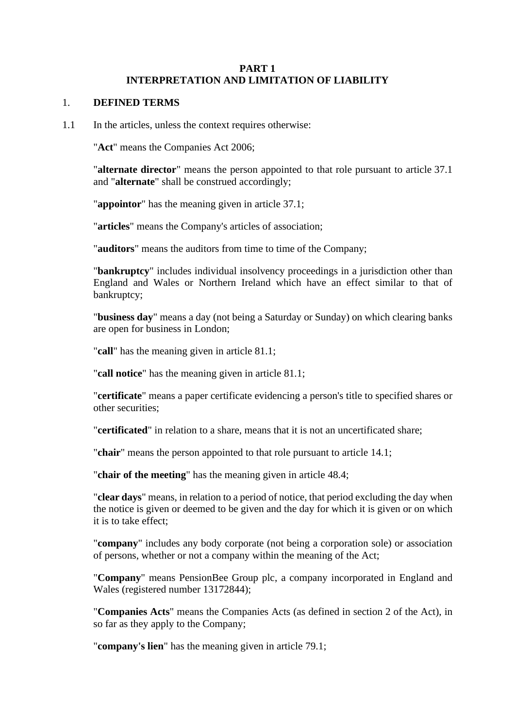# PART 1
# INTERPRETATION AND LIMITATION OF LIABILITY

## 1. DEFINED TERMS

1.1 In the articles, unless the context requires otherwise:

"**Act**" means the Companies Act 2006;

"**alternate director**" means the person appointed to that role pursuant to article 37.1 and "**alternate**" shall be construed accordingly;

"**appointor**" has the meaning given in article 37.1;

"**articles**" means the Company's articles of association;

"**auditors**" means the auditors from time to time of the Company;

"**bankruptcy**" includes individual insolvency proceedings in a jurisdiction other than England and Wales or Northern Ireland which have an effect similar to that of bankruptcy;

"**business day**" means a day (not being a Saturday or Sunday) on which clearing banks are open for business in London;

"**call**" has the meaning given in article 81.1;

"**call notice**" has the meaning given in article 81.1;

"**certificate**" means a paper certificate evidencing a person's title to specified shares or other securities;

"**certificated**" in relation to a share, means that it is not an uncertificated share;

"**chair**" means the person appointed to that role pursuant to article 14.1;

"**chair of the meeting**" has the meaning given in article 48.4;

"**clear days**" means, in relation to a period of notice, that period excluding the day when the notice is given or deemed to be given and the day for which it is given or on which it is to take effect;

"**company**" includes any body corporate (not being a corporation sole) or association of persons, whether or not a company within the meaning of the Act;

"**Company**" means PensionBee Group plc, a company incorporated in England and Wales (registered number 13172844);

"**Companies Acts**" means the Companies Acts (as defined in section 2 of the Act), in so far as they apply to the Company;

"**company's lien**" has the meaning given in article 79.1;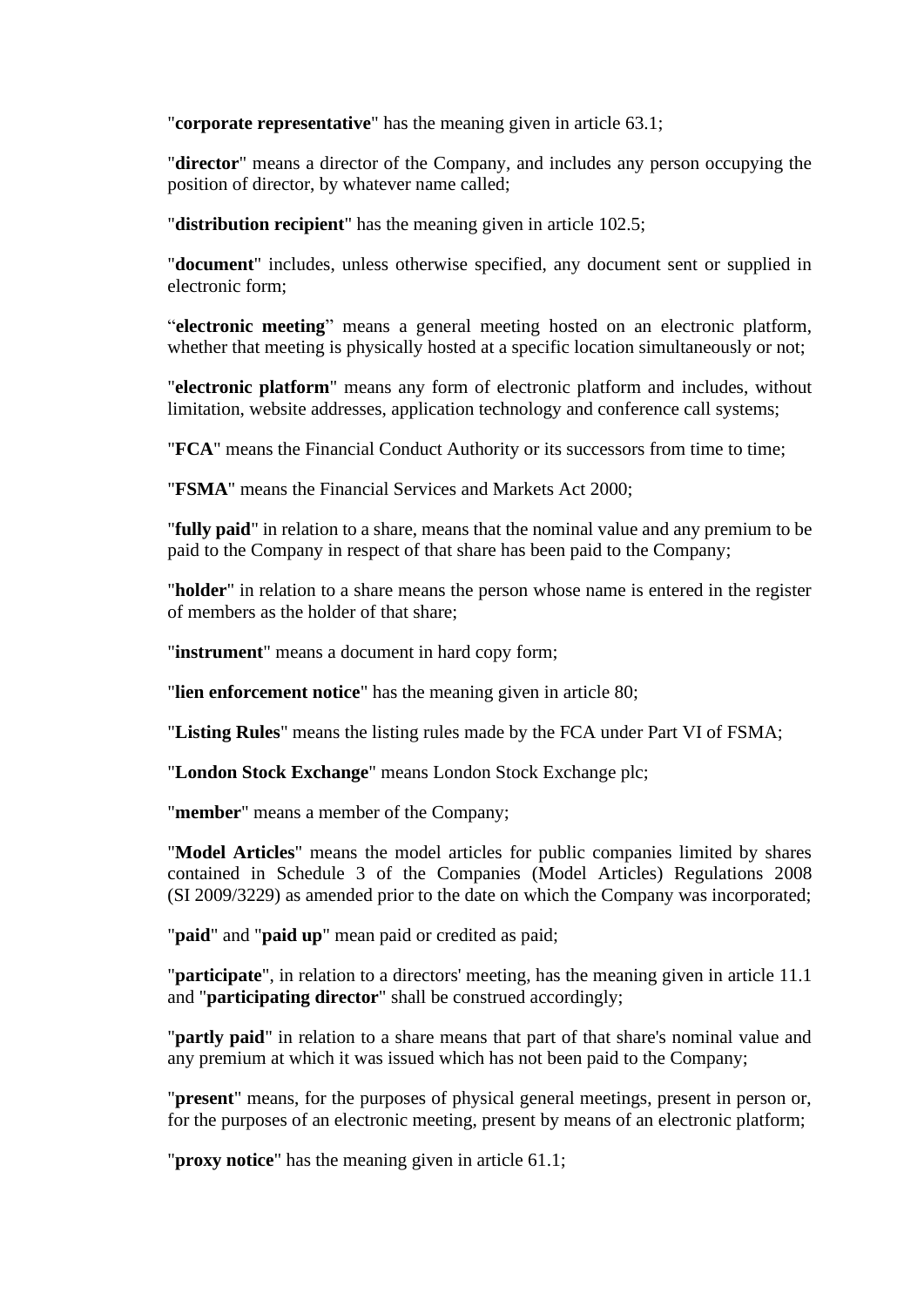"**corporate representative**" has the meaning given in article 63.1;

"**director**" means a director of the Company, and includes any person occupying the position of director, by whatever name called;

"**distribution recipient**" has the meaning given in article 102.5;

"**document**" includes, unless otherwise specified, any document sent or supplied in electronic form;

"**electronic meeting**" means a general meeting hosted on an electronic platform, whether that meeting is physically hosted at a specific location simultaneously or not;

"**electronic platform**" means any form of electronic platform and includes, without limitation, website addresses, application technology and conference call systems;

"**FCA**" means the Financial Conduct Authority or its successors from time to time;

"**FSMA**" means the Financial Services and Markets Act 2000;

"**fully paid**" in relation to a share, means that the nominal value and any premium to be paid to the Company in respect of that share has been paid to the Company;

"**holder**" in relation to a share means the person whose name is entered in the register of members as the holder of that share;

"**instrument**" means a document in hard copy form;

"**lien enforcement notice**" has the meaning given in article 80;

"**Listing Rules**" means the listing rules made by the FCA under Part VI of FSMA;

"**London Stock Exchange**" means London Stock Exchange plc;

"**member**" means a member of the Company;

"**Model Articles**" means the model articles for public companies limited by shares contained in Schedule 3 of the Companies (Model Articles) Regulations 2008 (SI 2009/3229) as amended prior to the date on which the Company was incorporated;

"**paid**" and "**paid up**" mean paid or credited as paid;

"**participate**", in relation to a directors' meeting, has the meaning given in article 11.1 and "**participating director**" shall be construed accordingly;

"**partly paid**" in relation to a share means that part of that share's nominal value and any premium at which it was issued which has not been paid to the Company;

"**present**" means, for the purposes of physical general meetings, present in person or, for the purposes of an electronic meeting, present by means of an electronic platform;

"**proxy notice**" has the meaning given in article 61.1;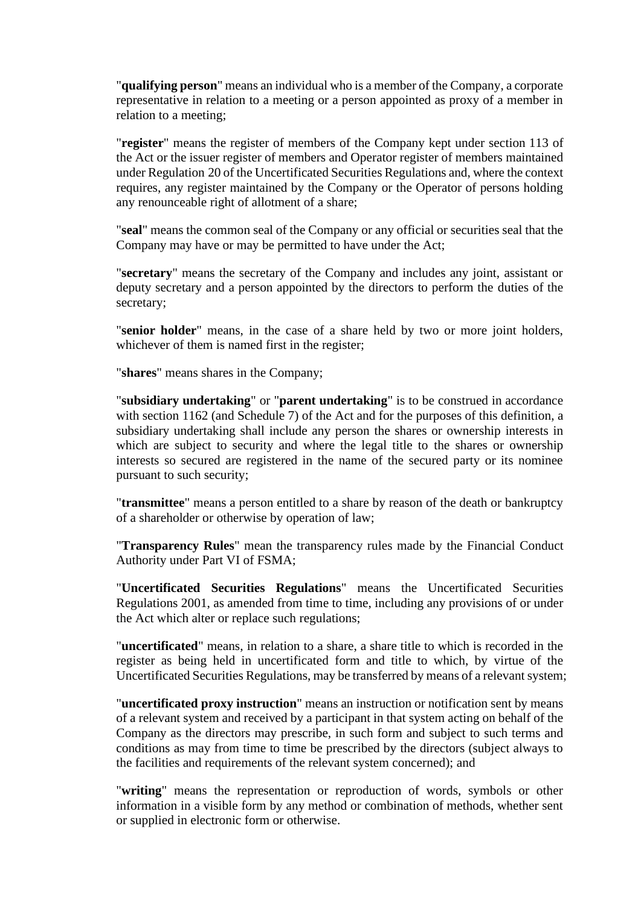"**qualifying person**" means an individual who is a member of the Company, a corporate representative in relation to a meeting or a person appointed as proxy of a member in relation to a meeting;

"**register**" means the register of members of the Company kept under section 113 of the Act or the issuer register of members and Operator register of members maintained under Regulation 20 of the Uncertificated Securities Regulations and, where the context requires, any register maintained by the Company or the Operator of persons holding any renounceable right of allotment of a share;

"**seal**" means the common seal of the Company or any official or securities seal that the Company may have or may be permitted to have under the Act;

"**secretary**" means the secretary of the Company and includes any joint, assistant or deputy secretary and a person appointed by the directors to perform the duties of the secretary;

"**senior holder**" means, in the case of a share held by two or more joint holders, whichever of them is named first in the register;

"**shares**" means shares in the Company;

"**subsidiary undertaking**" or "**parent undertaking**" is to be construed in accordance with section 1162 (and Schedule 7) of the Act and for the purposes of this definition, a subsidiary undertaking shall include any person the shares or ownership interests in which are subject to security and where the legal title to the shares or ownership interests so secured are registered in the name of the secured party or its nominee pursuant to such security;

"**transmittee**" means a person entitled to a share by reason of the death or bankruptcy of a shareholder or otherwise by operation of law;

"**Transparency Rules**" mean the transparency rules made by the Financial Conduct Authority under Part VI of FSMA;

"**Uncertificated Securities Regulations**" means the Uncertificated Securities Regulations 2001, as amended from time to time, including any provisions of or under the Act which alter or replace such regulations;

"**uncertificated**" means, in relation to a share, a share title to which is recorded in the register as being held in uncertificated form and title to which, by virtue of the Uncertificated Securities Regulations, may be transferred by means of a relevant system;

"**uncertificated proxy instruction**" means an instruction or notification sent by means of a relevant system and received by a participant in that system acting on behalf of the Company as the directors may prescribe, in such form and subject to such terms and conditions as may from time to time be prescribed by the directors (subject always to the facilities and requirements of the relevant system concerned); and

"**writing**" means the representation or reproduction of words, symbols or other information in a visible form by any method or combination of methods, whether sent or supplied in electronic form or otherwise.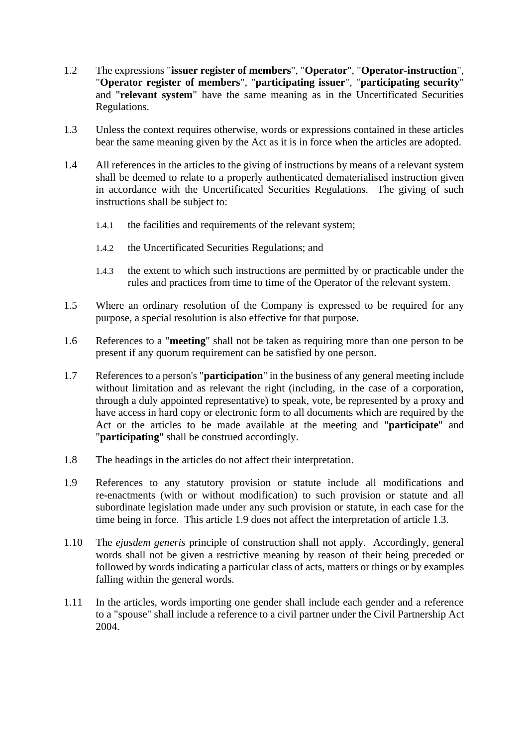1.2 The expressions "**issuer register of members**", "**Operator**", "**Operator-instruction**", "**Operator register of members**", "**participating issuer**", "**participating security**" and "**relevant system**" have the same meaning as in the Uncertificated Securities Regulations.

1.3 Unless the context requires otherwise, words or expressions contained in these articles bear the same meaning given by the Act as it is in force when the articles are adopted.

1.4 All references in the articles to the giving of instructions by means of a relevant system shall be deemed to relate to a properly authenticated dematerialised instruction given in accordance with the Uncertificated Securities Regulations. The giving of such instructions shall be subject to:

1.4.1 the facilities and requirements of the relevant system;

1.4.2 the Uncertificated Securities Regulations; and

1.4.3 the extent to which such instructions are permitted by or practicable under the rules and practices from time to time of the Operator of the relevant system.

1.5 Where an ordinary resolution of the Company is expressed to be required for any purpose, a special resolution is also effective for that purpose.

1.6 References to a "**meeting**" shall not be taken as requiring more than one person to be present if any quorum requirement can be satisfied by one person.

1.7 References to a person's "**participation**" in the business of any general meeting include without limitation and as relevant the right (including, in the case of a corporation, through a duly appointed representative) to speak, vote, be represented by a proxy and have access in hard copy or electronic form to all documents which are required by the Act or the articles to be made available at the meeting and "**participate**" and "**participating**" shall be construed accordingly.

1.8 The headings in the articles do not affect their interpretation.

1.9 References to any statutory provision or statute include all modifications and re-enactments (with or without modification) to such provision or statute and all subordinate legislation made under any such provision or statute, in each case for the time being in force. This article 1.9 does not affect the interpretation of article 1.3.

1.10 The *ejusdem generis* principle of construction shall not apply. Accordingly, general words shall not be given a restrictive meaning by reason of their being preceded or followed by words indicating a particular class of acts, matters or things or by examples falling within the general words.

1.11 In the articles, words importing one gender shall include each gender and a reference to a "spouse" shall include a reference to a civil partner under the Civil Partnership Act 2004.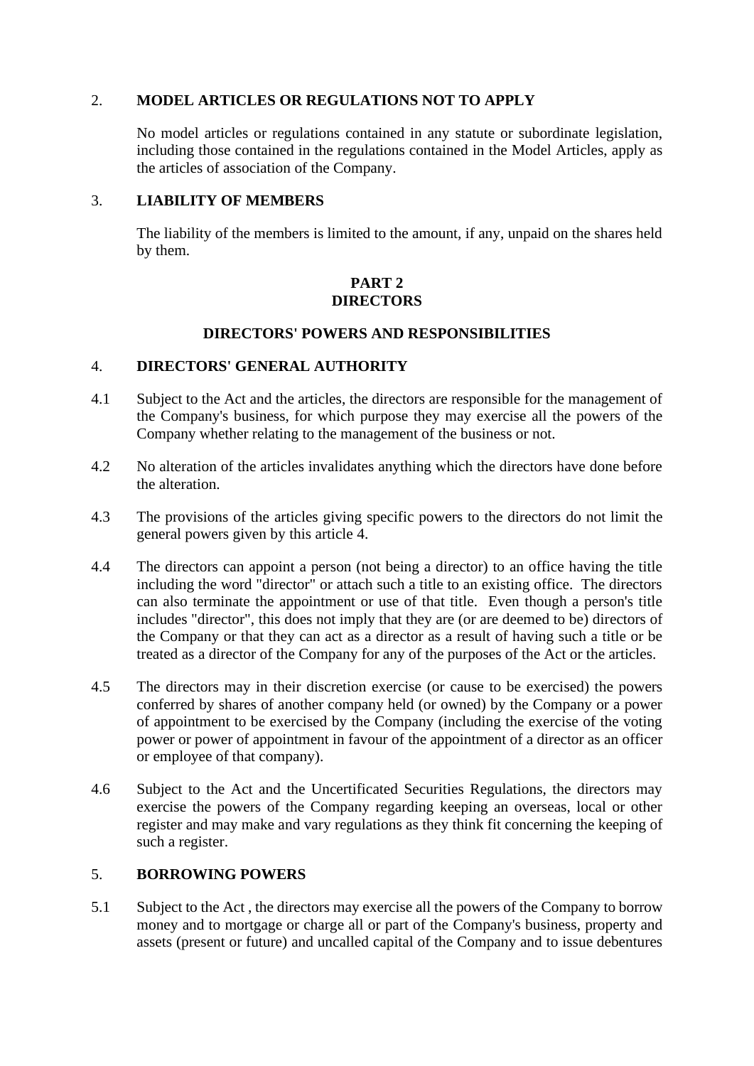## 2. MODEL ARTICLES OR REGULATIONS NOT TO APPLY

No model articles or regulations contained in any statute or subordinate legislation, including those contained in the regulations contained in the Model Articles, apply as the articles of association of the Company.

## 3. LIABILITY OF MEMBERS

The liability of the members is limited to the amount, if any, unpaid on the shares held by them.

# PART 2
# DIRECTORS

## DIRECTORS' POWERS AND RESPONSIBILITIES

## 4. DIRECTORS' GENERAL AUTHORITY

4.1 Subject to the Act and the articles, the directors are responsible for the management of the Company's business, for which purpose they may exercise all the powers of the Company whether relating to the management of the business or not.

4.2 No alteration of the articles invalidates anything which the directors have done before the alteration.

4.3 The provisions of the articles giving specific powers to the directors do not limit the general powers given by this article 4.

4.4 The directors can appoint a person (not being a director) to an office having the title including the word "director" or attach such a title to an existing office. The directors can also terminate the appointment or use of that title. Even though a person's title includes "director", this does not imply that they are (or are deemed to be) directors of the Company or that they can act as a director as a result of having such a title or be treated as a director of the Company for any of the purposes of the Act or the articles.

4.5 The directors may in their discretion exercise (or cause to be exercised) the powers conferred by shares of another company held (or owned) by the Company or a power of appointment to be exercised by the Company (including the exercise of the voting power or power of appointment in favour of the appointment of a director as an officer or employee of that company).

4.6 Subject to the Act and the Uncertificated Securities Regulations, the directors may exercise the powers of the Company regarding keeping an overseas, local or other register and may make and vary regulations as they think fit concerning the keeping of such a register.

## 5. BORROWING POWERS

5.1 Subject to the Act , the directors may exercise all the powers of the Company to borrow money and to mortgage or charge all or part of the Company's business, property and assets (present or future) and uncalled capital of the Company and to issue debentures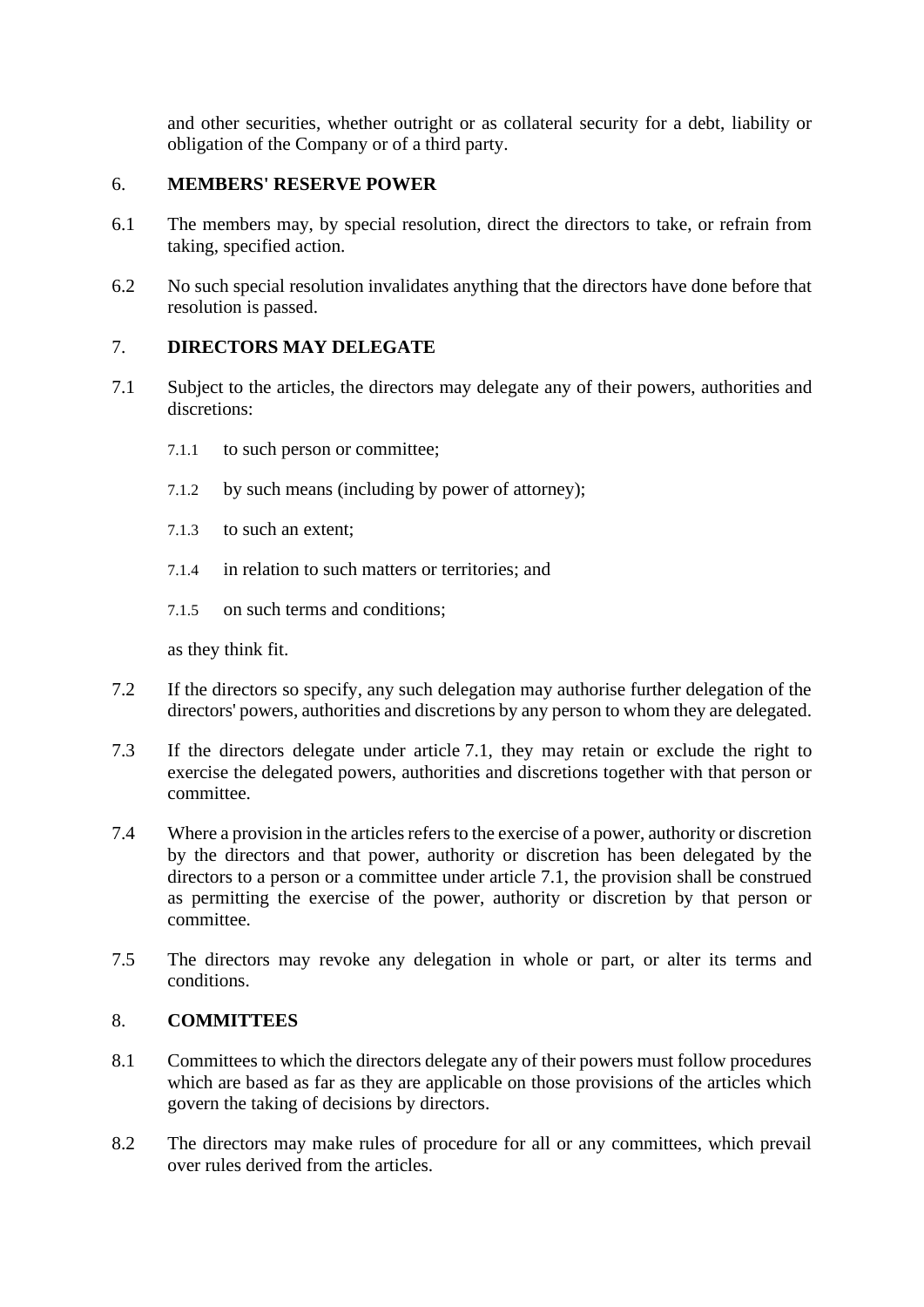and other securities, whether outright or as collateral security for a debt, liability or obligation of the Company or of a third party.

## 6. MEMBERS' RESERVE POWER

6.1 The members may, by special resolution, direct the directors to take, or refrain from taking, specified action.

6.2 No such special resolution invalidates anything that the directors have done before that resolution is passed.

## 7. DIRECTORS MAY DELEGATE

7.1 Subject to the articles, the directors may delegate any of their powers, authorities and discretions:

7.1.1 to such person or committee;

7.1.2 by such means (including by power of attorney);

7.1.3 to such an extent;

7.1.4 in relation to such matters or territories; and

7.1.5 on such terms and conditions;

as they think fit.

7.2 If the directors so specify, any such delegation may authorise further delegation of the directors' powers, authorities and discretions by any person to whom they are delegated.

7.3 If the directors delegate under article 7.1, they may retain or exclude the right to exercise the delegated powers, authorities and discretions together with that person or committee.

7.4 Where a provision in the articles refers to the exercise of a power, authority or discretion by the directors and that power, authority or discretion has been delegated by the directors to a person or a committee under article 7.1, the provision shall be construed as permitting the exercise of the power, authority or discretion by that person or committee.

7.5 The directors may revoke any delegation in whole or part, or alter its terms and conditions.

## 8. COMMITTEES

8.1 Committees to which the directors delegate any of their powers must follow procedures which are based as far as they are applicable on those provisions of the articles which govern the taking of decisions by directors.

8.2 The directors may make rules of procedure for all or any committees, which prevail over rules derived from the articles.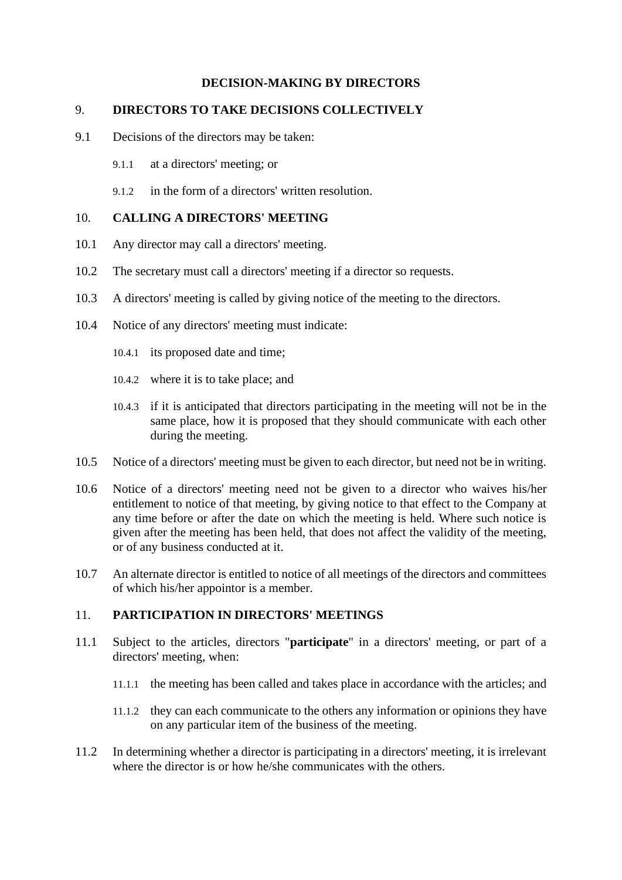## DECISION-MAKING BY DIRECTORS

### 9. DIRECTORS TO TAKE DECISIONS COLLECTIVELY

9.1 Decisions of the directors may be taken:

- 9.1.1 at a directors' meeting; or
- 9.1.2 in the form of a directors' written resolution.

### 10. CALLING A DIRECTORS' MEETING

10.1 Any director may call a directors' meeting.

10.2 The secretary must call a directors' meeting if a director so requests.

10.3 A directors' meeting is called by giving notice of the meeting to the directors.

10.4 Notice of any directors' meeting must indicate:

- 10.4.1 its proposed date and time;
- 10.4.2 where it is to take place; and
- 10.4.3 if it is anticipated that directors participating in the meeting will not be in the same place, how it is proposed that they should communicate with each other during the meeting.

10.5 Notice of a directors' meeting must be given to each director, but need not be in writing.

10.6 Notice of a directors' meeting need not be given to a director who waives his/her entitlement to notice of that meeting, by giving notice to that effect to the Company at any time before or after the date on which the meeting is held. Where such notice is given after the meeting has been held, that does not affect the validity of the meeting, or of any business conducted at it.

10.7 An alternate director is entitled to notice of all meetings of the directors and committees of which his/her appointor is a member.

### 11. PARTICIPATION IN DIRECTORS' MEETINGS

11.1 Subject to the articles, directors "**participate**" in a directors' meeting, or part of a directors' meeting, when:

- 11.1.1 the meeting has been called and takes place in accordance with the articles; and
- 11.1.2 they can each communicate to the others any information or opinions they have on any particular item of the business of the meeting.

11.2 In determining whether a director is participating in a directors' meeting, it is irrelevant where the director is or how he/she communicates with the others.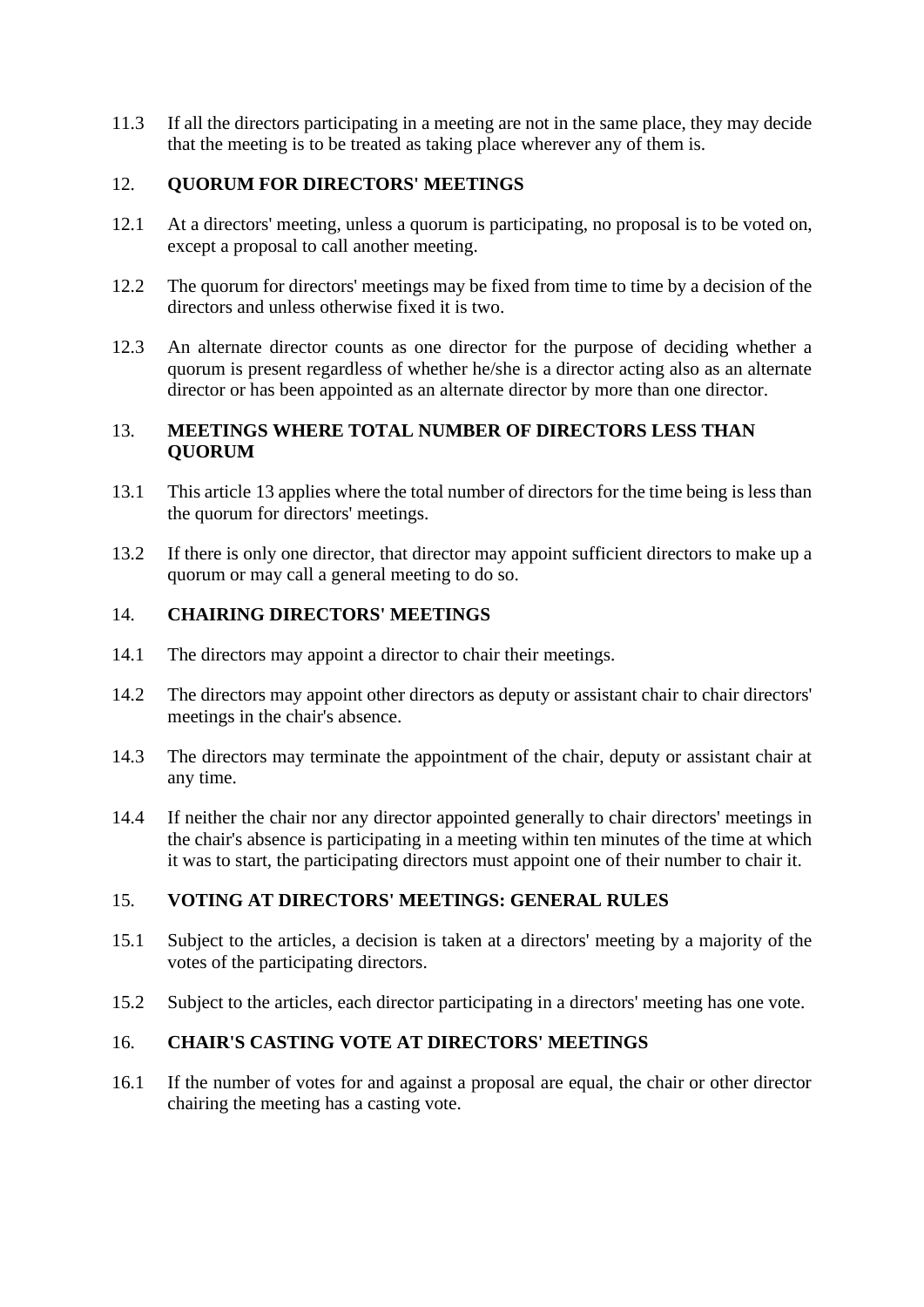11.3 If all the directors participating in a meeting are not in the same place, they may decide that the meeting is to be treated as taking place wherever any of them is.

## 12. QUORUM FOR DIRECTORS' MEETINGS

12.1 At a directors' meeting, unless a quorum is participating, no proposal is to be voted on, except a proposal to call another meeting.

12.2 The quorum for directors' meetings may be fixed from time to time by a decision of the directors and unless otherwise fixed it is two.

12.3 An alternate director counts as one director for the purpose of deciding whether a quorum is present regardless of whether he/she is a director acting also as an alternate director or has been appointed as an alternate director by more than one director.

## 13. MEETINGS WHERE TOTAL NUMBER OF DIRECTORS LESS THAN QUORUM

13.1 This article 13 applies where the total number of directors for the time being is less than the quorum for directors' meetings.

13.2 If there is only one director, that director may appoint sufficient directors to make up a quorum or may call a general meeting to do so.

## 14. CHAIRING DIRECTORS' MEETINGS

14.1 The directors may appoint a director to chair their meetings.

14.2 The directors may appoint other directors as deputy or assistant chair to chair directors' meetings in the chair's absence.

14.3 The directors may terminate the appointment of the chair, deputy or assistant chair at any time.

14.4 If neither the chair nor any director appointed generally to chair directors' meetings in the chair's absence is participating in a meeting within ten minutes of the time at which it was to start, the participating directors must appoint one of their number to chair it.

## 15. VOTING AT DIRECTORS' MEETINGS: GENERAL RULES

15.1 Subject to the articles, a decision is taken at a directors' meeting by a majority of the votes of the participating directors.

15.2 Subject to the articles, each director participating in a directors' meeting has one vote.

## 16. CHAIR'S CASTING VOTE AT DIRECTORS' MEETINGS

16.1 If the number of votes for and against a proposal are equal, the chair or other director chairing the meeting has a casting vote.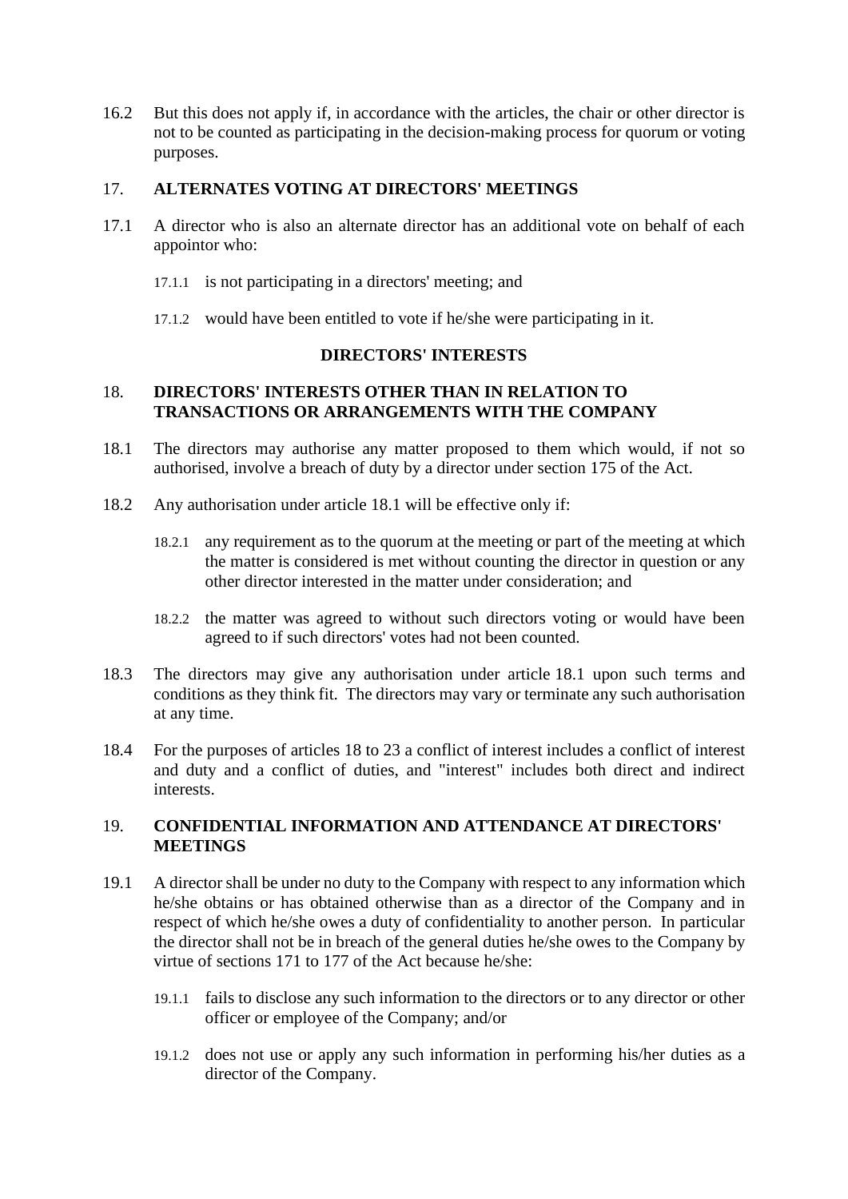16.2 But this does not apply if, in accordance with the articles, the chair or other director is not to be counted as participating in the decision-making process for quorum or voting purposes.

## 17. ALTERNATES VOTING AT DIRECTORS' MEETINGS

17.1 A director who is also an alternate director has an additional vote on behalf of each appointor who:

17.1.1 is not participating in a directors' meeting; and

17.1.2 would have been entitled to vote if he/she were participating in it.

# DIRECTORS' INTERESTS

## 18. DIRECTORS' INTERESTS OTHER THAN IN RELATION TO TRANSACTIONS OR ARRANGEMENTS WITH THE COMPANY

18.1 The directors may authorise any matter proposed to them which would, if not so authorised, involve a breach of duty by a director under section 175 of the Act.

18.2 Any authorisation under article 18.1 will be effective only if:

18.2.1 any requirement as to the quorum at the meeting or part of the meeting at which the matter is considered is met without counting the director in question or any other director interested in the matter under consideration; and

18.2.2 the matter was agreed to without such directors voting or would have been agreed to if such directors' votes had not been counted.

18.3 The directors may give any authorisation under article 18.1 upon such terms and conditions as they think fit. The directors may vary or terminate any such authorisation at any time.

18.4 For the purposes of articles 18 to 23 a conflict of interest includes a conflict of interest and duty and a conflict of duties, and "interest" includes both direct and indirect interests.

## 19. CONFIDENTIAL INFORMATION AND ATTENDANCE AT DIRECTORS' MEETINGS

19.1 A director shall be under no duty to the Company with respect to any information which he/she obtains or has obtained otherwise than as a director of the Company and in respect of which he/she owes a duty of confidentiality to another person. In particular the director shall not be in breach of the general duties he/she owes to the Company by virtue of sections 171 to 177 of the Act because he/she:

19.1.1 fails to disclose any such information to the directors or to any director or other officer or employee of the Company; and/or

19.1.2 does not use or apply any such information in performing his/her duties as a director of the Company.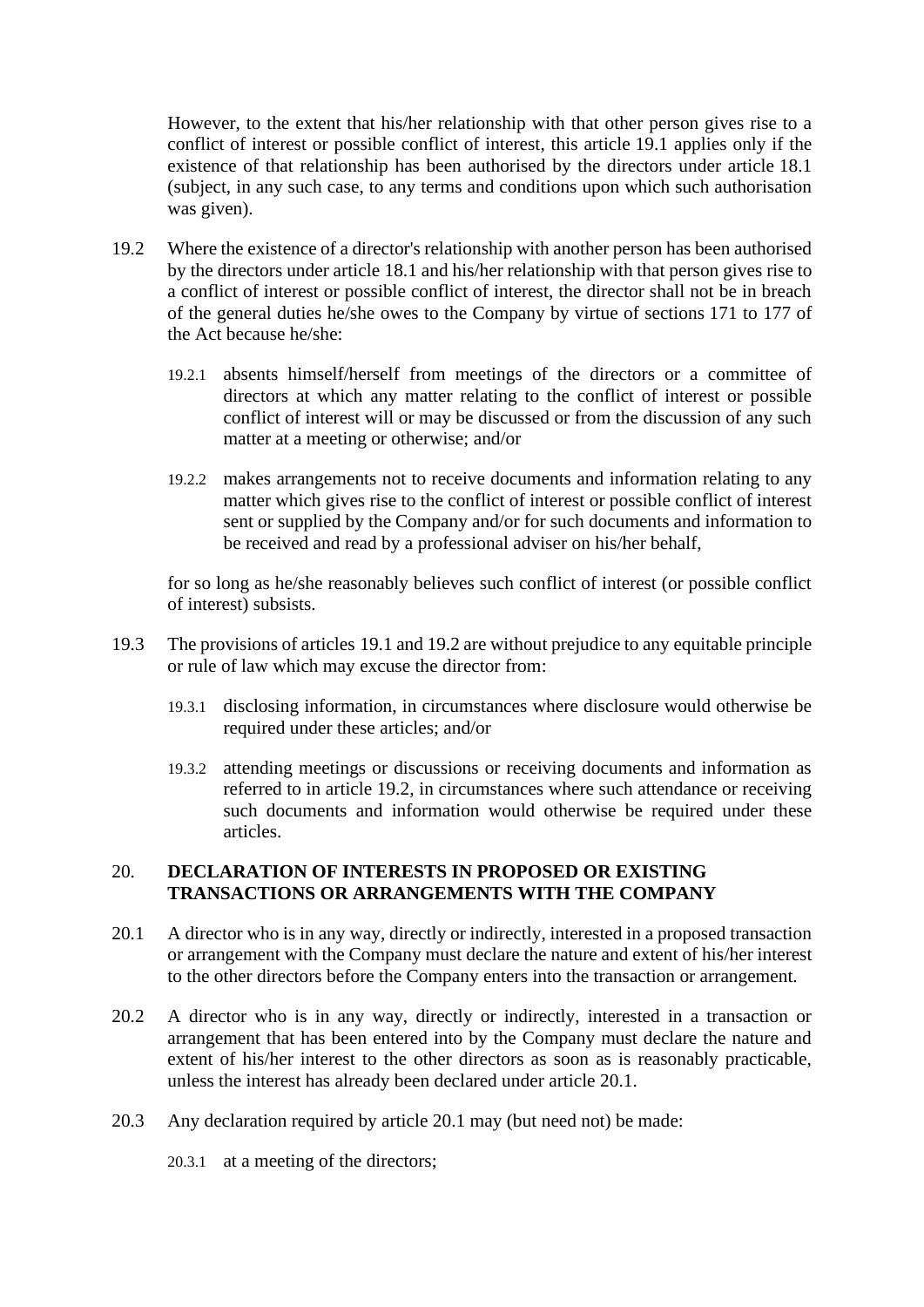However, to the extent that his/her relationship with that other person gives rise to a conflict of interest or possible conflict of interest, this article 19.1 applies only if the existence of that relationship has been authorised by the directors under article 18.1 (subject, in any such case, to any terms and conditions upon which such authorisation was given).

19.2 Where the existence of a director's relationship with another person has been authorised by the directors under article 18.1 and his/her relationship with that person gives rise to a conflict of interest or possible conflict of interest, the director shall not be in breach of the general duties he/she owes to the Company by virtue of sections 171 to 177 of the Act because he/she:

19.2.1 absents himself/herself from meetings of the directors or a committee of directors at which any matter relating to the conflict of interest or possible conflict of interest will or may be discussed or from the discussion of any such matter at a meeting or otherwise; and/or

19.2.2 makes arrangements not to receive documents and information relating to any matter which gives rise to the conflict of interest or possible conflict of interest sent or supplied by the Company and/or for such documents and information to be received and read by a professional adviser on his/her behalf,

for so long as he/she reasonably believes such conflict of interest (or possible conflict of interest) subsists.

19.3 The provisions of articles 19.1 and 19.2 are without prejudice to any equitable principle or rule of law which may excuse the director from:

19.3.1 disclosing information, in circumstances where disclosure would otherwise be required under these articles; and/or

19.3.2 attending meetings or discussions or receiving documents and information as referred to in article 19.2, in circumstances where such attendance or receiving such documents and information would otherwise be required under these articles.

## 20. DECLARATION OF INTERESTS IN PROPOSED OR EXISTING TRANSACTIONS OR ARRANGEMENTS WITH THE COMPANY

20.1 A director who is in any way, directly or indirectly, interested in a proposed transaction or arrangement with the Company must declare the nature and extent of his/her interest to the other directors before the Company enters into the transaction or arrangement.

20.2 A director who is in any way, directly or indirectly, interested in a transaction or arrangement that has been entered into by the Company must declare the nature and extent of his/her interest to the other directors as soon as is reasonably practicable, unless the interest has already been declared under article 20.1.

20.3 Any declaration required by article 20.1 may (but need not) be made:

20.3.1 at a meeting of the directors;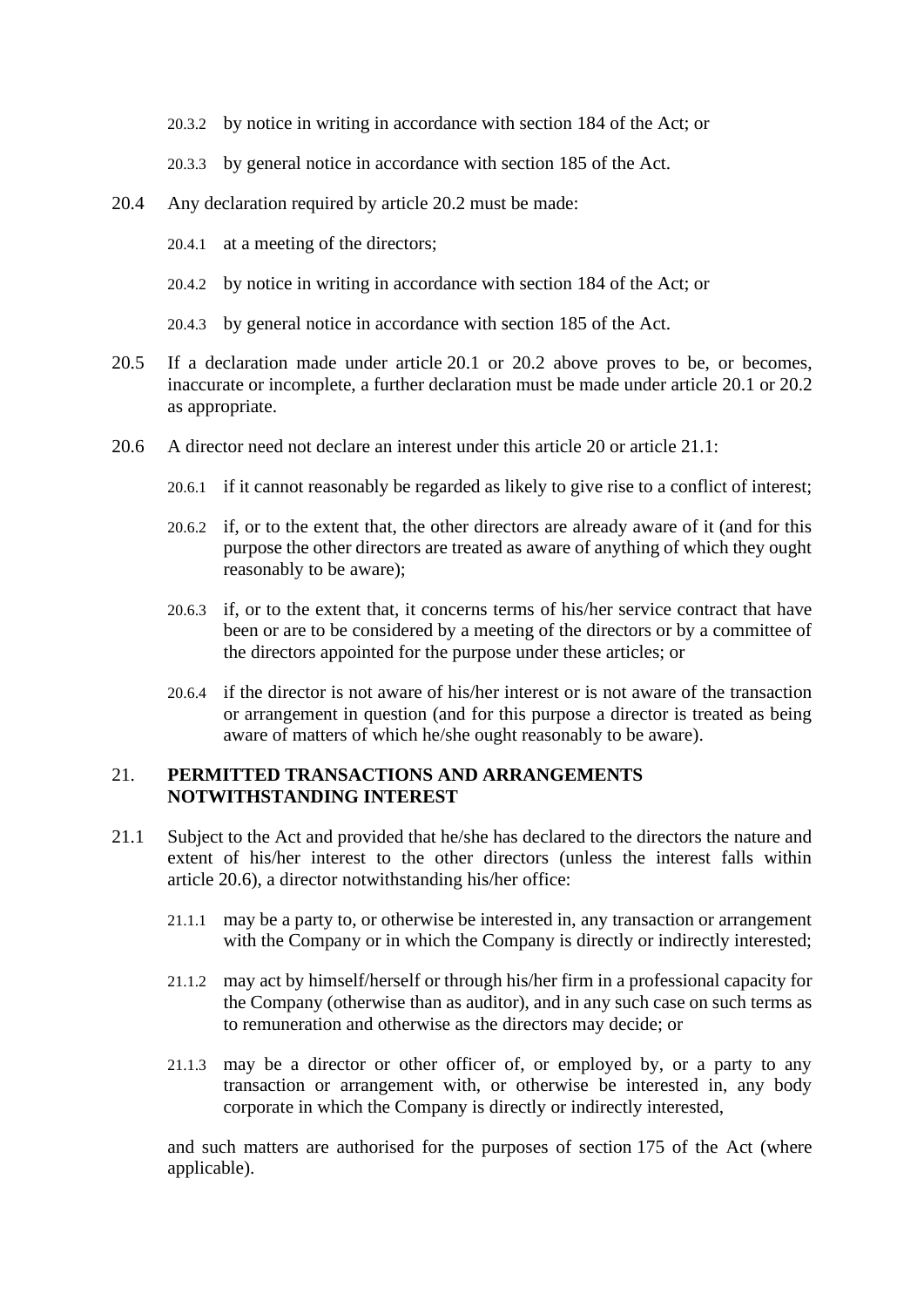20.3.2 by notice in writing in accordance with section 184 of the Act; or

20.3.3 by general notice in accordance with section 185 of the Act.

20.4 Any declaration required by article 20.2 must be made:

20.4.1 at a meeting of the directors;

20.4.2 by notice in writing in accordance with section 184 of the Act; or

20.4.3 by general notice in accordance with section 185 of the Act.

20.5 If a declaration made under article 20.1 or 20.2 above proves to be, or becomes, inaccurate or incomplete, a further declaration must be made under article 20.1 or 20.2 as appropriate.

20.6 A director need not declare an interest under this article 20 or article 21.1:

20.6.1 if it cannot reasonably be regarded as likely to give rise to a conflict of interest;

20.6.2 if, or to the extent that, the other directors are already aware of it (and for this purpose the other directors are treated as aware of anything of which they ought reasonably to be aware);

20.6.3 if, or to the extent that, it concerns terms of his/her service contract that have been or are to be considered by a meeting of the directors or by a committee of the directors appointed for the purpose under these articles; or

20.6.4 if the director is not aware of his/her interest or is not aware of the transaction or arrangement in question (and for this purpose a director is treated as being aware of matters of which he/she ought reasonably to be aware).

## 21. PERMITTED TRANSACTIONS AND ARRANGEMENTS NOTWITHSTANDING INTEREST

21.1 Subject to the Act and provided that he/she has declared to the directors the nature and extent of his/her interest to the other directors (unless the interest falls within article 20.6), a director notwithstanding his/her office:

21.1.1 may be a party to, or otherwise be interested in, any transaction or arrangement with the Company or in which the Company is directly or indirectly interested;

21.1.2 may act by himself/herself or through his/her firm in a professional capacity for the Company (otherwise than as auditor), and in any such case on such terms as to remuneration and otherwise as the directors may decide; or

21.1.3 may be a director or other officer of, or employed by, or a party to any transaction or arrangement with, or otherwise be interested in, any body corporate in which the Company is directly or indirectly interested,

and such matters are authorised for the purposes of section 175 of the Act (where applicable).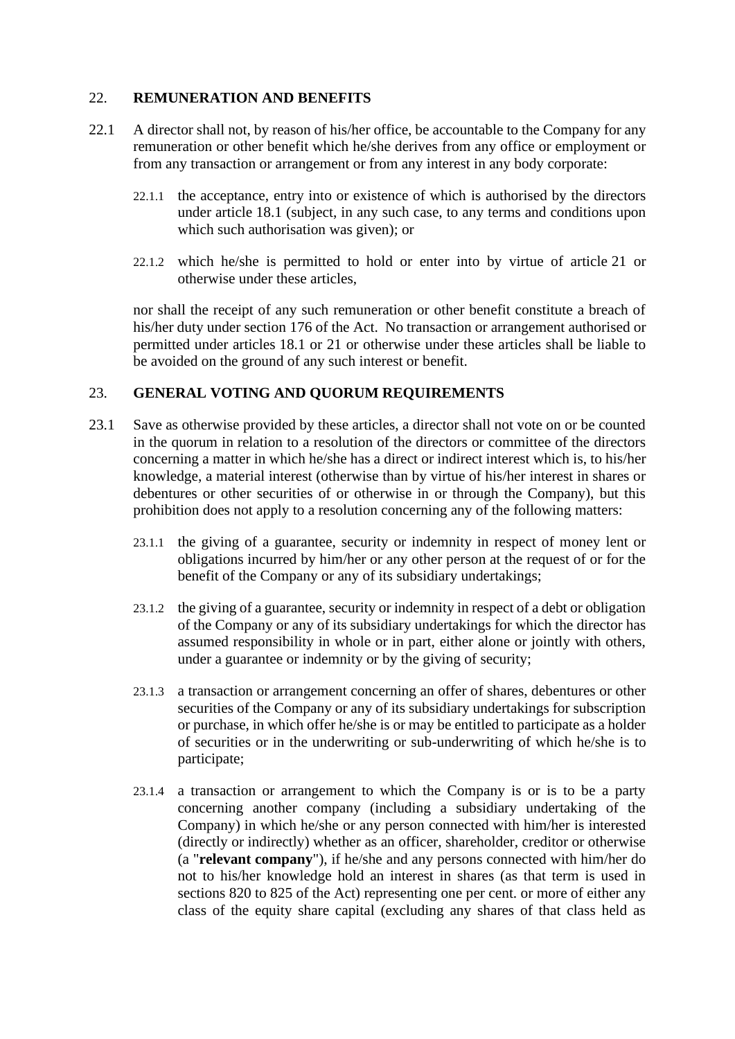## 22. REMUNERATION AND BENEFITS

22.1 A director shall not, by reason of his/her office, be accountable to the Company for any remuneration or other benefit which he/she derives from any office or employment or from any transaction or arrangement or from any interest in any body corporate:

22.1.1 the acceptance, entry into or existence of which is authorised by the directors under article 18.1 (subject, in any such case, to any terms and conditions upon which such authorisation was given); or

22.1.2 which he/she is permitted to hold or enter into by virtue of article 21 or otherwise under these articles,

nor shall the receipt of any such remuneration or other benefit constitute a breach of his/her duty under section 176 of the Act. No transaction or arrangement authorised or permitted under articles 18.1 or 21 or otherwise under these articles shall be liable to be avoided on the ground of any such interest or benefit.

## 23. GENERAL VOTING AND QUORUM REQUIREMENTS

23.1 Save as otherwise provided by these articles, a director shall not vote on or be counted in the quorum in relation to a resolution of the directors or committee of the directors concerning a matter in which he/she has a direct or indirect interest which is, to his/her knowledge, a material interest (otherwise than by virtue of his/her interest in shares or debentures or other securities of or otherwise in or through the Company), but this prohibition does not apply to a resolution concerning any of the following matters:

23.1.1 the giving of a guarantee, security or indemnity in respect of money lent or obligations incurred by him/her or any other person at the request of or for the benefit of the Company or any of its subsidiary undertakings;

23.1.2 the giving of a guarantee, security or indemnity in respect of a debt or obligation of the Company or any of its subsidiary undertakings for which the director has assumed responsibility in whole or in part, either alone or jointly with others, under a guarantee or indemnity or by the giving of security;

23.1.3 a transaction or arrangement concerning an offer of shares, debentures or other securities of the Company or any of its subsidiary undertakings for subscription or purchase, in which offer he/she is or may be entitled to participate as a holder of securities or in the underwriting or sub-underwriting of which he/she is to participate;

23.1.4 a transaction or arrangement to which the Company is or is to be a party concerning another company (including a subsidiary undertaking of the Company) in which he/she or any person connected with him/her is interested (directly or indirectly) whether as an officer, shareholder, creditor or otherwise (a "**relevant company**"), if he/she and any persons connected with him/her do not to his/her knowledge hold an interest in shares (as that term is used in sections 820 to 825 of the Act) representing one per cent. or more of either any class of the equity share capital (excluding any shares of that class held as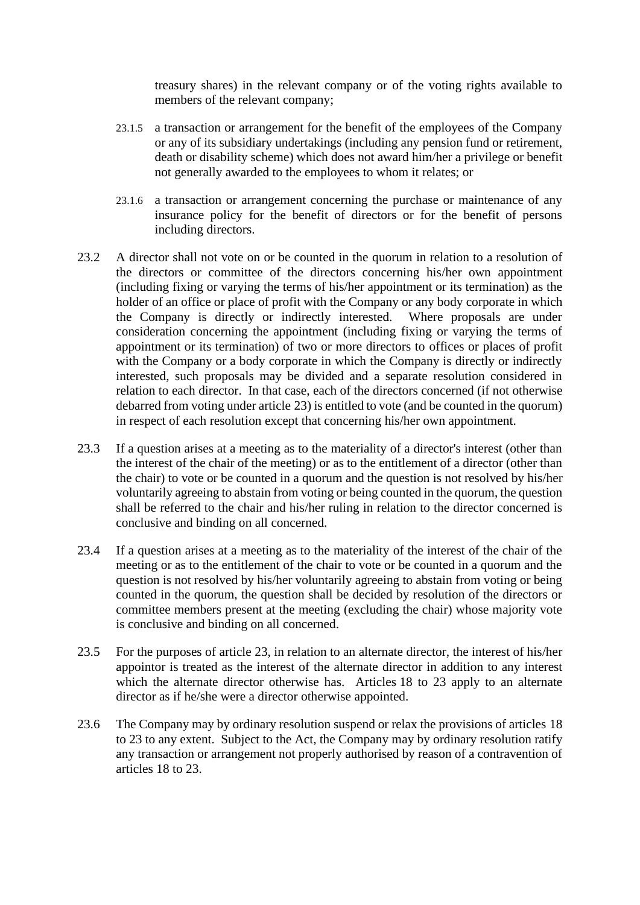treasury shares) in the relevant company or of the voting rights available to members of the relevant company;

23.1.5 a transaction or arrangement for the benefit of the employees of the Company or any of its subsidiary undertakings (including any pension fund or retirement, death or disability scheme) which does not award him/her a privilege or benefit not generally awarded to the employees to whom it relates; or

23.1.6 a transaction or arrangement concerning the purchase or maintenance of any insurance policy for the benefit of directors or for the benefit of persons including directors.

23.2 A director shall not vote on or be counted in the quorum in relation to a resolution of the directors or committee of the directors concerning his/her own appointment (including fixing or varying the terms of his/her appointment or its termination) as the holder of an office or place of profit with the Company or any body corporate in which the Company is directly or indirectly interested. Where proposals are under consideration concerning the appointment (including fixing or varying the terms of appointment or its termination) of two or more directors to offices or places of profit with the Company or a body corporate in which the Company is directly or indirectly interested, such proposals may be divided and a separate resolution considered in relation to each director. In that case, each of the directors concerned (if not otherwise debarred from voting under article 23) is entitled to vote (and be counted in the quorum) in respect of each resolution except that concerning his/her own appointment.

23.3 If a question arises at a meeting as to the materiality of a director's interest (other than the interest of the chair of the meeting) or as to the entitlement of a director (other than the chair) to vote or be counted in a quorum and the question is not resolved by his/her voluntarily agreeing to abstain from voting or being counted in the quorum, the question shall be referred to the chair and his/her ruling in relation to the director concerned is conclusive and binding on all concerned.

23.4 If a question arises at a meeting as to the materiality of the interest of the chair of the meeting or as to the entitlement of the chair to vote or be counted in a quorum and the question is not resolved by his/her voluntarily agreeing to abstain from voting or being counted in the quorum, the question shall be decided by resolution of the directors or committee members present at the meeting (excluding the chair) whose majority vote is conclusive and binding on all concerned.

23.5 For the purposes of article 23, in relation to an alternate director, the interest of his/her appointor is treated as the interest of the alternate director in addition to any interest which the alternate director otherwise has. Articles 18 to 23 apply to an alternate director as if he/she were a director otherwise appointed.

23.6 The Company may by ordinary resolution suspend or relax the provisions of articles 18 to 23 to any extent. Subject to the Act, the Company may by ordinary resolution ratify any transaction or arrangement not properly authorised by reason of a contravention of articles 18 to 23.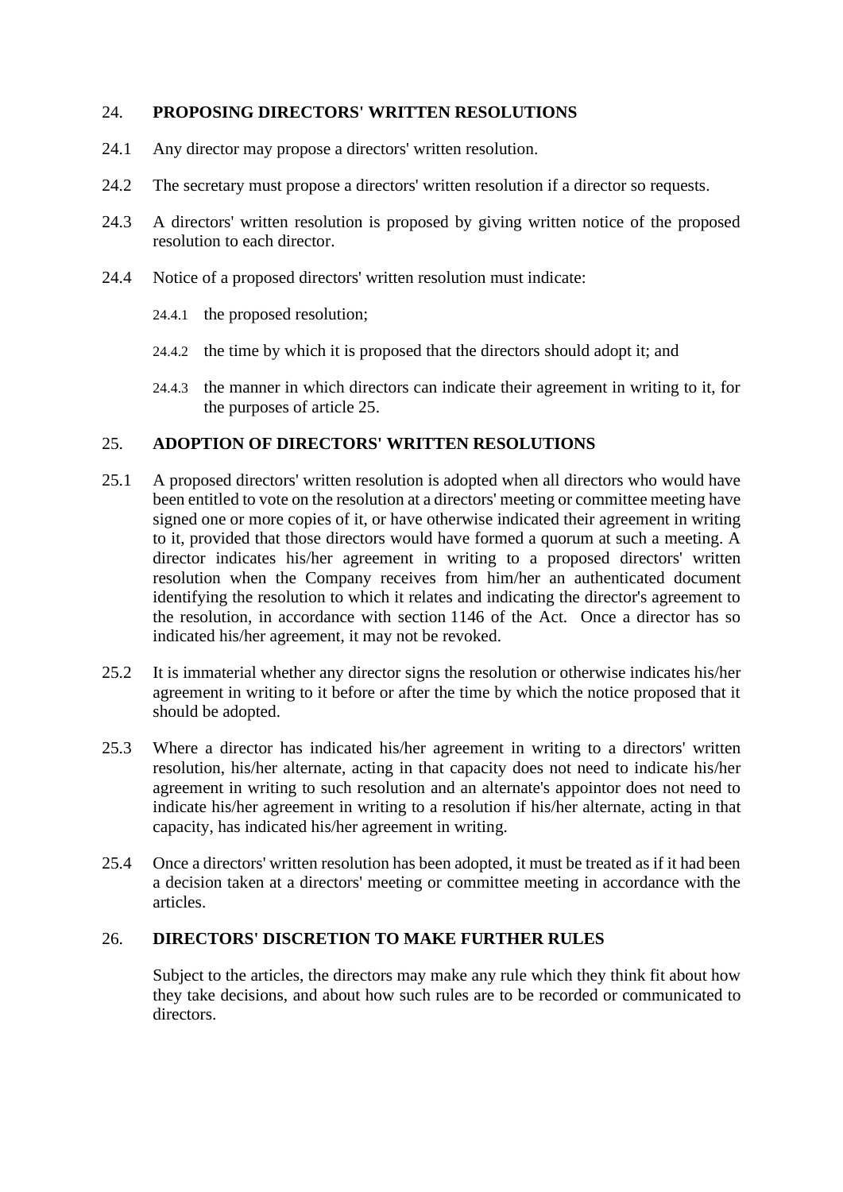## 24. PROPOSING DIRECTORS' WRITTEN RESOLUTIONS

24.1 Any director may propose a directors' written resolution.

24.2 The secretary must propose a directors' written resolution if a director so requests.

24.3 A directors' written resolution is proposed by giving written notice of the proposed resolution to each director.

24.4 Notice of a proposed directors' written resolution must indicate:

24.4.1 the proposed resolution;

24.4.2 the time by which it is proposed that the directors should adopt it; and

24.4.3 the manner in which directors can indicate their agreement in writing to it, for the purposes of article 25.

## 25. ADOPTION OF DIRECTORS' WRITTEN RESOLUTIONS

25.1 A proposed directors' written resolution is adopted when all directors who would have been entitled to vote on the resolution at a directors' meeting or committee meeting have signed one or more copies of it, or have otherwise indicated their agreement in writing to it, provided that those directors would have formed a quorum at such a meeting. A director indicates his/her agreement in writing to a proposed directors' written resolution when the Company receives from him/her an authenticated document identifying the resolution to which it relates and indicating the director's agreement to the resolution, in accordance with section 1146 of the Act. Once a director has so indicated his/her agreement, it may not be revoked.

25.2 It is immaterial whether any director signs the resolution or otherwise indicates his/her agreement in writing to it before or after the time by which the notice proposed that it should be adopted.

25.3 Where a director has indicated his/her agreement in writing to a directors' written resolution, his/her alternate, acting in that capacity does not need to indicate his/her agreement in writing to such resolution and an alternate's appointor does not need to indicate his/her agreement in writing to a resolution if his/her alternate, acting in that capacity, has indicated his/her agreement in writing.

25.4 Once a directors' written resolution has been adopted, it must be treated as if it had been a decision taken at a directors' meeting or committee meeting in accordance with the articles.

## 26. DIRECTORS' DISCRETION TO MAKE FURTHER RULES

Subject to the articles, the directors may make any rule which they think fit about how they take decisions, and about how such rules are to be recorded or communicated to directors.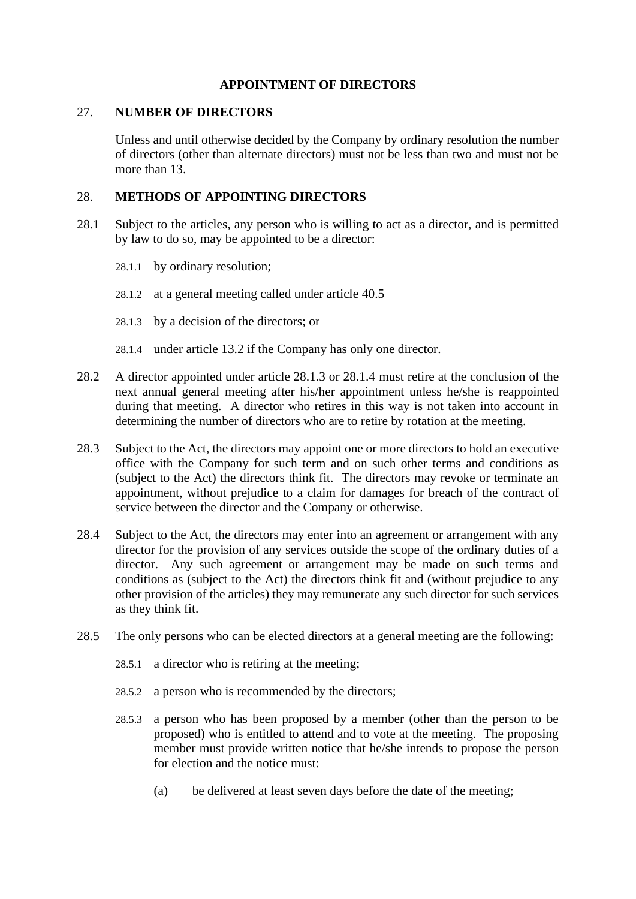## APPOINTMENT OF DIRECTORS

### 27. NUMBER OF DIRECTORS

Unless and until otherwise decided by the Company by ordinary resolution the number of directors (other than alternate directors) must not be less than two and must not be more than 13.

### 28. METHODS OF APPOINTING DIRECTORS

28.1 Subject to the articles, any person who is willing to act as a director, and is permitted by law to do so, may be appointed to be a director:

28.1.1 by ordinary resolution;

28.1.2 at a general meeting called under article 40.5

28.1.3 by a decision of the directors; or

28.1.4 under article 13.2 if the Company has only one director.

28.2 A director appointed under article 28.1.3 or 28.1.4 must retire at the conclusion of the next annual general meeting after his/her appointment unless he/she is reappointed during that meeting. A director who retires in this way is not taken into account in determining the number of directors who are to retire by rotation at the meeting.

28.3 Subject to the Act, the directors may appoint one or more directors to hold an executive office with the Company for such term and on such other terms and conditions as (subject to the Act) the directors think fit. The directors may revoke or terminate an appointment, without prejudice to a claim for damages for breach of the contract of service between the director and the Company or otherwise.

28.4 Subject to the Act, the directors may enter into an agreement or arrangement with any director for the provision of any services outside the scope of the ordinary duties of a director. Any such agreement or arrangement may be made on such terms and conditions as (subject to the Act) the directors think fit and (without prejudice to any other provision of the articles) they may remunerate any such director for such services as they think fit.

28.5 The only persons who can be elected directors at a general meeting are the following:

28.5.1 a director who is retiring at the meeting;

28.5.2 a person who is recommended by the directors;

28.5.3 a person who has been proposed by a member (other than the person to be proposed) who is entitled to attend and to vote at the meeting. The proposing member must provide written notice that he/she intends to propose the person for election and the notice must:

(a) be delivered at least seven days before the date of the meeting;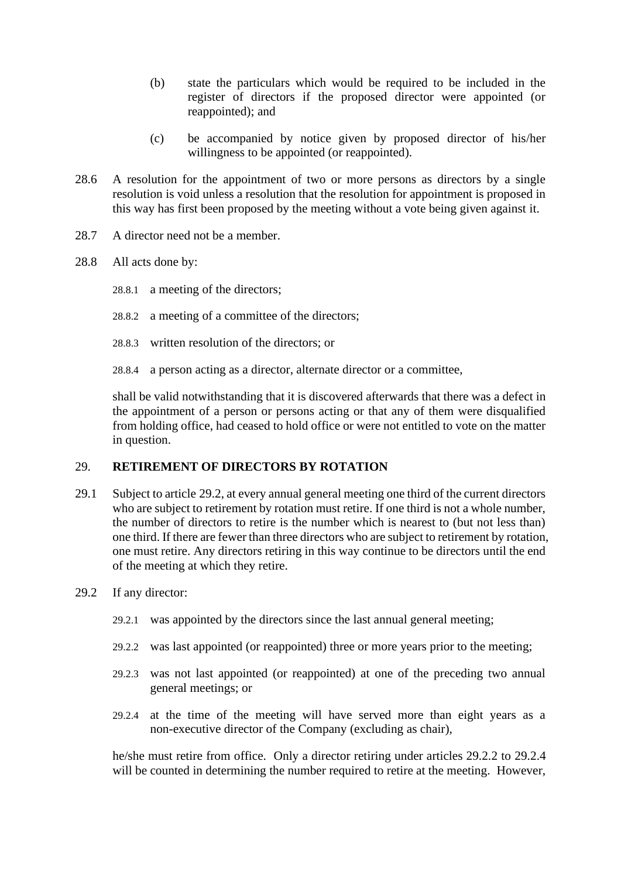(b) state the particulars which would be required to be included in the register of directors if the proposed director were appointed (or reappointed); and

(c) be accompanied by notice given by proposed director of his/her willingness to be appointed (or reappointed).

28.6 A resolution for the appointment of two or more persons as directors by a single resolution is void unless a resolution that the resolution for appointment is proposed in this way has first been proposed by the meeting without a vote being given against it.

28.7 A director need not be a member.

28.8 All acts done by:

28.8.1 a meeting of the directors;

28.8.2 a meeting of a committee of the directors;

28.8.3 written resolution of the directors; or

28.8.4 a person acting as a director, alternate director or a committee,

shall be valid notwithstanding that it is discovered afterwards that there was a defect in the appointment of a person or persons acting or that any of them were disqualified from holding office, had ceased to hold office or were not entitled to vote on the matter in question.

## 29. RETIREMENT OF DIRECTORS BY ROTATION

29.1 Subject to article 29.2, at every annual general meeting one third of the current directors who are subject to retirement by rotation must retire. If one third is not a whole number, the number of directors to retire is the number which is nearest to (but not less than) one third. If there are fewer than three directors who are subject to retirement by rotation, one must retire. Any directors retiring in this way continue to be directors until the end of the meeting at which they retire.

29.2 If any director:

29.2.1 was appointed by the directors since the last annual general meeting;

29.2.2 was last appointed (or reappointed) three or more years prior to the meeting;

29.2.3 was not last appointed (or reappointed) at one of the preceding two annual general meetings; or

29.2.4 at the time of the meeting will have served more than eight years as a non-executive director of the Company (excluding as chair),

he/she must retire from office. Only a director retiring under articles 29.2.2 to 29.2.4 will be counted in determining the number required to retire at the meeting. However,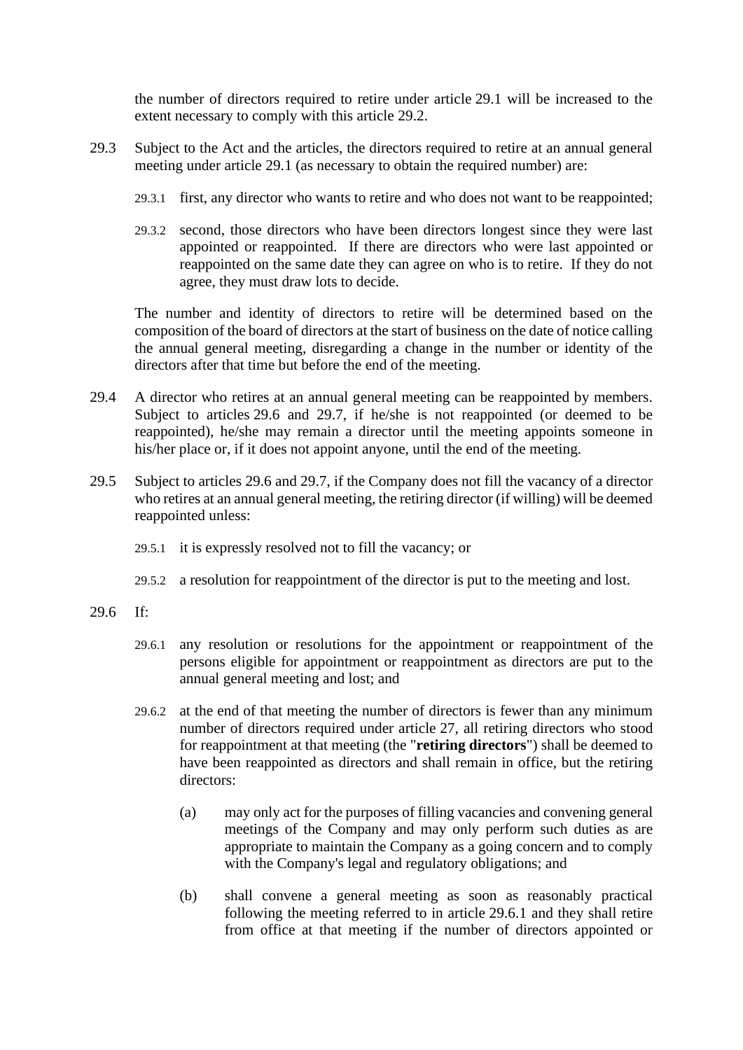the number of directors required to retire under article 29.1 will be increased to the extent necessary to comply with this article 29.2.

29.3 Subject to the Act and the articles, the directors required to retire at an annual general meeting under article 29.1 (as necessary to obtain the required number) are:

29.3.1 first, any director who wants to retire and who does not want to be reappointed;

29.3.2 second, those directors who have been directors longest since they were last appointed or reappointed. If there are directors who were last appointed or reappointed on the same date they can agree on who is to retire. If they do not agree, they must draw lots to decide.

The number and identity of directors to retire will be determined based on the composition of the board of directors at the start of business on the date of notice calling the annual general meeting, disregarding a change in the number or identity of the directors after that time but before the end of the meeting.

29.4 A director who retires at an annual general meeting can be reappointed by members. Subject to articles 29.6 and 29.7, if he/she is not reappointed (or deemed to be reappointed), he/she may remain a director until the meeting appoints someone in his/her place or, if it does not appoint anyone, until the end of the meeting.

29.5 Subject to articles 29.6 and 29.7, if the Company does not fill the vacancy of a director who retires at an annual general meeting, the retiring director (if willing) will be deemed reappointed unless:

29.5.1 it is expressly resolved not to fill the vacancy; or

29.5.2 a resolution for reappointment of the director is put to the meeting and lost.

29.6 If:

29.6.1 any resolution or resolutions for the appointment or reappointment of the persons eligible for appointment or reappointment as directors are put to the annual general meeting and lost; and

29.6.2 at the end of that meeting the number of directors is fewer than any minimum number of directors required under article 27, all retiring directors who stood for reappointment at that meeting (the "**retiring directors**") shall be deemed to have been reappointed as directors and shall remain in office, but the retiring directors:

(a) may only act for the purposes of filling vacancies and convening general meetings of the Company and may only perform such duties as are appropriate to maintain the Company as a going concern and to comply with the Company's legal and regulatory obligations; and

(b) shall convene a general meeting as soon as reasonably practical following the meeting referred to in article 29.6.1 and they shall retire from office at that meeting if the number of directors appointed or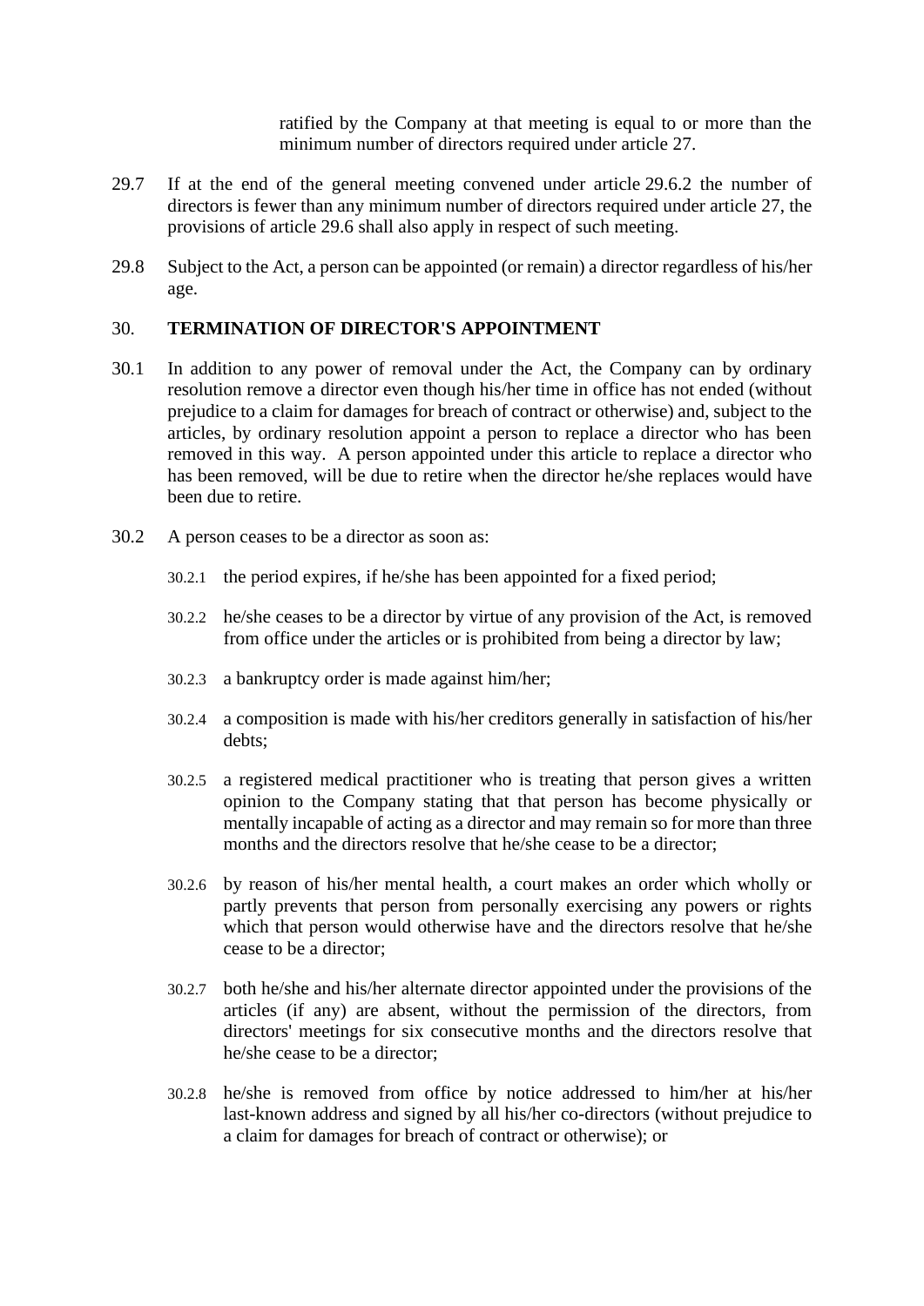ratified by the Company at that meeting is equal to or more than the minimum number of directors required under article 27.

29.7 If at the end of the general meeting convened under article 29.6.2 the number of directors is fewer than any minimum number of directors required under article 27, the provisions of article 29.6 shall also apply in respect of such meeting.

29.8 Subject to the Act, a person can be appointed (or remain) a director regardless of his/her age.

## 30. TERMINATION OF DIRECTOR'S APPOINTMENT

30.1 In addition to any power of removal under the Act, the Company can by ordinary resolution remove a director even though his/her time in office has not ended (without prejudice to a claim for damages for breach of contract or otherwise) and, subject to the articles, by ordinary resolution appoint a person to replace a director who has been removed in this way. A person appointed under this article to replace a director who has been removed, will be due to retire when the director he/she replaces would have been due to retire.

30.2 A person ceases to be a director as soon as:

30.2.1 the period expires, if he/she has been appointed for a fixed period;

30.2.2 he/she ceases to be a director by virtue of any provision of the Act, is removed from office under the articles or is prohibited from being a director by law;

30.2.3 a bankruptcy order is made against him/her;

30.2.4 a composition is made with his/her creditors generally in satisfaction of his/her debts;

30.2.5 a registered medical practitioner who is treating that person gives a written opinion to the Company stating that that person has become physically or mentally incapable of acting as a director and may remain so for more than three months and the directors resolve that he/she cease to be a director;

30.2.6 by reason of his/her mental health, a court makes an order which wholly or partly prevents that person from personally exercising any powers or rights which that person would otherwise have and the directors resolve that he/she cease to be a director;

30.2.7 both he/she and his/her alternate director appointed under the provisions of the articles (if any) are absent, without the permission of the directors, from directors' meetings for six consecutive months and the directors resolve that he/she cease to be a director;

30.2.8 he/she is removed from office by notice addressed to him/her at his/her last-known address and signed by all his/her co-directors (without prejudice to a claim for damages for breach of contract or otherwise); or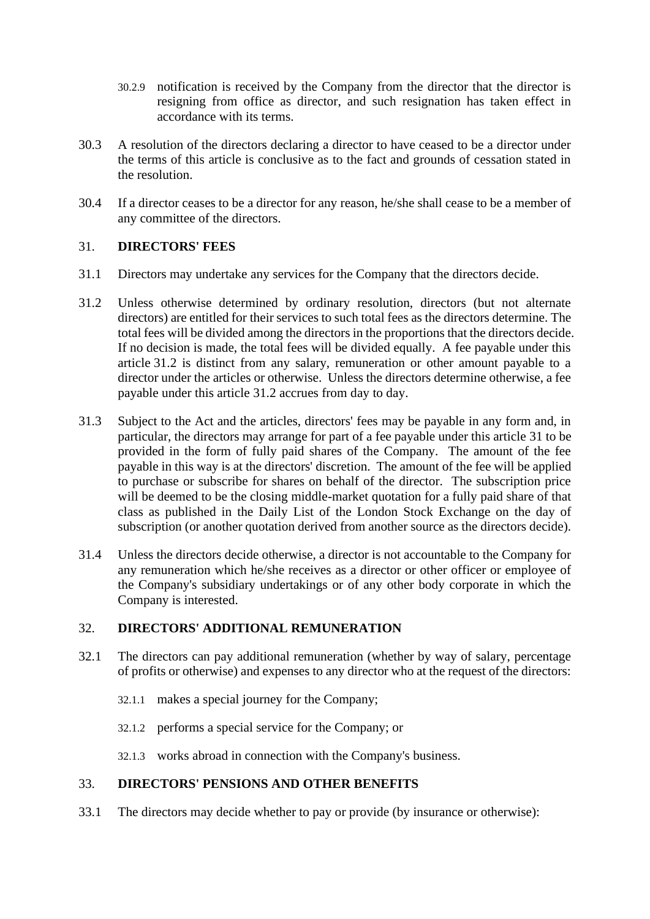30.2.9 notification is received by the Company from the director that the director is resigning from office as director, and such resignation has taken effect in accordance with its terms.

30.3 A resolution of the directors declaring a director to have ceased to be a director under the terms of this article is conclusive as to the fact and grounds of cessation stated in the resolution.

30.4 If a director ceases to be a director for any reason, he/she shall cease to be a member of any committee of the directors.

## 31. DIRECTORS' FEES

31.1 Directors may undertake any services for the Company that the directors decide.

31.2 Unless otherwise determined by ordinary resolution, directors (but not alternate directors) are entitled for their services to such total fees as the directors determine. The total fees will be divided among the directors in the proportions that the directors decide. If no decision is made, the total fees will be divided equally. A fee payable under this article 31.2 is distinct from any salary, remuneration or other amount payable to a director under the articles or otherwise. Unless the directors determine otherwise, a fee payable under this article 31.2 accrues from day to day.

31.3 Subject to the Act and the articles, directors' fees may be payable in any form and, in particular, the directors may arrange for part of a fee payable under this article 31 to be provided in the form of fully paid shares of the Company. The amount of the fee payable in this way is at the directors' discretion. The amount of the fee will be applied to purchase or subscribe for shares on behalf of the director. The subscription price will be deemed to be the closing middle-market quotation for a fully paid share of that class as published in the Daily List of the London Stock Exchange on the day of subscription (or another quotation derived from another source as the directors decide).

31.4 Unless the directors decide otherwise, a director is not accountable to the Company for any remuneration which he/she receives as a director or other officer or employee of the Company's subsidiary undertakings or of any other body corporate in which the Company is interested.

## 32. DIRECTORS' ADDITIONAL REMUNERATION

32.1 The directors can pay additional remuneration (whether by way of salary, percentage of profits or otherwise) and expenses to any director who at the request of the directors:

32.1.1 makes a special journey for the Company;

32.1.2 performs a special service for the Company; or

32.1.3 works abroad in connection with the Company's business.

## 33. DIRECTORS' PENSIONS AND OTHER BENEFITS

33.1 The directors may decide whether to pay or provide (by insurance or otherwise):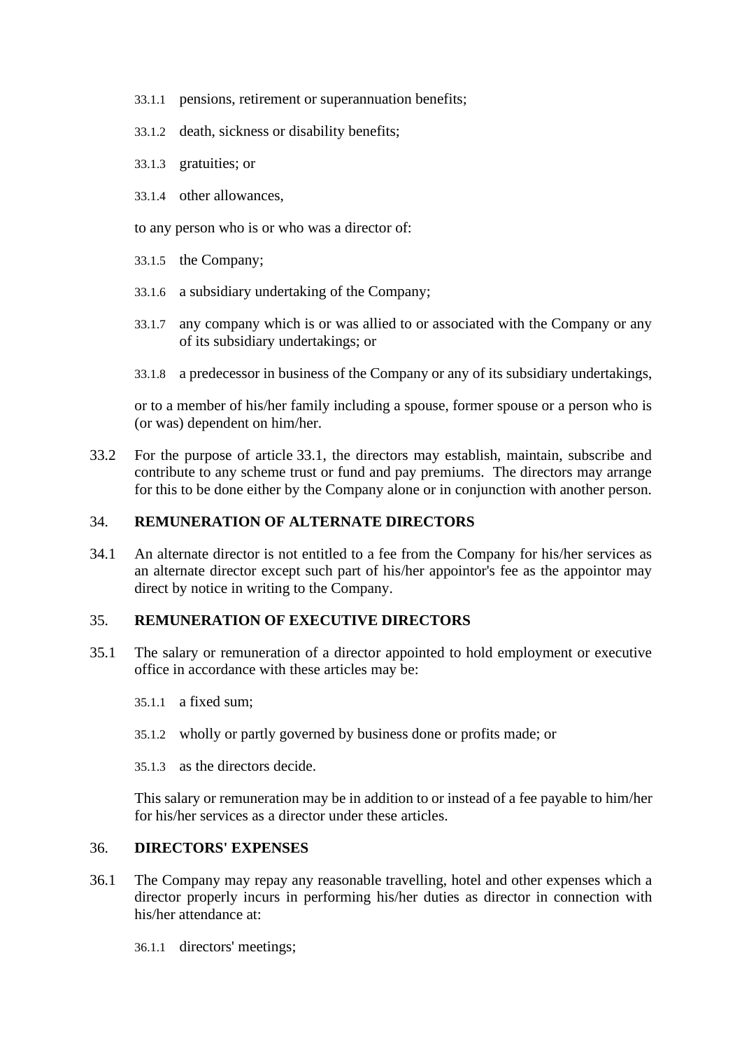33.1.1 pensions, retirement or superannuation benefits;

33.1.2 death, sickness or disability benefits;

33.1.3 gratuities; or

33.1.4 other allowances,

to any person who is or who was a director of:

33.1.5 the Company;

33.1.6 a subsidiary undertaking of the Company;

33.1.7 any company which is or was allied to or associated with the Company or any of its subsidiary undertakings; or

33.1.8 a predecessor in business of the Company or any of its subsidiary undertakings,

or to a member of his/her family including a spouse, former spouse or a person who is (or was) dependent on him/her.

33.2 For the purpose of article 33.1, the directors may establish, maintain, subscribe and contribute to any scheme trust or fund and pay premiums. The directors may arrange for this to be done either by the Company alone or in conjunction with another person.

## 34. REMUNERATION OF ALTERNATE DIRECTORS

34.1 An alternate director is not entitled to a fee from the Company for his/her services as an alternate director except such part of his/her appointor's fee as the appointor may direct by notice in writing to the Company.

## 35. REMUNERATION OF EXECUTIVE DIRECTORS

35.1 The salary or remuneration of a director appointed to hold employment or executive office in accordance with these articles may be:

35.1.1 a fixed sum;

35.1.2 wholly or partly governed by business done or profits made; or

35.1.3 as the directors decide.

This salary or remuneration may be in addition to or instead of a fee payable to him/her for his/her services as a director under these articles.

## 36. DIRECTORS' EXPENSES

36.1 The Company may repay any reasonable travelling, hotel and other expenses which a director properly incurs in performing his/her duties as director in connection with his/her attendance at:

36.1.1 directors' meetings;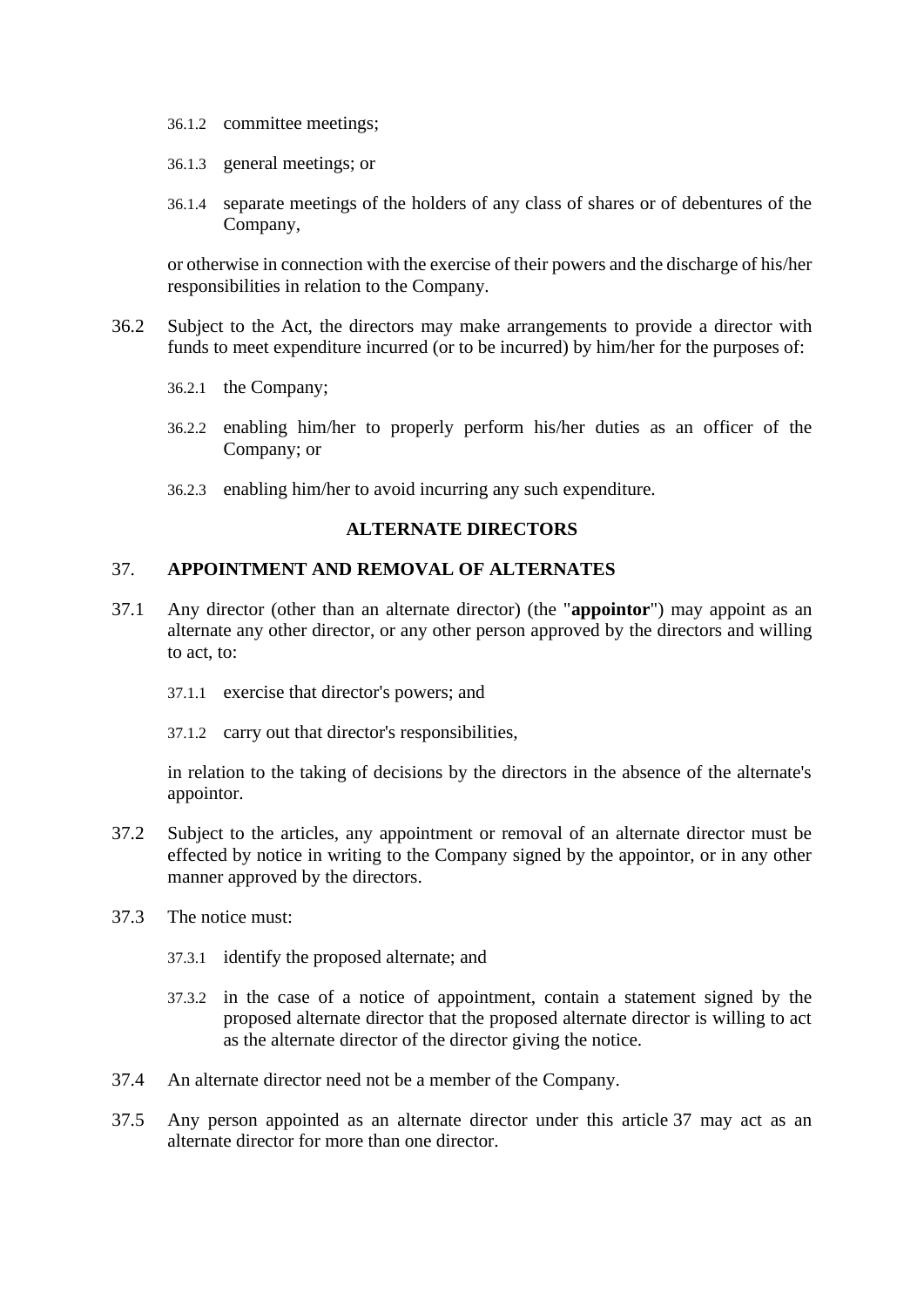36.1.2 committee meetings;

36.1.3 general meetings; or

36.1.4 separate meetings of the holders of any class of shares or of debentures of the Company,

or otherwise in connection with the exercise of their powers and the discharge of his/her responsibilities in relation to the Company.

36.2 Subject to the Act, the directors may make arrangements to provide a director with funds to meet expenditure incurred (or to be incurred) by him/her for the purposes of:

36.2.1 the Company;

36.2.2 enabling him/her to properly perform his/her duties as an officer of the Company; or

36.2.3 enabling him/her to avoid incurring any such expenditure.

## ALTERNATE DIRECTORS

### 37. APPOINTMENT AND REMOVAL OF ALTERNATES

37.1 Any director (other than an alternate director) (the "**appointor**") may appoint as an alternate any other director, or any other person approved by the directors and willing to act, to:

37.1.1 exercise that director's powers; and

37.1.2 carry out that director's responsibilities,

in relation to the taking of decisions by the directors in the absence of the alternate's appointor.

37.2 Subject to the articles, any appointment or removal of an alternate director must be effected by notice in writing to the Company signed by the appointor, or in any other manner approved by the directors.

37.3 The notice must:

37.3.1 identify the proposed alternate; and

37.3.2 in the case of a notice of appointment, contain a statement signed by the proposed alternate director that the proposed alternate director is willing to act as the alternate director of the director giving the notice.

37.4 An alternate director need not be a member of the Company.

37.5 Any person appointed as an alternate director under this article 37 may act as an alternate director for more than one director.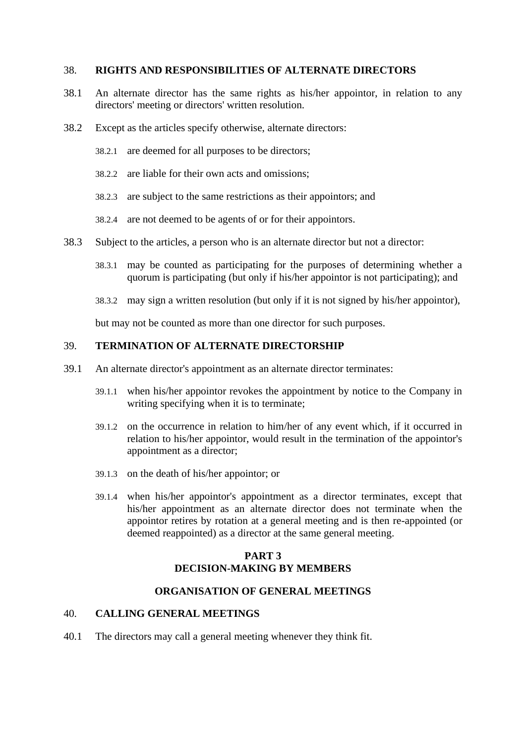## 38. RIGHTS AND RESPONSIBILITIES OF ALTERNATE DIRECTORS

38.1 An alternate director has the same rights as his/her appointor, in relation to any directors' meeting or directors' written resolution.

38.2 Except as the articles specify otherwise, alternate directors:

38.2.1 are deemed for all purposes to be directors;

38.2.2 are liable for their own acts and omissions;

38.2.3 are subject to the same restrictions as their appointors; and

38.2.4 are not deemed to be agents of or for their appointors.

38.3 Subject to the articles, a person who is an alternate director but not a director:

38.3.1 may be counted as participating for the purposes of determining whether a quorum is participating (but only if his/her appointor is not participating); and

38.3.2 may sign a written resolution (but only if it is not signed by his/her appointor),

but may not be counted as more than one director for such purposes.

## 39. TERMINATION OF ALTERNATE DIRECTORSHIP

39.1 An alternate director's appointment as an alternate director terminates:

39.1.1 when his/her appointor revokes the appointment by notice to the Company in writing specifying when it is to terminate;

39.1.2 on the occurrence in relation to him/her of any event which, if it occurred in relation to his/her appointor, would result in the termination of the appointor's appointment as a director;

39.1.3 on the death of his/her appointor; or

39.1.4 when his/her appointor's appointment as a director terminates, except that his/her appointment as an alternate director does not terminate when the appointor retires by rotation at a general meeting and is then re-appointed (or deemed reappointed) as a director at the same general meeting.

# PART 3
# DECISION-MAKING BY MEMBERS

## ORGANISATION OF GENERAL MEETINGS

## 40. CALLING GENERAL MEETINGS

40.1 The directors may call a general meeting whenever they think fit.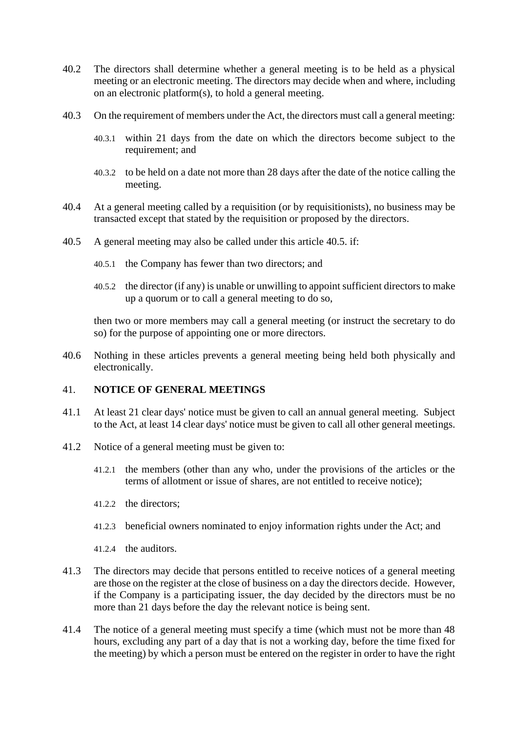40.2 The directors shall determine whether a general meeting is to be held as a physical meeting or an electronic meeting. The directors may decide when and where, including on an electronic platform(s), to hold a general meeting.

40.3 On the requirement of members under the Act, the directors must call a general meeting:

40.3.1 within 21 days from the date on which the directors become subject to the requirement; and

40.3.2 to be held on a date not more than 28 days after the date of the notice calling the meeting.

40.4 At a general meeting called by a requisition (or by requisitionists), no business may be transacted except that stated by the requisition or proposed by the directors.

40.5 A general meeting may also be called under this article 40.5. if:

40.5.1 the Company has fewer than two directors; and

40.5.2 the director (if any) is unable or unwilling to appoint sufficient directors to make up a quorum or to call a general meeting to do so,

then two or more members may call a general meeting (or instruct the secretary to do so) for the purpose of appointing one or more directors.

40.6 Nothing in these articles prevents a general meeting being held both physically and electronically.

## 41. NOTICE OF GENERAL MEETINGS

41.1 At least 21 clear days' notice must be given to call an annual general meeting. Subject to the Act, at least 14 clear days' notice must be given to call all other general meetings.

41.2 Notice of a general meeting must be given to:

41.2.1 the members (other than any who, under the provisions of the articles or the terms of allotment or issue of shares, are not entitled to receive notice);

41.2.2 the directors;

41.2.3 beneficial owners nominated to enjoy information rights under the Act; and

41.2.4 the auditors.

41.3 The directors may decide that persons entitled to receive notices of a general meeting are those on the register at the close of business on a day the directors decide. However, if the Company is a participating issuer, the day decided by the directors must be no more than 21 days before the day the relevant notice is being sent.

41.4 The notice of a general meeting must specify a time (which must not be more than 48 hours, excluding any part of a day that is not a working day, before the time fixed for the meeting) by which a person must be entered on the register in order to have the right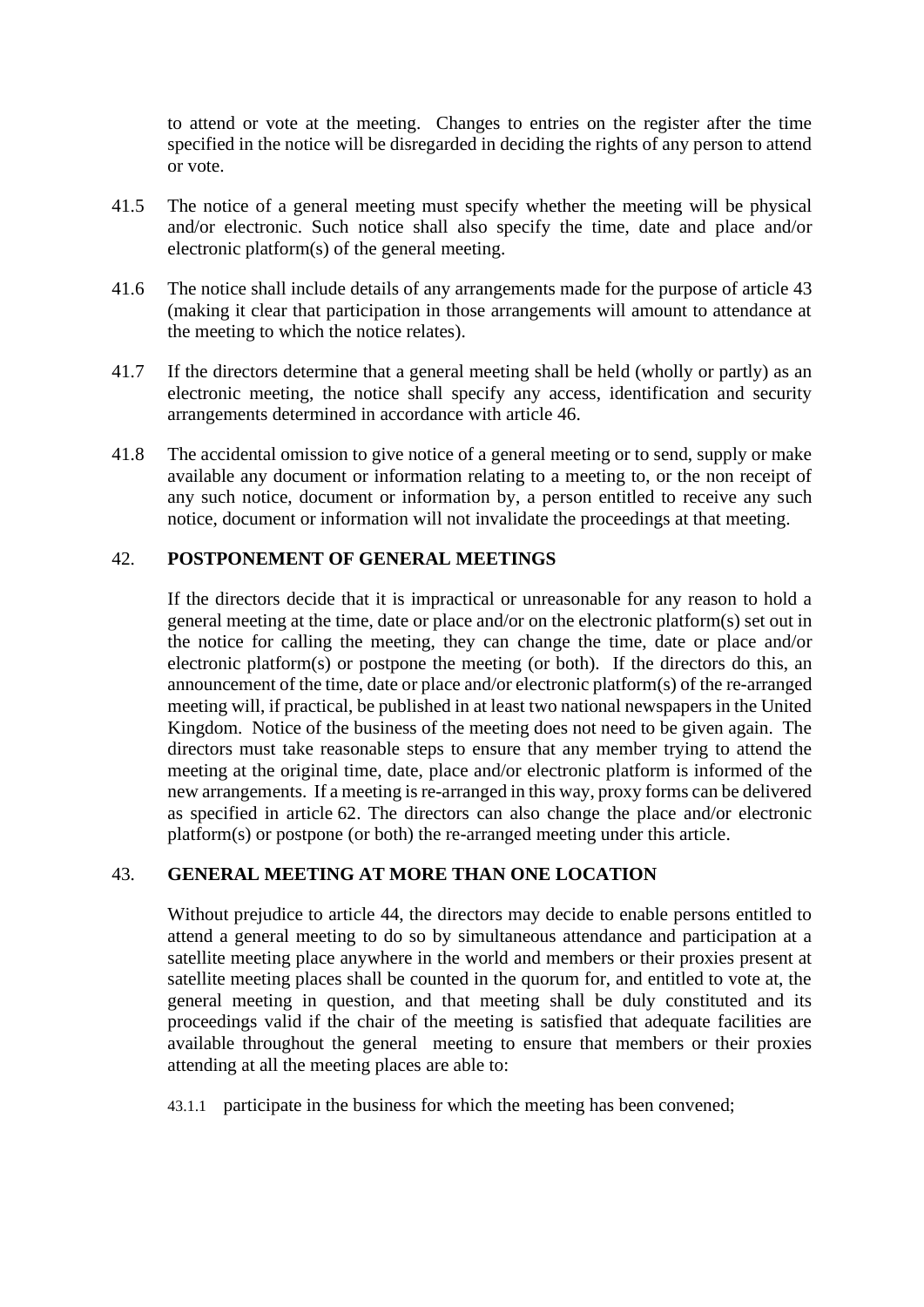to attend or vote at the meeting. Changes to entries on the register after the time specified in the notice will be disregarded in deciding the rights of any person to attend or vote.

41.5 The notice of a general meeting must specify whether the meeting will be physical and/or electronic. Such notice shall also specify the time, date and place and/or electronic platform(s) of the general meeting.

41.6 The notice shall include details of any arrangements made for the purpose of article 43 (making it clear that participation in those arrangements will amount to attendance at the meeting to which the notice relates).

41.7 If the directors determine that a general meeting shall be held (wholly or partly) as an electronic meeting, the notice shall specify any access, identification and security arrangements determined in accordance with article 46.

41.8 The accidental omission to give notice of a general meeting or to send, supply or make available any document or information relating to a meeting to, or the non receipt of any such notice, document or information by, a person entitled to receive any such notice, document or information will not invalidate the proceedings at that meeting.

## 42. POSTPONEMENT OF GENERAL MEETINGS

If the directors decide that it is impractical or unreasonable for any reason to hold a general meeting at the time, date or place and/or on the electronic platform(s) set out in the notice for calling the meeting, they can change the time, date or place and/or electronic platform(s) or postpone the meeting (or both). If the directors do this, an announcement of the time, date or place and/or electronic platform(s) of the re-arranged meeting will, if practical, be published in at least two national newspapers in the United Kingdom. Notice of the business of the meeting does not need to be given again. The directors must take reasonable steps to ensure that any member trying to attend the meeting at the original time, date, place and/or electronic platform is informed of the new arrangements. If a meeting is re-arranged in this way, proxy forms can be delivered as specified in article 62. The directors can also change the place and/or electronic platform(s) or postpone (or both) the re-arranged meeting under this article.

## 43. GENERAL MEETING AT MORE THAN ONE LOCATION

Without prejudice to article 44, the directors may decide to enable persons entitled to attend a general meeting to do so by simultaneous attendance and participation at a satellite meeting place anywhere in the world and members or their proxies present at satellite meeting places shall be counted in the quorum for, and entitled to vote at, the general meeting in question, and that meeting shall be duly constituted and its proceedings valid if the chair of the meeting is satisfied that adequate facilities are available throughout the general meeting to ensure that members or their proxies attending at all the meeting places are able to:

43.1.1 participate in the business for which the meeting has been convened;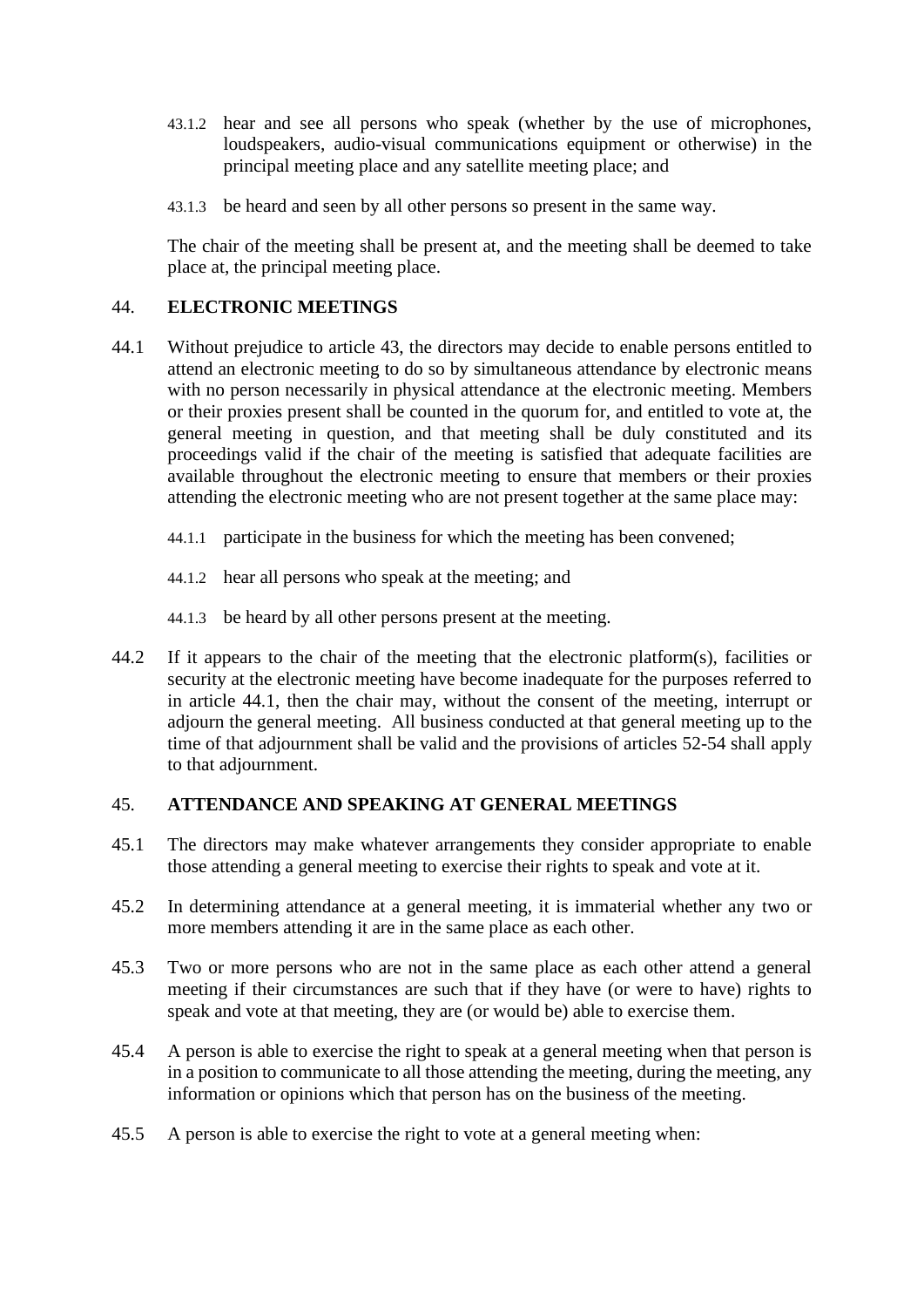43.1.2 hear and see all persons who speak (whether by the use of microphones, loudspeakers, audio-visual communications equipment or otherwise) in the principal meeting place and any satellite meeting place; and

43.1.3 be heard and seen by all other persons so present in the same way.

The chair of the meeting shall be present at, and the meeting shall be deemed to take place at, the principal meeting place.

## 44. ELECTRONIC MEETINGS

44.1 Without prejudice to article 43, the directors may decide to enable persons entitled to attend an electronic meeting to do so by simultaneous attendance by electronic means with no person necessarily in physical attendance at the electronic meeting. Members or their proxies present shall be counted in the quorum for, and entitled to vote at, the general meeting in question, and that meeting shall be duly constituted and its proceedings valid if the chair of the meeting is satisfied that adequate facilities are available throughout the electronic meeting to ensure that members or their proxies attending the electronic meeting who are not present together at the same place may:

44.1.1 participate in the business for which the meeting has been convened;

44.1.2 hear all persons who speak at the meeting; and

44.1.3 be heard by all other persons present at the meeting.

44.2 If it appears to the chair of the meeting that the electronic platform(s), facilities or security at the electronic meeting have become inadequate for the purposes referred to in article 44.1, then the chair may, without the consent of the meeting, interrupt or adjourn the general meeting. All business conducted at that general meeting up to the time of that adjournment shall be valid and the provisions of articles 52-54 shall apply to that adjournment.

## 45. ATTENDANCE AND SPEAKING AT GENERAL MEETINGS

45.1 The directors may make whatever arrangements they consider appropriate to enable those attending a general meeting to exercise their rights to speak and vote at it.

45.2 In determining attendance at a general meeting, it is immaterial whether any two or more members attending it are in the same place as each other.

45.3 Two or more persons who are not in the same place as each other attend a general meeting if their circumstances are such that if they have (or were to have) rights to speak and vote at that meeting, they are (or would be) able to exercise them.

45.4 A person is able to exercise the right to speak at a general meeting when that person is in a position to communicate to all those attending the meeting, during the meeting, any information or opinions which that person has on the business of the meeting.

45.5 A person is able to exercise the right to vote at a general meeting when: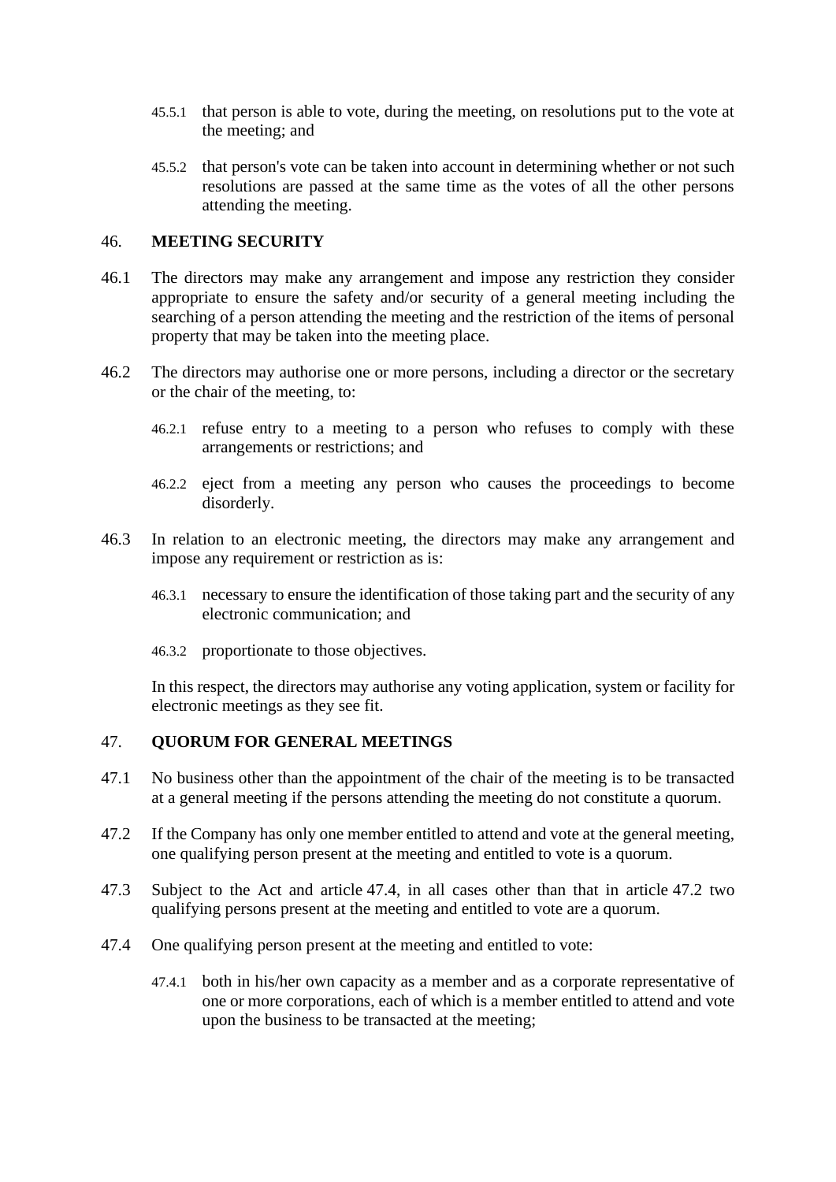45.5.1 that person is able to vote, during the meeting, on resolutions put to the vote at the meeting; and

45.5.2 that person's vote can be taken into account in determining whether or not such resolutions are passed at the same time as the votes of all the other persons attending the meeting.

## 46. MEETING SECURITY

46.1 The directors may make any arrangement and impose any restriction they consider appropriate to ensure the safety and/or security of a general meeting including the searching of a person attending the meeting and the restriction of the items of personal property that may be taken into the meeting place.

46.2 The directors may authorise one or more persons, including a director or the secretary or the chair of the meeting, to:

46.2.1 refuse entry to a meeting to a person who refuses to comply with these arrangements or restrictions; and

46.2.2 eject from a meeting any person who causes the proceedings to become disorderly.

46.3 In relation to an electronic meeting, the directors may make any arrangement and impose any requirement or restriction as is:

46.3.1 necessary to ensure the identification of those taking part and the security of any electronic communication; and

46.3.2 proportionate to those objectives.

In this respect, the directors may authorise any voting application, system or facility for electronic meetings as they see fit.

## 47. QUORUM FOR GENERAL MEETINGS

47.1 No business other than the appointment of the chair of the meeting is to be transacted at a general meeting if the persons attending the meeting do not constitute a quorum.

47.2 If the Company has only one member entitled to attend and vote at the general meeting, one qualifying person present at the meeting and entitled to vote is a quorum.

47.3 Subject to the Act and article 47.4, in all cases other than that in article 47.2 two qualifying persons present at the meeting and entitled to vote are a quorum.

47.4 One qualifying person present at the meeting and entitled to vote:

47.4.1 both in his/her own capacity as a member and as a corporate representative of one or more corporations, each of which is a member entitled to attend and vote upon the business to be transacted at the meeting;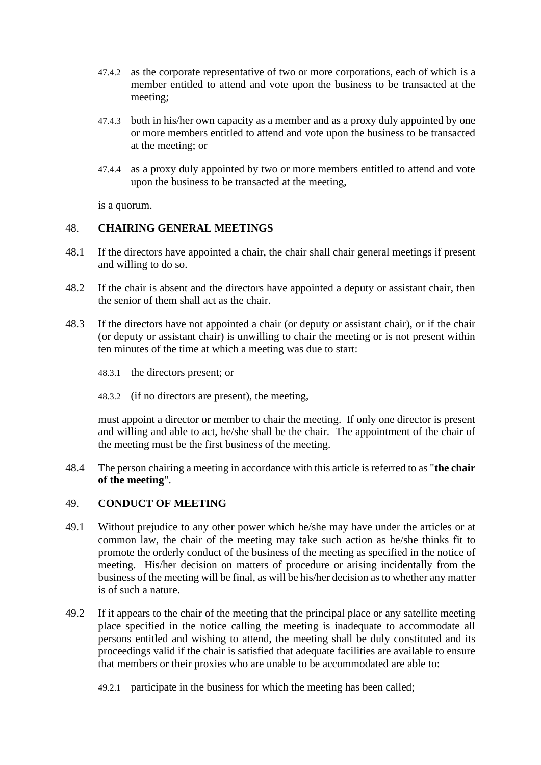47.4.2 as the corporate representative of two or more corporations, each of which is a member entitled to attend and vote upon the business to be transacted at the meeting;

47.4.3 both in his/her own capacity as a member and as a proxy duly appointed by one or more members entitled to attend and vote upon the business to be transacted at the meeting; or

47.4.4 as a proxy duly appointed by two or more members entitled to attend and vote upon the business to be transacted at the meeting,

is a quorum.

## 48. CHAIRING GENERAL MEETINGS

48.1 If the directors have appointed a chair, the chair shall chair general meetings if present and willing to do so.

48.2 If the chair is absent and the directors have appointed a deputy or assistant chair, then the senior of them shall act as the chair.

48.3 If the directors have not appointed a chair (or deputy or assistant chair), or if the chair (or deputy or assistant chair) is unwilling to chair the meeting or is not present within ten minutes of the time at which a meeting was due to start:

48.3.1 the directors present; or

48.3.2 (if no directors are present), the meeting,

must appoint a director or member to chair the meeting. If only one director is present and willing and able to act, he/she shall be the chair. The appointment of the chair of the meeting must be the first business of the meeting.

48.4 The person chairing a meeting in accordance with this article is referred to as "**the chair of the meeting**".

## 49. CONDUCT OF MEETING

49.1 Without prejudice to any other power which he/she may have under the articles or at common law, the chair of the meeting may take such action as he/she thinks fit to promote the orderly conduct of the business of the meeting as specified in the notice of meeting. His/her decision on matters of procedure or arising incidentally from the business of the meeting will be final, as will be his/her decision as to whether any matter is of such a nature.

49.2 If it appears to the chair of the meeting that the principal place or any satellite meeting place specified in the notice calling the meeting is inadequate to accommodate all persons entitled and wishing to attend, the meeting shall be duly constituted and its proceedings valid if the chair is satisfied that adequate facilities are available to ensure that members or their proxies who are unable to be accommodated are able to:

49.2.1 participate in the business for which the meeting has been called;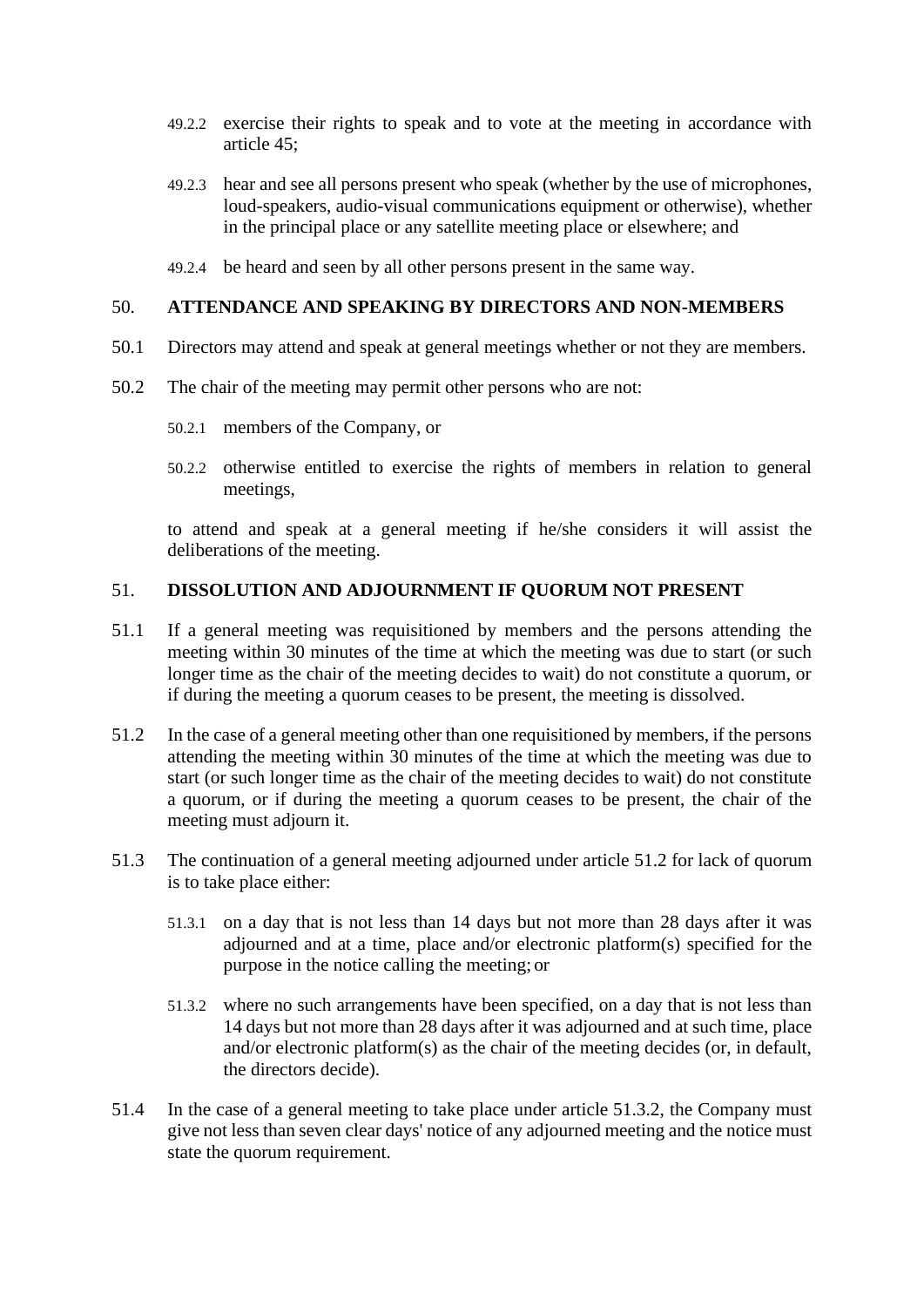49.2.2 exercise their rights to speak and to vote at the meeting in accordance with article 45;

49.2.3 hear and see all persons present who speak (whether by the use of microphones, loud-speakers, audio-visual communications equipment or otherwise), whether in the principal place or any satellite meeting place or elsewhere; and

49.2.4 be heard and seen by all other persons present in the same way.

## 50. ATTENDANCE AND SPEAKING BY DIRECTORS AND NON-MEMBERS

50.1 Directors may attend and speak at general meetings whether or not they are members.

50.2 The chair of the meeting may permit other persons who are not:

50.2.1 members of the Company, or

50.2.2 otherwise entitled to exercise the rights of members in relation to general meetings,

to attend and speak at a general meeting if he/she considers it will assist the deliberations of the meeting.

## 51. DISSOLUTION AND ADJOURNMENT IF QUORUM NOT PRESENT

51.1 If a general meeting was requisitioned by members and the persons attending the meeting within 30 minutes of the time at which the meeting was due to start (or such longer time as the chair of the meeting decides to wait) do not constitute a quorum, or if during the meeting a quorum ceases to be present, the meeting is dissolved.

51.2 In the case of a general meeting other than one requisitioned by members, if the persons attending the meeting within 30 minutes of the time at which the meeting was due to start (or such longer time as the chair of the meeting decides to wait) do not constitute a quorum, or if during the meeting a quorum ceases to be present, the chair of the meeting must adjourn it.

51.3 The continuation of a general meeting adjourned under article 51.2 for lack of quorum is to take place either:

51.3.1 on a day that is not less than 14 days but not more than 28 days after it was adjourned and at a time, place and/or electronic platform(s) specified for the purpose in the notice calling the meeting; or

51.3.2 where no such arrangements have been specified, on a day that is not less than 14 days but not more than 28 days after it was adjourned and at such time, place and/or electronic platform(s) as the chair of the meeting decides (or, in default, the directors decide).

51.4 In the case of a general meeting to take place under article 51.3.2, the Company must give not less than seven clear days' notice of any adjourned meeting and the notice must state the quorum requirement.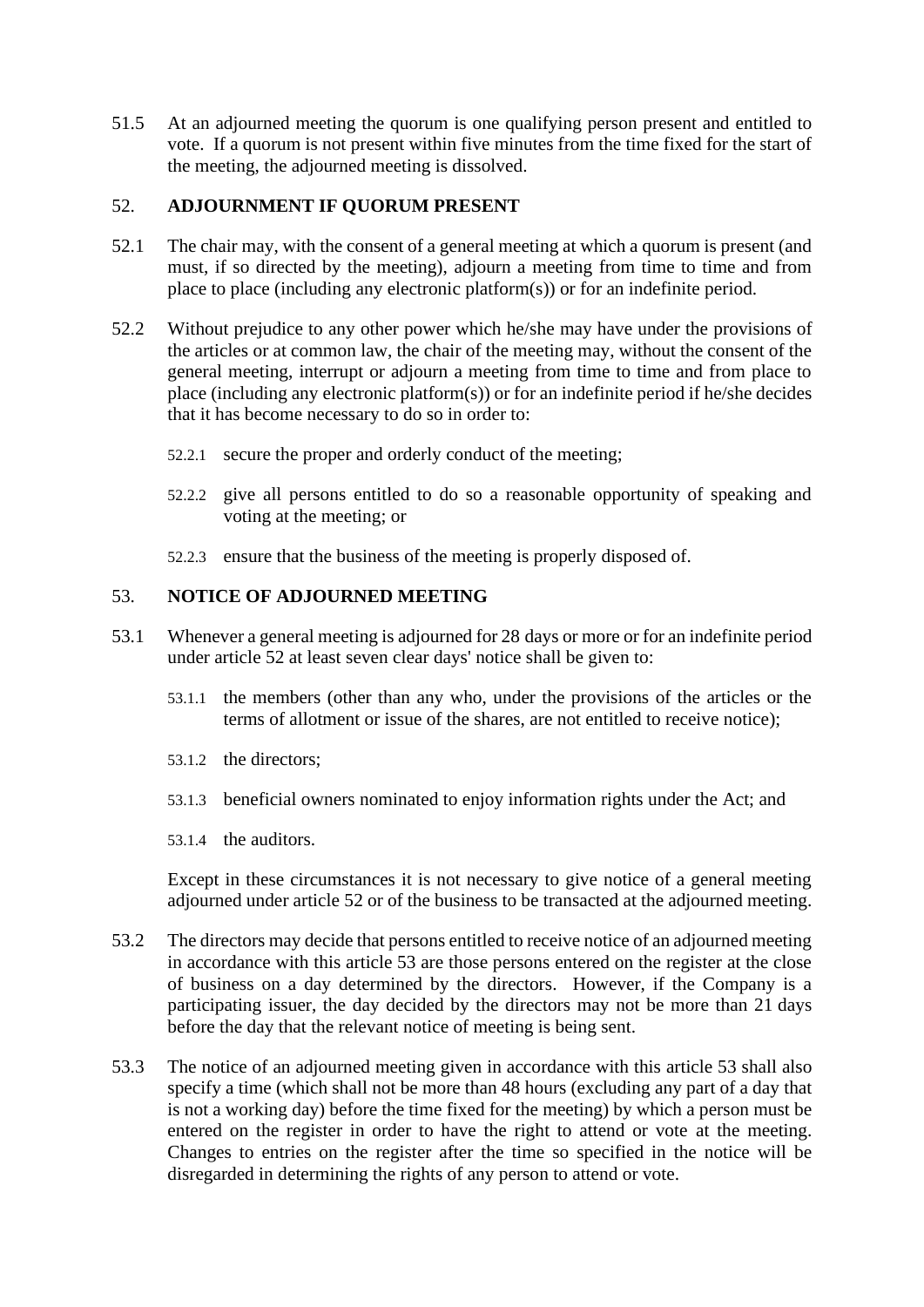51.5 At an adjourned meeting the quorum is one qualifying person present and entitled to vote. If a quorum is not present within five minutes from the time fixed for the start of the meeting, the adjourned meeting is dissolved.

## 52. ADJOURNMENT IF QUORUM PRESENT

52.1 The chair may, with the consent of a general meeting at which a quorum is present (and must, if so directed by the meeting), adjourn a meeting from time to time and from place to place (including any electronic platform(s)) or for an indefinite period.

52.2 Without prejudice to any other power which he/she may have under the provisions of the articles or at common law, the chair of the meeting may, without the consent of the general meeting, interrupt or adjourn a meeting from time to time and from place to place (including any electronic platform(s)) or for an indefinite period if he/she decides that it has become necessary to do so in order to:

- 52.2.1 secure the proper and orderly conduct of the meeting;
- 52.2.2 give all persons entitled to do so a reasonable opportunity of speaking and voting at the meeting; or
- 52.2.3 ensure that the business of the meeting is properly disposed of.

## 53. NOTICE OF ADJOURNED MEETING

53.1 Whenever a general meeting is adjourned for 28 days or more or for an indefinite period under article 52 at least seven clear days' notice shall be given to:

- 53.1.1 the members (other than any who, under the provisions of the articles or the terms of allotment or issue of the shares, are not entitled to receive notice);
- 53.1.2 the directors;
- 53.1.3 beneficial owners nominated to enjoy information rights under the Act; and
- 53.1.4 the auditors.

Except in these circumstances it is not necessary to give notice of a general meeting adjourned under article 52 or of the business to be transacted at the adjourned meeting.

53.2 The directors may decide that persons entitled to receive notice of an adjourned meeting in accordance with this article 53 are those persons entered on the register at the close of business on a day determined by the directors. However, if the Company is a participating issuer, the day decided by the directors may not be more than 21 days before the day that the relevant notice of meeting is being sent.

53.3 The notice of an adjourned meeting given in accordance with this article 53 shall also specify a time (which shall not be more than 48 hours (excluding any part of a day that is not a working day) before the time fixed for the meeting) by which a person must be entered on the register in order to have the right to attend or vote at the meeting. Changes to entries on the register after the time so specified in the notice will be disregarded in determining the rights of any person to attend or vote.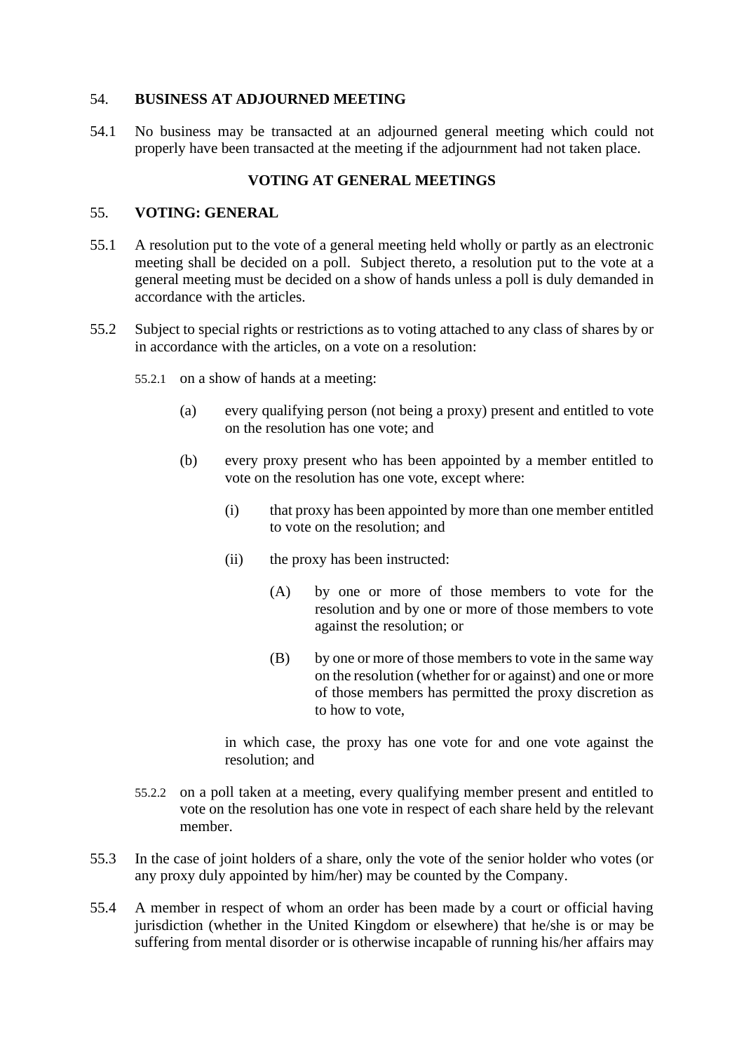## 54. BUSINESS AT ADJOURNED MEETING

54.1 No business may be transacted at an adjourned general meeting which could not properly have been transacted at the meeting if the adjournment had not taken place.

## VOTING AT GENERAL MEETINGS

## 55. VOTING: GENERAL

55.1 A resolution put to the vote of a general meeting held wholly or partly as an electronic meeting shall be decided on a poll. Subject thereto, a resolution put to the vote at a general meeting must be decided on a show of hands unless a poll is duly demanded in accordance with the articles.

55.2 Subject to special rights or restrictions as to voting attached to any class of shares by or in accordance with the articles, on a vote on a resolution:

55.2.1 on a show of hands at a meeting:

(a) every qualifying person (not being a proxy) present and entitled to vote on the resolution has one vote; and

(b) every proxy present who has been appointed by a member entitled to vote on the resolution has one vote, except where:

(i) that proxy has been appointed by more than one member entitled to vote on the resolution; and

(ii) the proxy has been instructed:

(A) by one or more of those members to vote for the resolution and by one or more of those members to vote against the resolution; or

(B) by one or more of those members to vote in the same way on the resolution (whether for or against) and one or more of those members has permitted the proxy discretion as to how to vote,

in which case, the proxy has one vote for and one vote against the resolution; and

55.2.2 on a poll taken at a meeting, every qualifying member present and entitled to vote on the resolution has one vote in respect of each share held by the relevant member.

55.3 In the case of joint holders of a share, only the vote of the senior holder who votes (or any proxy duly appointed by him/her) may be counted by the Company.

55.4 A member in respect of whom an order has been made by a court or official having jurisdiction (whether in the United Kingdom or elsewhere) that he/she is or may be suffering from mental disorder or is otherwise incapable of running his/her affairs may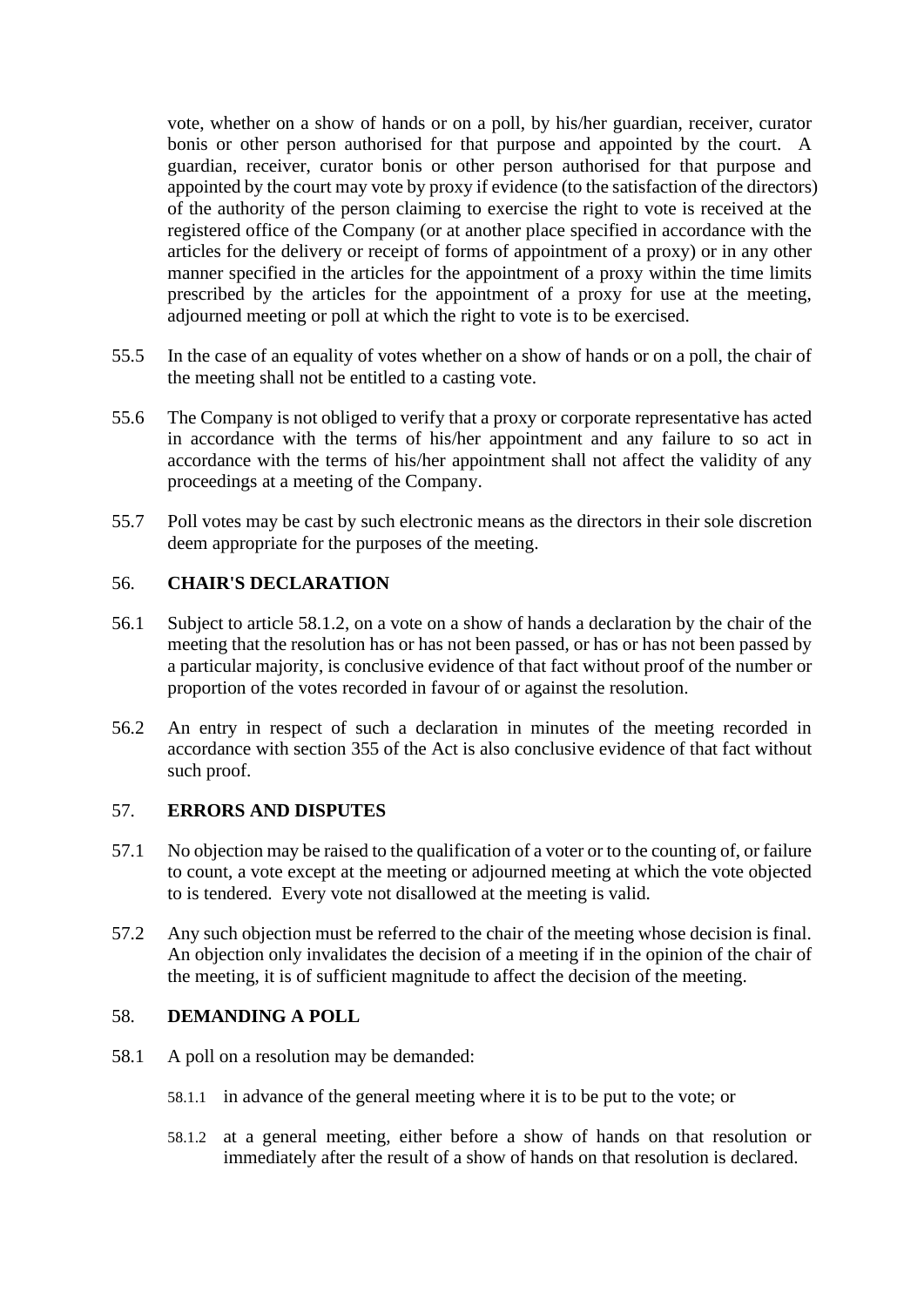vote, whether on a show of hands or on a poll, by his/her guardian, receiver, curator bonis or other person authorised for that purpose and appointed by the court. A guardian, receiver, curator bonis or other person authorised for that purpose and appointed by the court may vote by proxy if evidence (to the satisfaction of the directors) of the authority of the person claiming to exercise the right to vote is received at the registered office of the Company (or at another place specified in accordance with the articles for the delivery or receipt of forms of appointment of a proxy) or in any other manner specified in the articles for the appointment of a proxy within the time limits prescribed by the articles for the appointment of a proxy for use at the meeting, adjourned meeting or poll at which the right to vote is to be exercised.

55.5 In the case of an equality of votes whether on a show of hands or on a poll, the chair of the meeting shall not be entitled to a casting vote.

55.6 The Company is not obliged to verify that a proxy or corporate representative has acted in accordance with the terms of his/her appointment and any failure to so act in accordance with the terms of his/her appointment shall not affect the validity of any proceedings at a meeting of the Company.

55.7 Poll votes may be cast by such electronic means as the directors in their sole discretion deem appropriate for the purposes of the meeting.

## 56. CHAIR'S DECLARATION

56.1 Subject to article 58.1.2, on a vote on a show of hands a declaration by the chair of the meeting that the resolution has or has not been passed, or has or has not been passed by a particular majority, is conclusive evidence of that fact without proof of the number or proportion of the votes recorded in favour of or against the resolution.

56.2 An entry in respect of such a declaration in minutes of the meeting recorded in accordance with section 355 of the Act is also conclusive evidence of that fact without such proof.

## 57. ERRORS AND DISPUTES

57.1 No objection may be raised to the qualification of a voter or to the counting of, or failure to count, a vote except at the meeting or adjourned meeting at which the vote objected to is tendered. Every vote not disallowed at the meeting is valid.

57.2 Any such objection must be referred to the chair of the meeting whose decision is final. An objection only invalidates the decision of a meeting if in the opinion of the chair of the meeting, it is of sufficient magnitude to affect the decision of the meeting.

## 58. DEMANDING A POLL

58.1 A poll on a resolution may be demanded:

58.1.1 in advance of the general meeting where it is to be put to the vote; or

58.1.2 at a general meeting, either before a show of hands on that resolution or immediately after the result of a show of hands on that resolution is declared.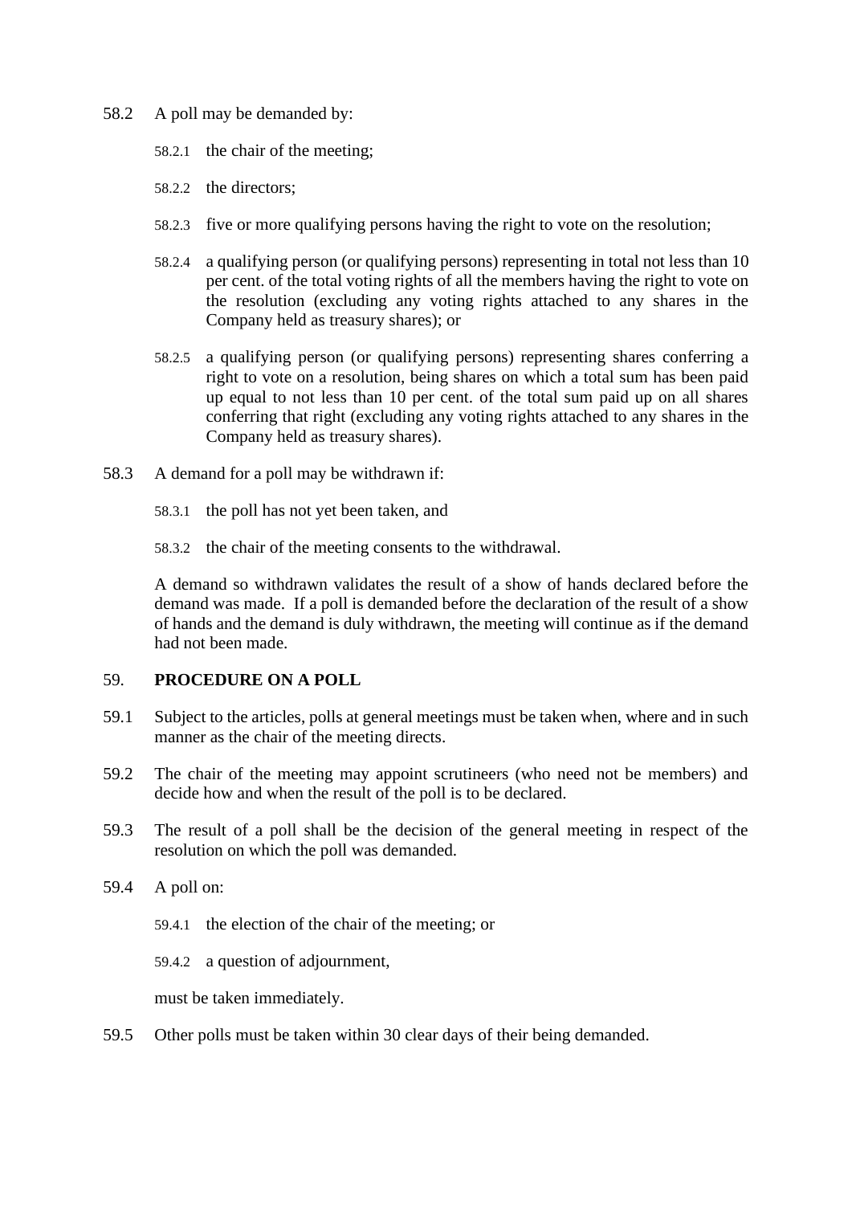58.2 A poll may be demanded by:

58.2.1 the chair of the meeting;

58.2.2 the directors;

58.2.3 five or more qualifying persons having the right to vote on the resolution;

58.2.4 a qualifying person (or qualifying persons) representing in total not less than 10 per cent. of the total voting rights of all the members having the right to vote on the resolution (excluding any voting rights attached to any shares in the Company held as treasury shares); or

58.2.5 a qualifying person (or qualifying persons) representing shares conferring a right to vote on a resolution, being shares on which a total sum has been paid up equal to not less than 10 per cent. of the total sum paid up on all shares conferring that right (excluding any voting rights attached to any shares in the Company held as treasury shares).

58.3 A demand for a poll may be withdrawn if:

58.3.1 the poll has not yet been taken, and

58.3.2 the chair of the meeting consents to the withdrawal.

A demand so withdrawn validates the result of a show of hands declared before the demand was made. If a poll is demanded before the declaration of the result of a show of hands and the demand is duly withdrawn, the meeting will continue as if the demand had not been made.

## 59. PROCEDURE ON A POLL

59.1 Subject to the articles, polls at general meetings must be taken when, where and in such manner as the chair of the meeting directs.

59.2 The chair of the meeting may appoint scrutineers (who need not be members) and decide how and when the result of the poll is to be declared.

59.3 The result of a poll shall be the decision of the general meeting in respect of the resolution on which the poll was demanded.

59.4 A poll on:

59.4.1 the election of the chair of the meeting; or

59.4.2 a question of adjournment,

must be taken immediately.

59.5 Other polls must be taken within 30 clear days of their being demanded.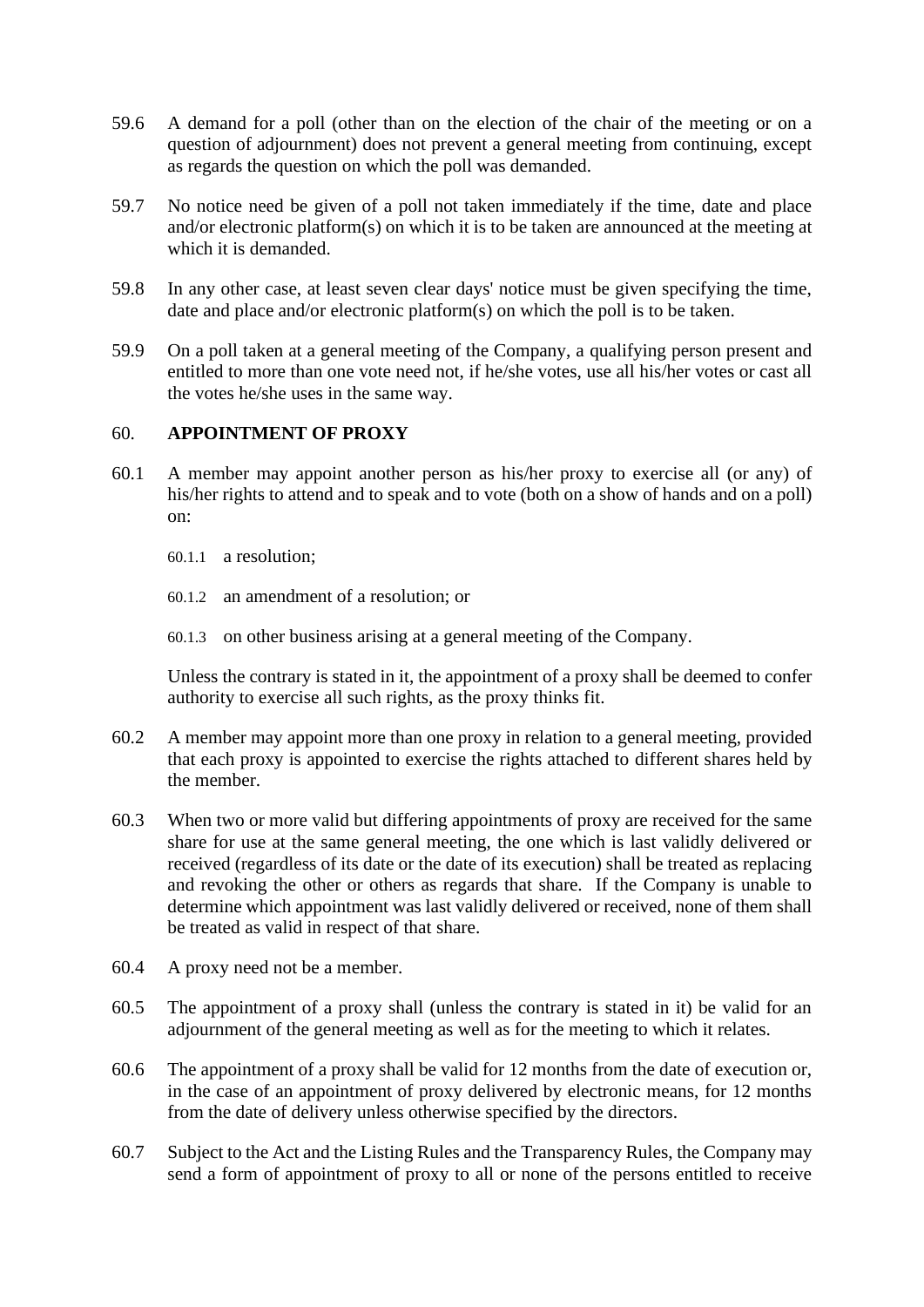59.6 A demand for a poll (other than on the election of the chair of the meeting or on a question of adjournment) does not prevent a general meeting from continuing, except as regards the question on which the poll was demanded.

59.7 No notice need be given of a poll not taken immediately if the time, date and place and/or electronic platform(s) on which it is to be taken are announced at the meeting at which it is demanded.

59.8 In any other case, at least seven clear days' notice must be given specifying the time, date and place and/or electronic platform(s) on which the poll is to be taken.

59.9 On a poll taken at a general meeting of the Company, a qualifying person present and entitled to more than one vote need not, if he/she votes, use all his/her votes or cast all the votes he/she uses in the same way.

## 60. APPOINTMENT OF PROXY

60.1 A member may appoint another person as his/her proxy to exercise all (or any) of his/her rights to attend and to speak and to vote (both on a show of hands and on a poll) on:

60.1.1 a resolution;

60.1.2 an amendment of a resolution; or

60.1.3 on other business arising at a general meeting of the Company.

Unless the contrary is stated in it, the appointment of a proxy shall be deemed to confer authority to exercise all such rights, as the proxy thinks fit.

60.2 A member may appoint more than one proxy in relation to a general meeting, provided that each proxy is appointed to exercise the rights attached to different shares held by the member.

60.3 When two or more valid but differing appointments of proxy are received for the same share for use at the same general meeting, the one which is last validly delivered or received (regardless of its date or the date of its execution) shall be treated as replacing and revoking the other or others as regards that share. If the Company is unable to determine which appointment was last validly delivered or received, none of them shall be treated as valid in respect of that share.

60.4 A proxy need not be a member.

60.5 The appointment of a proxy shall (unless the contrary is stated in it) be valid for an adjournment of the general meeting as well as for the meeting to which it relates.

60.6 The appointment of a proxy shall be valid for 12 months from the date of execution or, in the case of an appointment of proxy delivered by electronic means, for 12 months from the date of delivery unless otherwise specified by the directors.

60.7 Subject to the Act and the Listing Rules and the Transparency Rules, the Company may send a form of appointment of proxy to all or none of the persons entitled to receive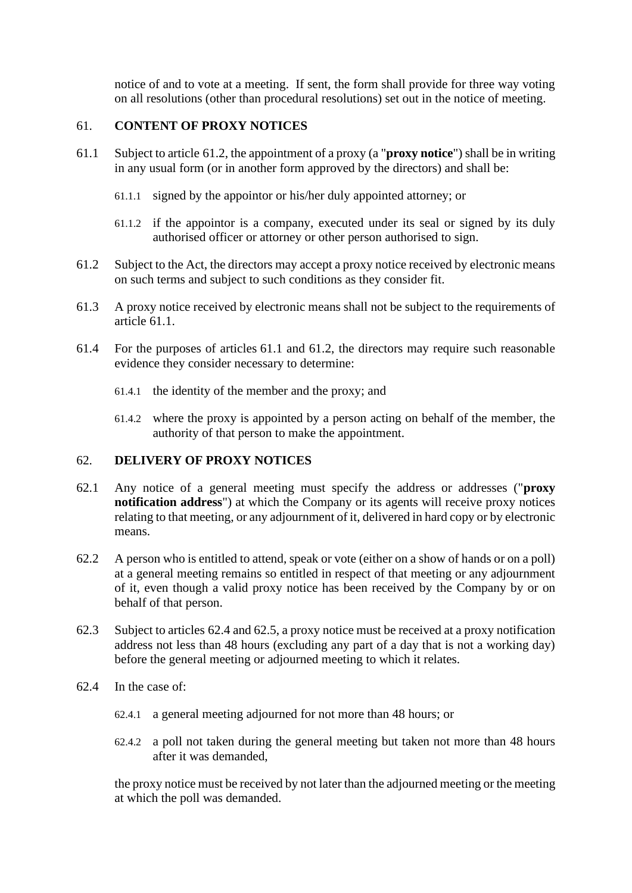notice of and to vote at a meeting. If sent, the form shall provide for three way voting on all resolutions (other than procedural resolutions) set out in the notice of meeting.

## 61. CONTENT OF PROXY NOTICES

61.1 Subject to article 61.2, the appointment of a proxy (a "**proxy notice**") shall be in writing in any usual form (or in another form approved by the directors) and shall be:

61.1.1 signed by the appointor or his/her duly appointed attorney; or

61.1.2 if the appointor is a company, executed under its seal or signed by its duly authorised officer or attorney or other person authorised to sign.

61.2 Subject to the Act, the directors may accept a proxy notice received by electronic means on such terms and subject to such conditions as they consider fit.

61.3 A proxy notice received by electronic means shall not be subject to the requirements of article 61.1.

61.4 For the purposes of articles 61.1 and 61.2, the directors may require such reasonable evidence they consider necessary to determine:

61.4.1 the identity of the member and the proxy; and

61.4.2 where the proxy is appointed by a person acting on behalf of the member, the authority of that person to make the appointment.

## 62. DELIVERY OF PROXY NOTICES

62.1 Any notice of a general meeting must specify the address or addresses ("**proxy notification address**") at which the Company or its agents will receive proxy notices relating to that meeting, or any adjournment of it, delivered in hard copy or by electronic means.

62.2 A person who is entitled to attend, speak or vote (either on a show of hands or on a poll) at a general meeting remains so entitled in respect of that meeting or any adjournment of it, even though a valid proxy notice has been received by the Company by or on behalf of that person.

62.3 Subject to articles 62.4 and 62.5, a proxy notice must be received at a proxy notification address not less than 48 hours (excluding any part of a day that is not a working day) before the general meeting or adjourned meeting to which it relates.

62.4 In the case of:

62.4.1 a general meeting adjourned for not more than 48 hours; or

62.4.2 a poll not taken during the general meeting but taken not more than 48 hours after it was demanded,

the proxy notice must be received by not later than the adjourned meeting or the meeting at which the poll was demanded.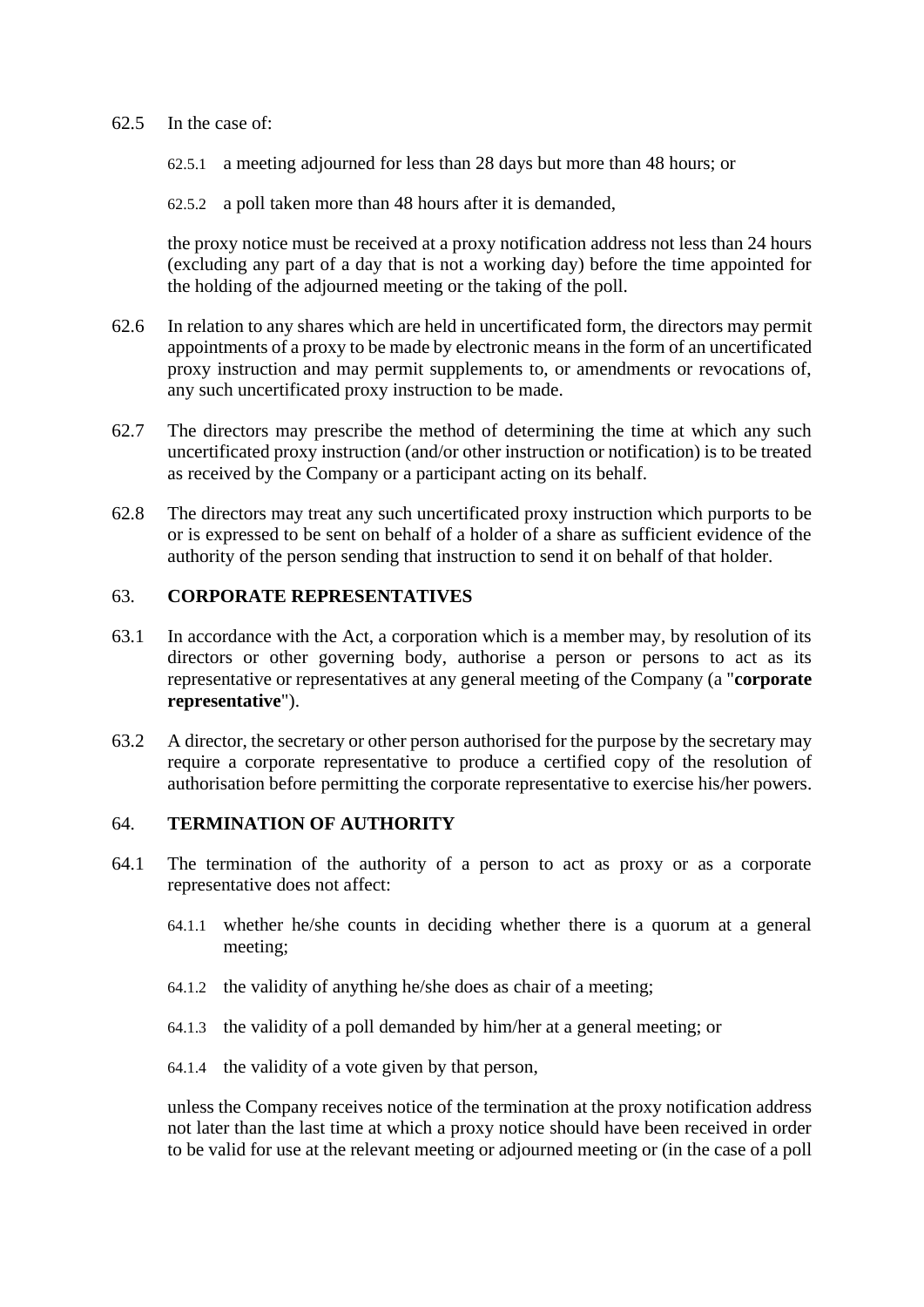62.5 In the case of:

62.5.1 a meeting adjourned for less than 28 days but more than 48 hours; or

62.5.2 a poll taken more than 48 hours after it is demanded,

the proxy notice must be received at a proxy notification address not less than 24 hours (excluding any part of a day that is not a working day) before the time appointed for the holding of the adjourned meeting or the taking of the poll.

62.6 In relation to any shares which are held in uncertificated form, the directors may permit appointments of a proxy to be made by electronic means in the form of an uncertificated proxy instruction and may permit supplements to, or amendments or revocations of, any such uncertificated proxy instruction to be made.

62.7 The directors may prescribe the method of determining the time at which any such uncertificated proxy instruction (and/or other instruction or notification) is to be treated as received by the Company or a participant acting on its behalf.

62.8 The directors may treat any such uncertificated proxy instruction which purports to be or is expressed to be sent on behalf of a holder of a share as sufficient evidence of the authority of the person sending that instruction to send it on behalf of that holder.

## 63. CORPORATE REPRESENTATIVES

63.1 In accordance with the Act, a corporation which is a member may, by resolution of its directors or other governing body, authorise a person or persons to act as its representative or representatives at any general meeting of the Company (a "**corporate representative**").

63.2 A director, the secretary or other person authorised for the purpose by the secretary may require a corporate representative to produce a certified copy of the resolution of authorisation before permitting the corporate representative to exercise his/her powers.

## 64. TERMINATION OF AUTHORITY

64.1 The termination of the authority of a person to act as proxy or as a corporate representative does not affect:

64.1.1 whether he/she counts in deciding whether there is a quorum at a general meeting;

64.1.2 the validity of anything he/she does as chair of a meeting;

64.1.3 the validity of a poll demanded by him/her at a general meeting; or

64.1.4 the validity of a vote given by that person,

unless the Company receives notice of the termination at the proxy notification address not later than the last time at which a proxy notice should have been received in order to be valid for use at the relevant meeting or adjourned meeting or (in the case of a poll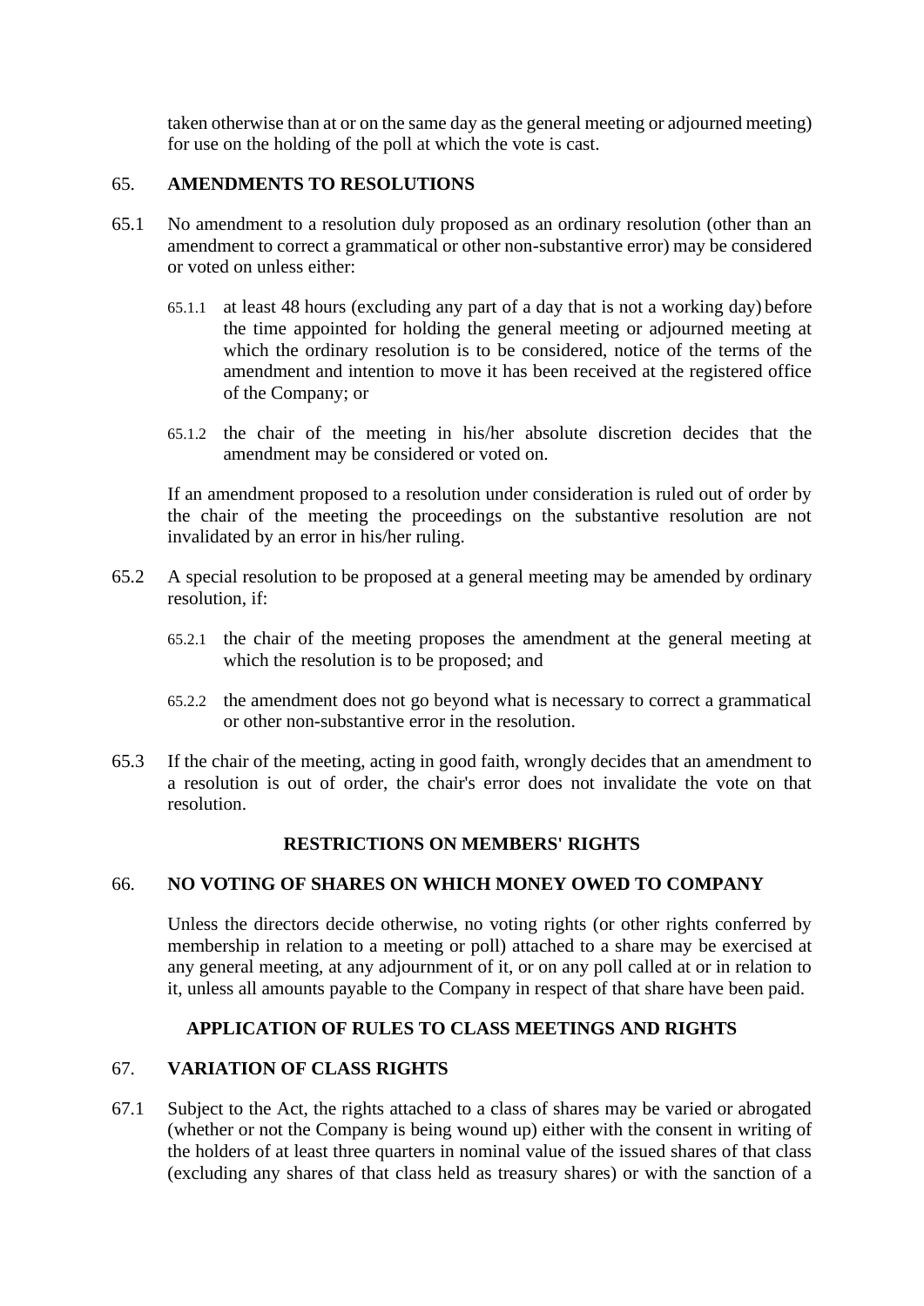taken otherwise than at or on the same day as the general meeting or adjourned meeting) for use on the holding of the poll at which the vote is cast.

## 65. AMENDMENTS TO RESOLUTIONS

65.1 No amendment to a resolution duly proposed as an ordinary resolution (other than an amendment to correct a grammatical or other non-substantive error) may be considered or voted on unless either:

65.1.1 at least 48 hours (excluding any part of a day that is not a working day) before the time appointed for holding the general meeting or adjourned meeting at which the ordinary resolution is to be considered, notice of the terms of the amendment and intention to move it has been received at the registered office of the Company; or

65.1.2 the chair of the meeting in his/her absolute discretion decides that the amendment may be considered or voted on.

If an amendment proposed to a resolution under consideration is ruled out of order by the chair of the meeting the proceedings on the substantive resolution are not invalidated by an error in his/her ruling.

65.2 A special resolution to be proposed at a general meeting may be amended by ordinary resolution, if:

65.2.1 the chair of the meeting proposes the amendment at the general meeting at which the resolution is to be proposed; and

65.2.2 the amendment does not go beyond what is necessary to correct a grammatical or other non-substantive error in the resolution.

65.3 If the chair of the meeting, acting in good faith, wrongly decides that an amendment to a resolution is out of order, the chair's error does not invalidate the vote on that resolution.

# RESTRICTIONS ON MEMBERS' RIGHTS

## 66. NO VOTING OF SHARES ON WHICH MONEY OWED TO COMPANY

Unless the directors decide otherwise, no voting rights (or other rights conferred by membership in relation to a meeting or poll) attached to a share may be exercised at any general meeting, at any adjournment of it, or on any poll called at or in relation to it, unless all amounts payable to the Company in respect of that share have been paid.

# APPLICATION OF RULES TO CLASS MEETINGS AND RIGHTS

## 67. VARIATION OF CLASS RIGHTS

67.1 Subject to the Act, the rights attached to a class of shares may be varied or abrogated (whether or not the Company is being wound up) either with the consent in writing of the holders of at least three quarters in nominal value of the issued shares of that class (excluding any shares of that class held as treasury shares) or with the sanction of a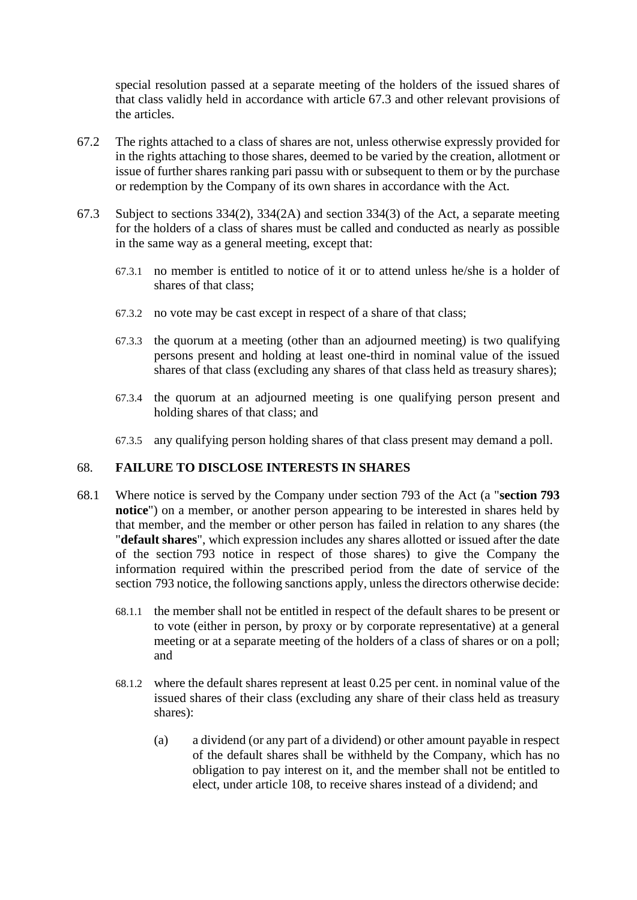special resolution passed at a separate meeting of the holders of the issued shares of that class validly held in accordance with article 67.3 and other relevant provisions of the articles.

67.2 The rights attached to a class of shares are not, unless otherwise expressly provided for in the rights attaching to those shares, deemed to be varied by the creation, allotment or issue of further shares ranking pari passu with or subsequent to them or by the purchase or redemption by the Company of its own shares in accordance with the Act.

67.3 Subject to sections 334(2), 334(2A) and section 334(3) of the Act, a separate meeting for the holders of a class of shares must be called and conducted as nearly as possible in the same way as a general meeting, except that:

67.3.1 no member is entitled to notice of it or to attend unless he/she is a holder of shares of that class;

67.3.2 no vote may be cast except in respect of a share of that class;

67.3.3 the quorum at a meeting (other than an adjourned meeting) is two qualifying persons present and holding at least one-third in nominal value of the issued shares of that class (excluding any shares of that class held as treasury shares);

67.3.4 the quorum at an adjourned meeting is one qualifying person present and holding shares of that class; and

67.3.5 any qualifying person holding shares of that class present may demand a poll.

## 68. FAILURE TO DISCLOSE INTERESTS IN SHARES

68.1 Where notice is served by the Company under section 793 of the Act (a "**section 793 notice**") on a member, or another person appearing to be interested in shares held by that member, and the member or other person has failed in relation to any shares (the "**default shares**", which expression includes any shares allotted or issued after the date of the section 793 notice in respect of those shares) to give the Company the information required within the prescribed period from the date of service of the section 793 notice, the following sanctions apply, unless the directors otherwise decide:

68.1.1 the member shall not be entitled in respect of the default shares to be present or to vote (either in person, by proxy or by corporate representative) at a general meeting or at a separate meeting of the holders of a class of shares or on a poll; and

68.1.2 where the default shares represent at least 0.25 per cent. in nominal value of the issued shares of their class (excluding any share of their class held as treasury shares):

(a) a dividend (or any part of a dividend) or other amount payable in respect of the default shares shall be withheld by the Company, which has no obligation to pay interest on it, and the member shall not be entitled to elect, under article 108, to receive shares instead of a dividend; and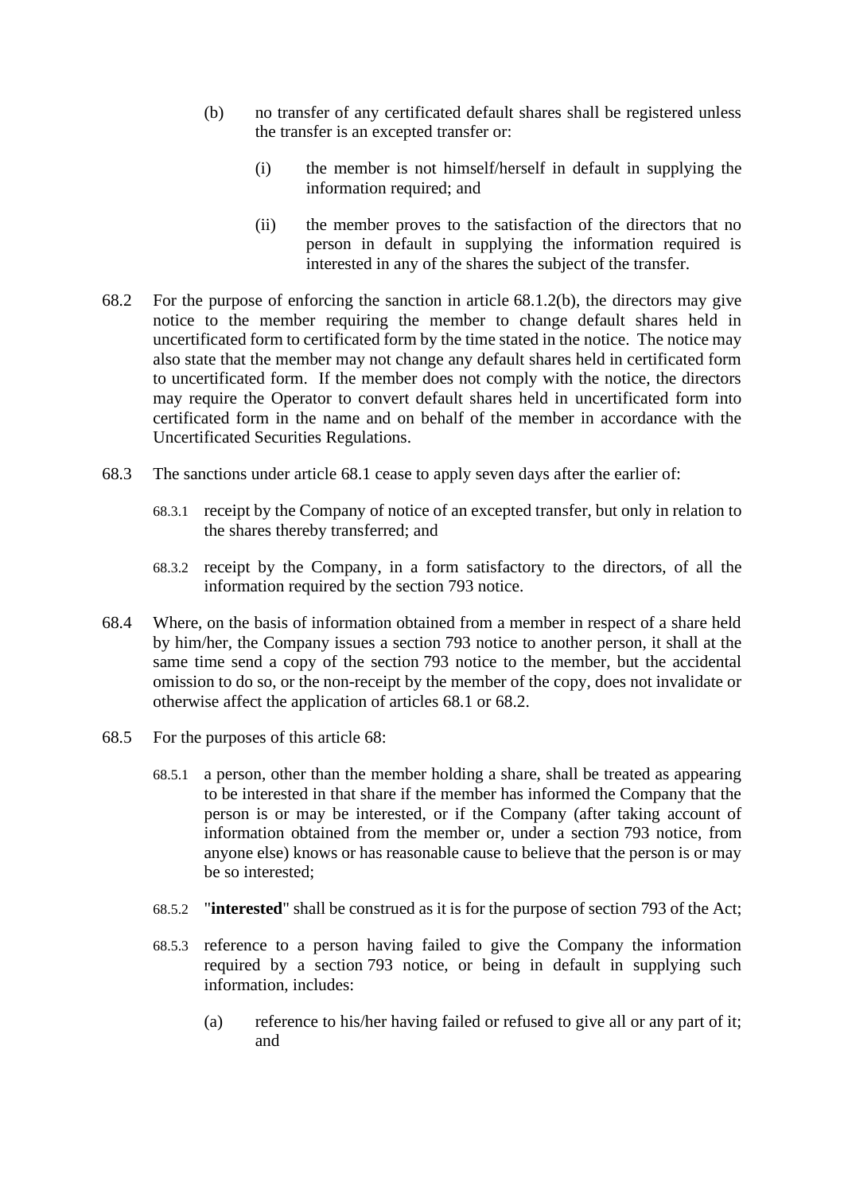(b) no transfer of any certificated default shares shall be registered unless the transfer is an excepted transfer or:

  (i) the member is not himself/herself in default in supplying the information required; and

  (ii) the member proves to the satisfaction of the directors that no person in default in supplying the information required is interested in any of the shares the subject of the transfer.

68.2 For the purpose of enforcing the sanction in article 68.1.2(b), the directors may give notice to the member requiring the member to change default shares held in uncertificated form to certificated form by the time stated in the notice. The notice may also state that the member may not change any default shares held in certificated form to uncertificated form. If the member does not comply with the notice, the directors may require the Operator to convert default shares held in uncertificated form into certificated form in the name and on behalf of the member in accordance with the Uncertificated Securities Regulations.

68.3 The sanctions under article 68.1 cease to apply seven days after the earlier of:

68.3.1 receipt by the Company of notice of an excepted transfer, but only in relation to the shares thereby transferred; and

68.3.2 receipt by the Company, in a form satisfactory to the directors, of all the information required by the section 793 notice.

68.4 Where, on the basis of information obtained from a member in respect of a share held by him/her, the Company issues a section 793 notice to another person, it shall at the same time send a copy of the section 793 notice to the member, but the accidental omission to do so, or the non-receipt by the member of the copy, does not invalidate or otherwise affect the application of articles 68.1 or 68.2.

68.5 For the purposes of this article 68:

68.5.1 a person, other than the member holding a share, shall be treated as appearing to be interested in that share if the member has informed the Company that the person is or may be interested, or if the Company (after taking account of information obtained from the member or, under a section 793 notice, from anyone else) knows or has reasonable cause to believe that the person is or may be so interested;

68.5.2 "**interested**" shall be construed as it is for the purpose of section 793 of the Act;

68.5.3 reference to a person having failed to give the Company the information required by a section 793 notice, or being in default in supplying such information, includes:

  (a) reference to his/her having failed or refused to give all or any part of it; and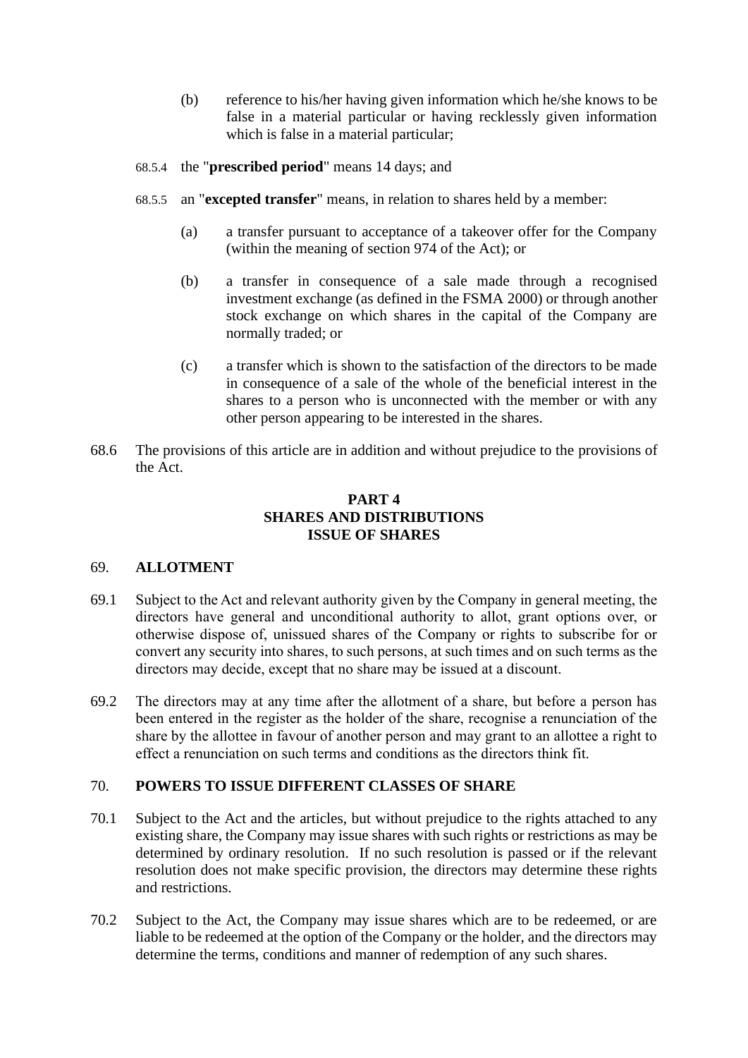(b) reference to his/her having given information which he/she knows to be false in a material particular or having recklessly given information which is false in a material particular;

68.5.4 the "**prescribed period**" means 14 days; and

68.5.5 an "**excepted transfer**" means, in relation to shares held by a member:

(a) a transfer pursuant to acceptance of a takeover offer for the Company (within the meaning of section 974 of the Act); or

(b) a transfer in consequence of a sale made through a recognised investment exchange (as defined in the FSMA 2000) or through another stock exchange on which shares in the capital of the Company are normally traded; or

(c) a transfer which is shown to the satisfaction of the directors to be made in consequence of a sale of the whole of the beneficial interest in the shares to a person who is unconnected with the member or with any other person appearing to be interested in the shares.

68.6 The provisions of this article are in addition and without prejudice to the provisions of the Act.

## PART 4
## SHARES AND DISTRIBUTIONS
## ISSUE OF SHARES

### 69. ALLOTMENT

69.1 Subject to the Act and relevant authority given by the Company in general meeting, the directors have general and unconditional authority to allot, grant options over, or otherwise dispose of, unissued shares of the Company or rights to subscribe for or convert any security into shares, to such persons, at such times and on such terms as the directors may decide, except that no share may be issued at a discount.

69.2 The directors may at any time after the allotment of a share, but before a person has been entered in the register as the holder of the share, recognise a renunciation of the share by the allottee in favour of another person and may grant to an allottee a right to effect a renunciation on such terms and conditions as the directors think fit.

### 70. POWERS TO ISSUE DIFFERENT CLASSES OF SHARE

70.1 Subject to the Act and the articles, but without prejudice to the rights attached to any existing share, the Company may issue shares with such rights or restrictions as may be determined by ordinary resolution. If no such resolution is passed or if the relevant resolution does not make specific provision, the directors may determine these rights and restrictions.

70.2 Subject to the Act, the Company may issue shares which are to be redeemed, or are liable to be redeemed at the option of the Company or the holder, and the directors may determine the terms, conditions and manner of redemption of any such shares.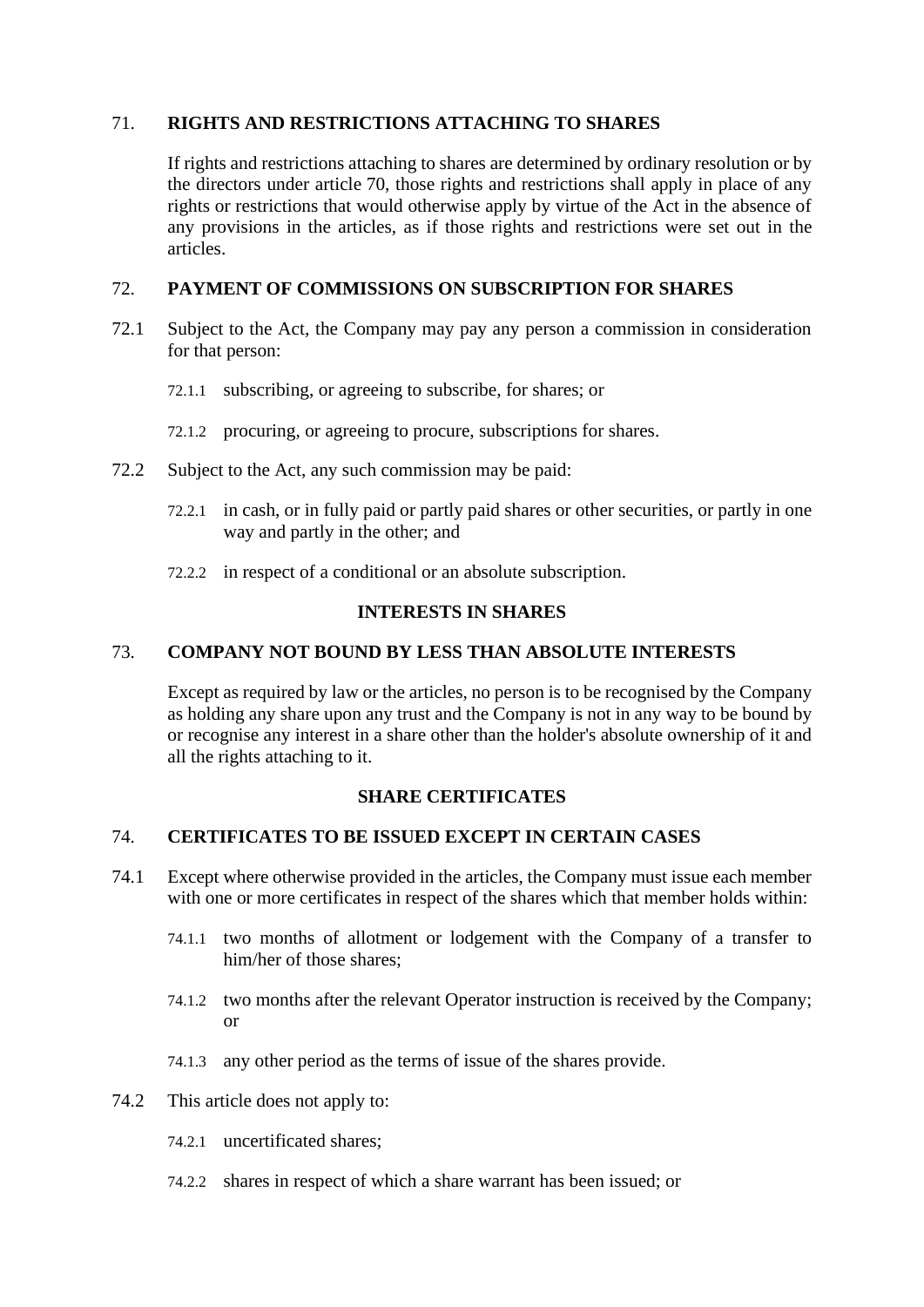## 71. RIGHTS AND RESTRICTIONS ATTACHING TO SHARES

If rights and restrictions attaching to shares are determined by ordinary resolution or by the directors under article 70, those rights and restrictions shall apply in place of any rights or restrictions that would otherwise apply by virtue of the Act in the absence of any provisions in the articles, as if those rights and restrictions were set out in the articles.

## 72. PAYMENT OF COMMISSIONS ON SUBSCRIPTION FOR SHARES

72.1 Subject to the Act, the Company may pay any person a commission in consideration for that person:

- 72.1.1 subscribing, or agreeing to subscribe, for shares; or
- 72.1.2 procuring, or agreeing to procure, subscriptions for shares.

72.2 Subject to the Act, any such commission may be paid:

- 72.2.1 in cash, or in fully paid or partly paid shares or other securities, or partly in one way and partly in the other; and
- 72.2.2 in respect of a conditional or an absolute subscription.

# INTERESTS IN SHARES

## 73. COMPANY NOT BOUND BY LESS THAN ABSOLUTE INTERESTS

Except as required by law or the articles, no person is to be recognised by the Company as holding any share upon any trust and the Company is not in any way to be bound by or recognise any interest in a share other than the holder's absolute ownership of it and all the rights attaching to it.

# SHARE CERTIFICATES

## 74. CERTIFICATES TO BE ISSUED EXCEPT IN CERTAIN CASES

74.1 Except where otherwise provided in the articles, the Company must issue each member with one or more certificates in respect of the shares which that member holds within:

- 74.1.1 two months of allotment or lodgement with the Company of a transfer to him/her of those shares;
- 74.1.2 two months after the relevant Operator instruction is received by the Company; or
- 74.1.3 any other period as the terms of issue of the shares provide.

74.2 This article does not apply to:

- 74.2.1 uncertificated shares;
- 74.2.2 shares in respect of which a share warrant has been issued; or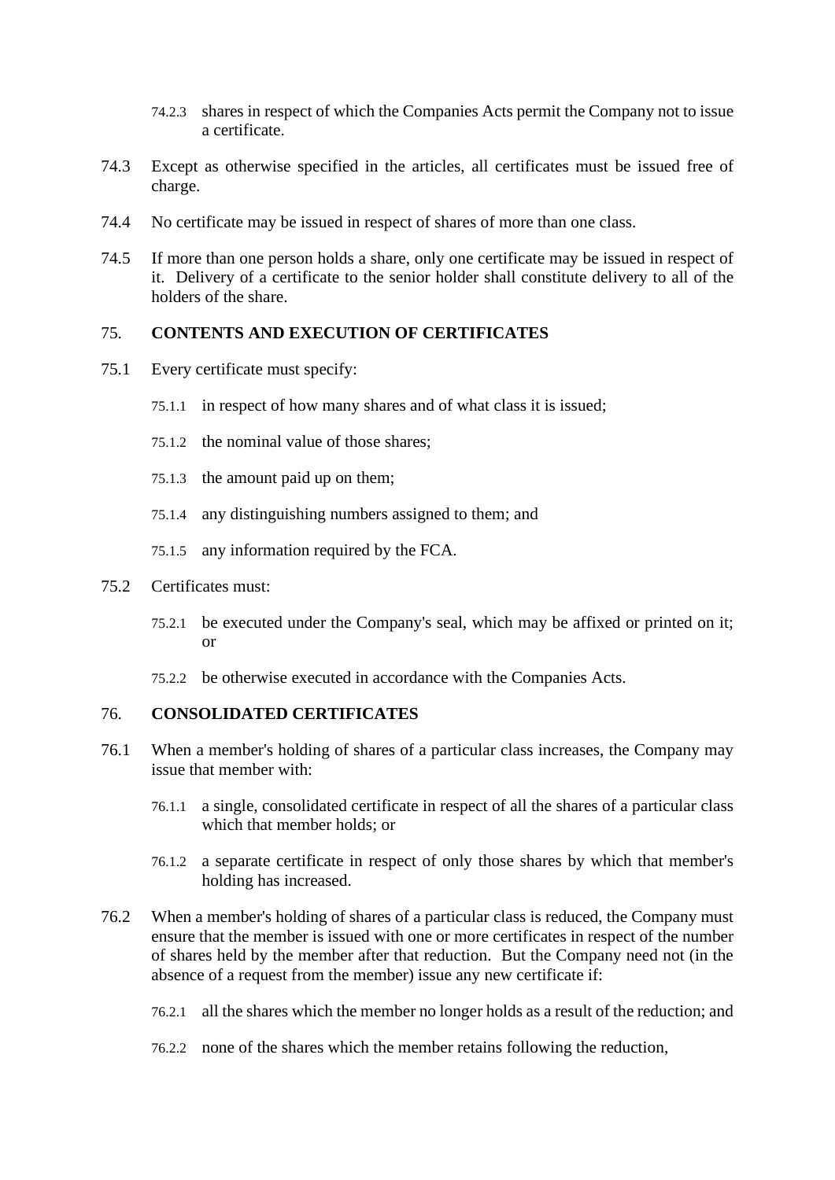74.2.3 shares in respect of which the Companies Acts permit the Company not to issue a certificate.

74.3 Except as otherwise specified in the articles, all certificates must be issued free of charge.

74.4 No certificate may be issued in respect of shares of more than one class.

74.5 If more than one person holds a share, only one certificate may be issued in respect of it. Delivery of a certificate to the senior holder shall constitute delivery to all of the holders of the share.

## 75. CONTENTS AND EXECUTION OF CERTIFICATES

75.1 Every certificate must specify:

75.1.1 in respect of how many shares and of what class it is issued;

75.1.2 the nominal value of those shares;

75.1.3 the amount paid up on them;

75.1.4 any distinguishing numbers assigned to them; and

75.1.5 any information required by the FCA.

75.2 Certificates must:

75.2.1 be executed under the Company's seal, which may be affixed or printed on it; or

75.2.2 be otherwise executed in accordance with the Companies Acts.

## 76. CONSOLIDATED CERTIFICATES

76.1 When a member's holding of shares of a particular class increases, the Company may issue that member with:

76.1.1 a single, consolidated certificate in respect of all the shares of a particular class which that member holds; or

76.1.2 a separate certificate in respect of only those shares by which that member's holding has increased.

76.2 When a member's holding of shares of a particular class is reduced, the Company must ensure that the member is issued with one or more certificates in respect of the number of shares held by the member after that reduction. But the Company need not (in the absence of a request from the member) issue any new certificate if:

76.2.1 all the shares which the member no longer holds as a result of the reduction; and

76.2.2 none of the shares which the member retains following the reduction,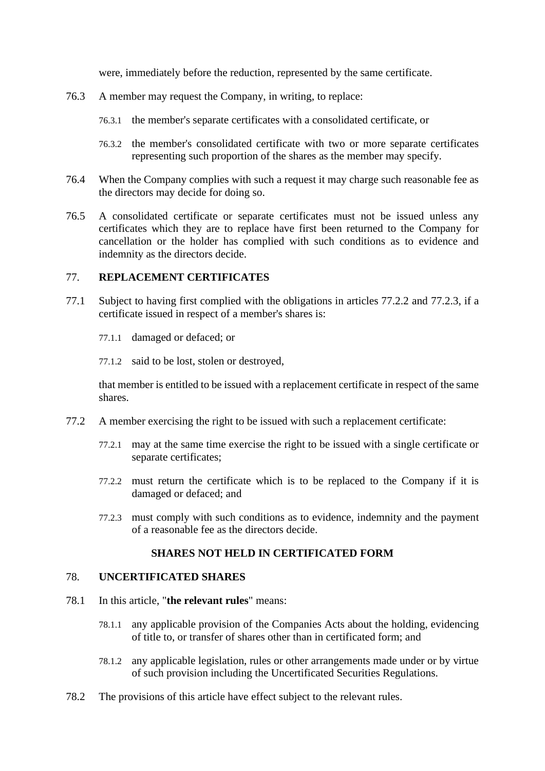were, immediately before the reduction, represented by the same certificate.

76.3 A member may request the Company, in writing, to replace:

76.3.1 the member's separate certificates with a consolidated certificate, or

76.3.2 the member's consolidated certificate with two or more separate certificates representing such proportion of the shares as the member may specify.

76.4 When the Company complies with such a request it may charge such reasonable fee as the directors may decide for doing so.

76.5 A consolidated certificate or separate certificates must not be issued unless any certificates which they are to replace have first been returned to the Company for cancellation or the holder has complied with such conditions as to evidence and indemnity as the directors decide.

## 77. REPLACEMENT CERTIFICATES

77.1 Subject to having first complied with the obligations in articles 77.2.2 and 77.2.3, if a certificate issued in respect of a member's shares is:

77.1.1 damaged or defaced; or

77.1.2 said to be lost, stolen or destroyed,

that member is entitled to be issued with a replacement certificate in respect of the same shares.

77.2 A member exercising the right to be issued with such a replacement certificate:

77.2.1 may at the same time exercise the right to be issued with a single certificate or separate certificates;

77.2.2 must return the certificate which is to be replaced to the Company if it is damaged or defaced; and

77.2.3 must comply with such conditions as to evidence, indemnity and the payment of a reasonable fee as the directors decide.

## SHARES NOT HELD IN CERTIFICATED FORM

## 78. UNCERTIFICATED SHARES

78.1 In this article, "**the relevant rules**" means:

78.1.1 any applicable provision of the Companies Acts about the holding, evidencing of title to, or transfer of shares other than in certificated form; and

78.1.2 any applicable legislation, rules or other arrangements made under or by virtue of such provision including the Uncertificated Securities Regulations.

78.2 The provisions of this article have effect subject to the relevant rules.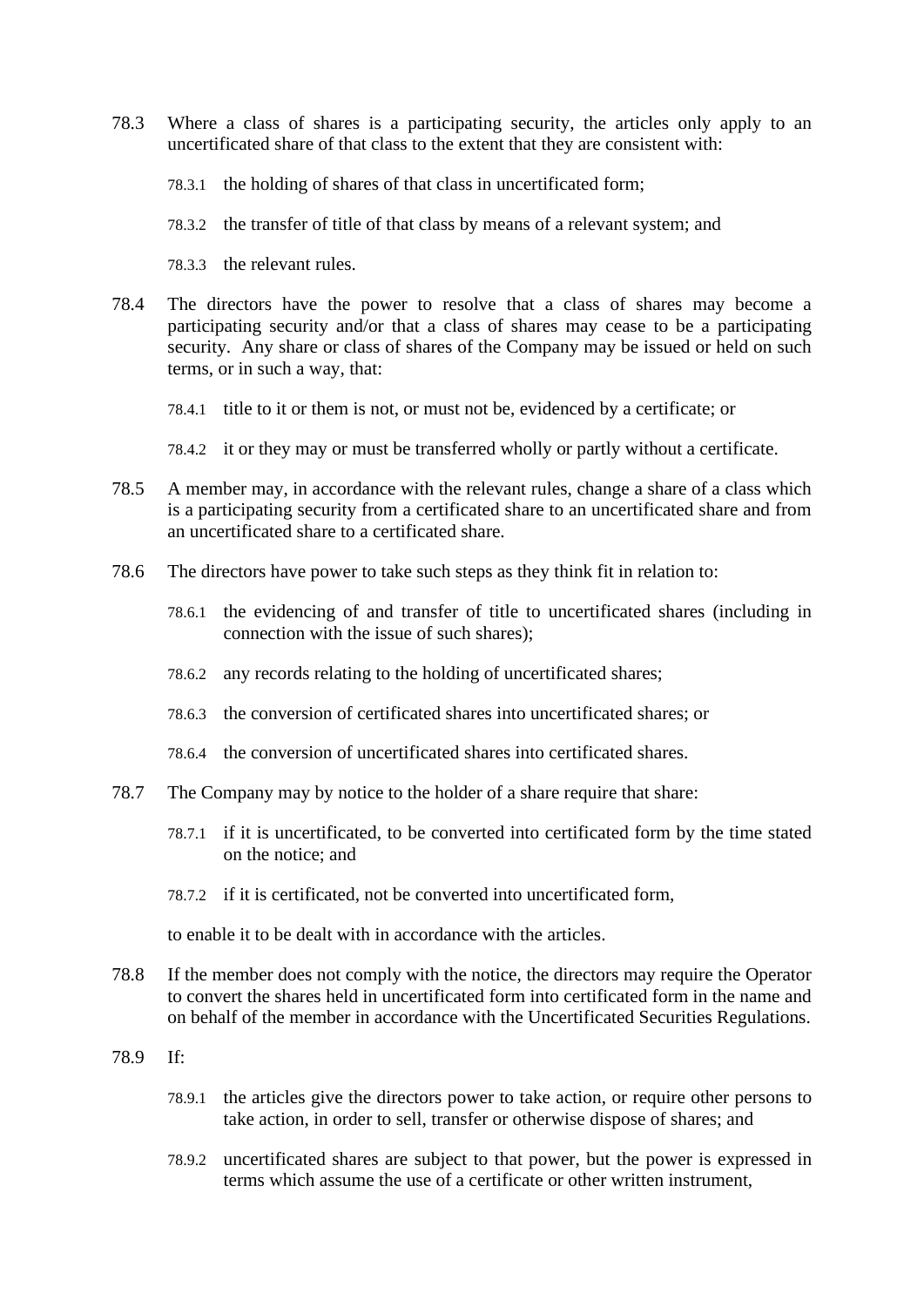78.3 Where a class of shares is a participating security, the articles only apply to an uncertificated share of that class to the extent that they are consistent with:

78.3.1 the holding of shares of that class in uncertificated form;

78.3.2 the transfer of title of that class by means of a relevant system; and

78.3.3 the relevant rules.

78.4 The directors have the power to resolve that a class of shares may become a participating security and/or that a class of shares may cease to be a participating security. Any share or class of shares of the Company may be issued or held on such terms, or in such a way, that:

78.4.1 title to it or them is not, or must not be, evidenced by a certificate; or

78.4.2 it or they may or must be transferred wholly or partly without a certificate.

78.5 A member may, in accordance with the relevant rules, change a share of a class which is a participating security from a certificated share to an uncertificated share and from an uncertificated share to a certificated share.

78.6 The directors have power to take such steps as they think fit in relation to:

78.6.1 the evidencing of and transfer of title to uncertificated shares (including in connection with the issue of such shares);

78.6.2 any records relating to the holding of uncertificated shares;

78.6.3 the conversion of certificated shares into uncertificated shares; or

78.6.4 the conversion of uncertificated shares into certificated shares.

78.7 The Company may by notice to the holder of a share require that share:

78.7.1 if it is uncertificated, to be converted into certificated form by the time stated on the notice; and

78.7.2 if it is certificated, not be converted into uncertificated form,

to enable it to be dealt with in accordance with the articles.

78.8 If the member does not comply with the notice, the directors may require the Operator to convert the shares held in uncertificated form into certificated form in the name and on behalf of the member in accordance with the Uncertificated Securities Regulations.

78.9 If:

78.9.1 the articles give the directors power to take action, or require other persons to take action, in order to sell, transfer or otherwise dispose of shares; and

78.9.2 uncertificated shares are subject to that power, but the power is expressed in terms which assume the use of a certificate or other written instrument,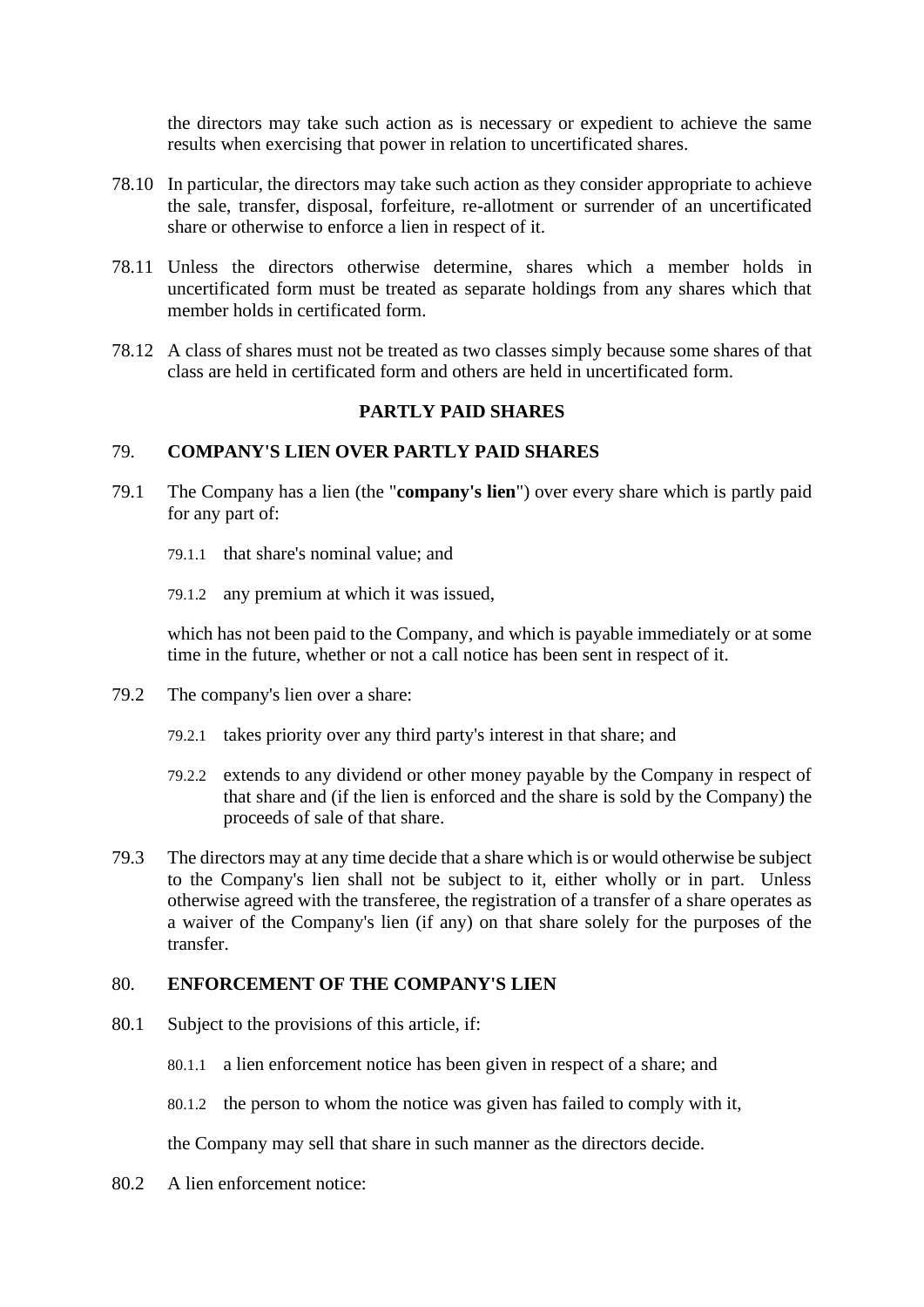the directors may take such action as is necessary or expedient to achieve the same results when exercising that power in relation to uncertificated shares.

78.10 In particular, the directors may take such action as they consider appropriate to achieve the sale, transfer, disposal, forfeiture, re-allotment or surrender of an uncertificated share or otherwise to enforce a lien in respect of it.

78.11 Unless the directors otherwise determine, shares which a member holds in uncertificated form must be treated as separate holdings from any shares which that member holds in certificated form.

78.12 A class of shares must not be treated as two classes simply because some shares of that class are held in certificated form and others are held in uncertificated form.

## PARTLY PAID SHARES

### 79. COMPANY'S LIEN OVER PARTLY PAID SHARES

79.1 The Company has a lien (the "**company's lien**") over every share which is partly paid for any part of:

79.1.1 that share's nominal value; and

79.1.2 any premium at which it was issued,

which has not been paid to the Company, and which is payable immediately or at some time in the future, whether or not a call notice has been sent in respect of it.

79.2 The company's lien over a share:

79.2.1 takes priority over any third party's interest in that share; and

79.2.2 extends to any dividend or other money payable by the Company in respect of that share and (if the lien is enforced and the share is sold by the Company) the proceeds of sale of that share.

79.3 The directors may at any time decide that a share which is or would otherwise be subject to the Company's lien shall not be subject to it, either wholly or in part. Unless otherwise agreed with the transferee, the registration of a transfer of a share operates as a waiver of the Company's lien (if any) on that share solely for the purposes of the transfer.

### 80. ENFORCEMENT OF THE COMPANY'S LIEN

80.1 Subject to the provisions of this article, if:

80.1.1 a lien enforcement notice has been given in respect of a share; and

80.1.2 the person to whom the notice was given has failed to comply with it,

the Company may sell that share in such manner as the directors decide.

80.2 A lien enforcement notice: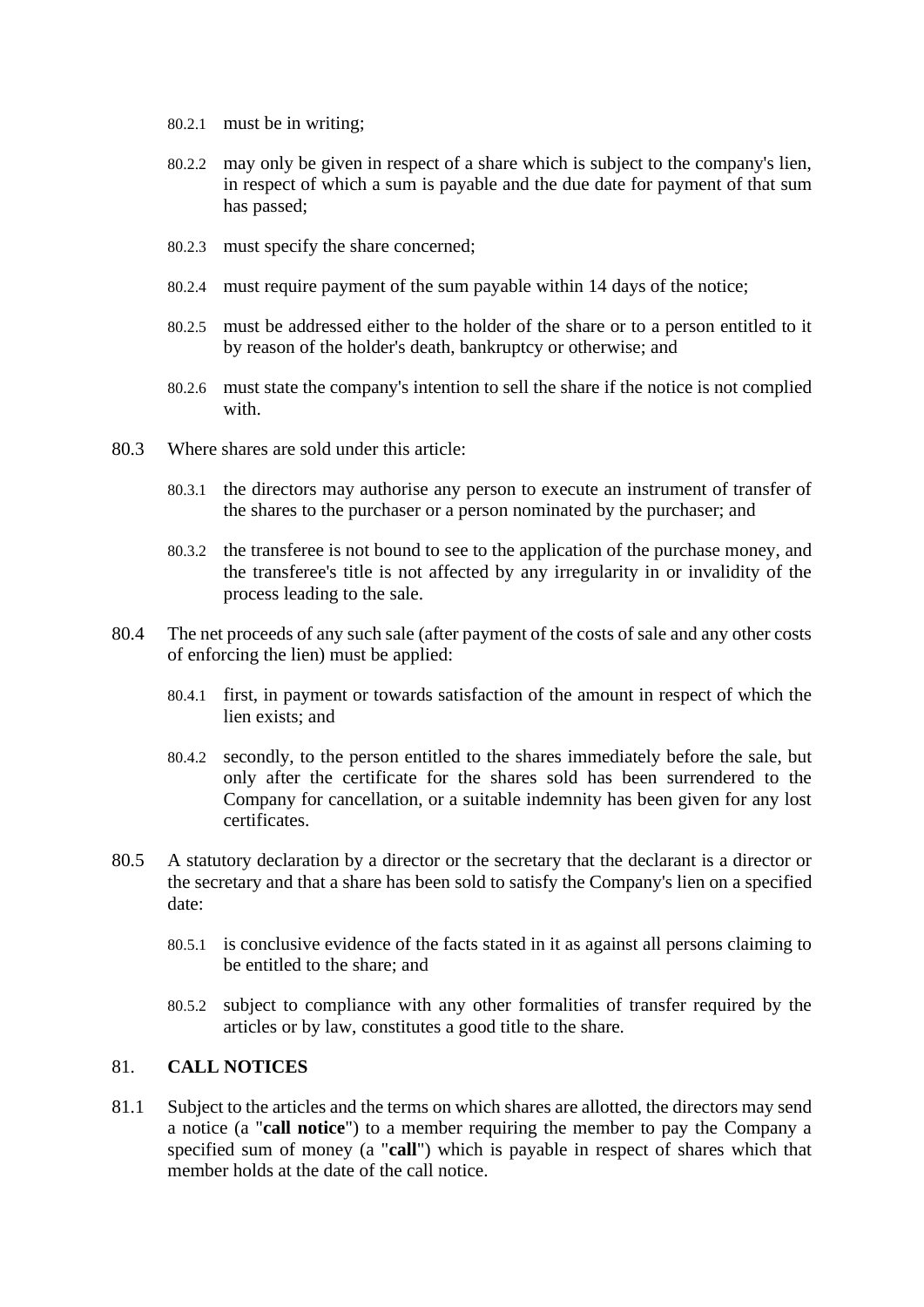80.2.1 must be in writing;

80.2.2 may only be given in respect of a share which is subject to the company's lien, in respect of which a sum is payable and the due date for payment of that sum has passed;

80.2.3 must specify the share concerned;

80.2.4 must require payment of the sum payable within 14 days of the notice;

80.2.5 must be addressed either to the holder of the share or to a person entitled to it by reason of the holder's death, bankruptcy or otherwise; and

80.2.6 must state the company's intention to sell the share if the notice is not complied with.

80.3 Where shares are sold under this article:

80.3.1 the directors may authorise any person to execute an instrument of transfer of the shares to the purchaser or a person nominated by the purchaser; and

80.3.2 the transferee is not bound to see to the application of the purchase money, and the transferee's title is not affected by any irregularity in or invalidity of the process leading to the sale.

80.4 The net proceeds of any such sale (after payment of the costs of sale and any other costs of enforcing the lien) must be applied:

80.4.1 first, in payment or towards satisfaction of the amount in respect of which the lien exists; and

80.4.2 secondly, to the person entitled to the shares immediately before the sale, but only after the certificate for the shares sold has been surrendered to the Company for cancellation, or a suitable indemnity has been given for any lost certificates.

80.5 A statutory declaration by a director or the secretary that the declarant is a director or the secretary and that a share has been sold to satisfy the Company's lien on a specified date:

80.5.1 is conclusive evidence of the facts stated in it as against all persons claiming to be entitled to the share; and

80.5.2 subject to compliance with any other formalities of transfer required by the articles or by law, constitutes a good title to the share.

## 81. CALL NOTICES

81.1 Subject to the articles and the terms on which shares are allotted, the directors may send a notice (a "**call notice**") to a member requiring the member to pay the Company a specified sum of money (a "**call**") which is payable in respect of shares which that member holds at the date of the call notice.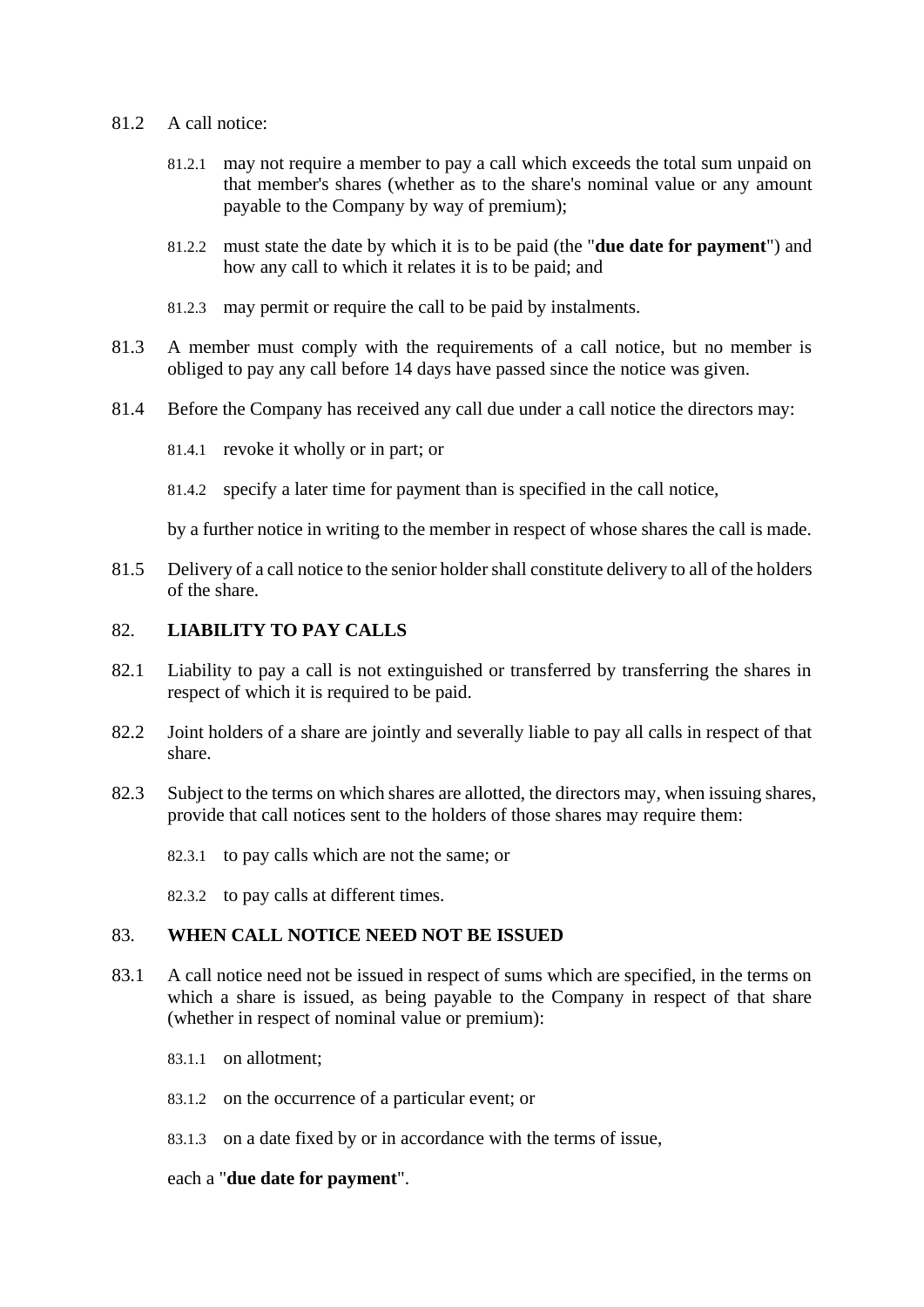81.2 A call notice:

81.2.1 may not require a member to pay a call which exceeds the total sum unpaid on that member's shares (whether as to the share's nominal value or any amount payable to the Company by way of premium);

81.2.2 must state the date by which it is to be paid (the "**due date for payment**") and how any call to which it relates it is to be paid; and

81.2.3 may permit or require the call to be paid by instalments.

81.3 A member must comply with the requirements of a call notice, but no member is obliged to pay any call before 14 days have passed since the notice was given.

81.4 Before the Company has received any call due under a call notice the directors may:

81.4.1 revoke it wholly or in part; or

81.4.2 specify a later time for payment than is specified in the call notice,

by a further notice in writing to the member in respect of whose shares the call is made.

81.5 Delivery of a call notice to the senior holder shall constitute delivery to all of the holders of the share.

## 82. LIABILITY TO PAY CALLS

82.1 Liability to pay a call is not extinguished or transferred by transferring the shares in respect of which it is required to be paid.

82.2 Joint holders of a share are jointly and severally liable to pay all calls in respect of that share.

82.3 Subject to the terms on which shares are allotted, the directors may, when issuing shares, provide that call notices sent to the holders of those shares may require them:

82.3.1 to pay calls which are not the same; or

82.3.2 to pay calls at different times.

## 83. WHEN CALL NOTICE NEED NOT BE ISSUED

83.1 A call notice need not be issued in respect of sums which are specified, in the terms on which a share is issued, as being payable to the Company in respect of that share (whether in respect of nominal value or premium):

83.1.1 on allotment;

83.1.2 on the occurrence of a particular event; or

83.1.3 on a date fixed by or in accordance with the terms of issue,

each a "**due date for payment**".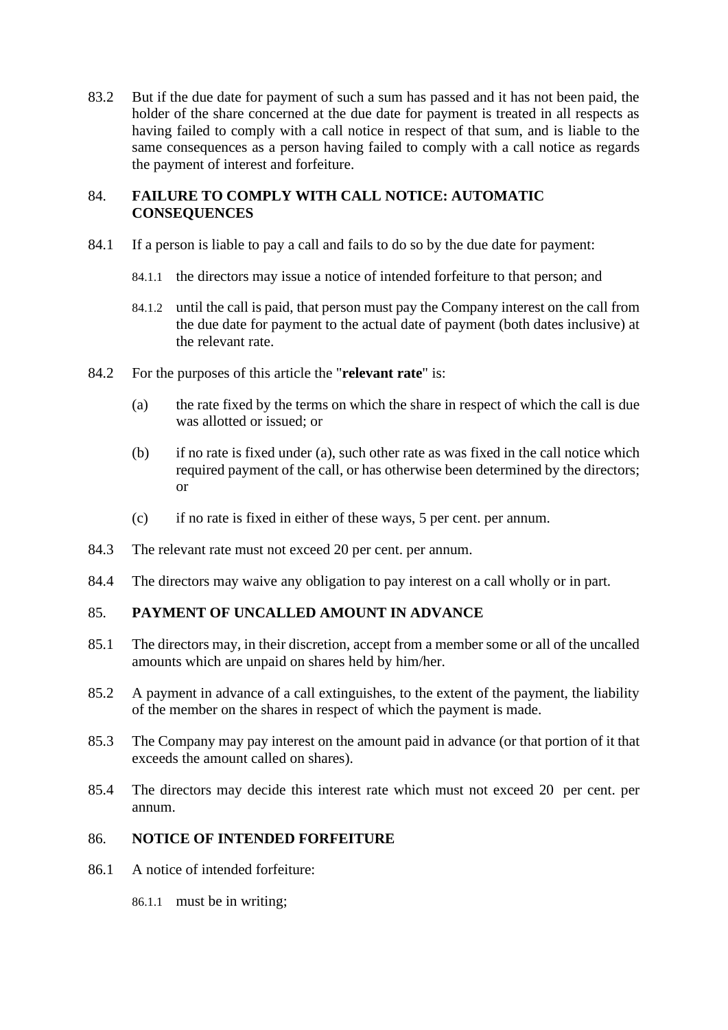83.2 But if the due date for payment of such a sum has passed and it has not been paid, the holder of the share concerned at the due date for payment is treated in all respects as having failed to comply with a call notice in respect of that sum, and is liable to the same consequences as a person having failed to comply with a call notice as regards the payment of interest and forfeiture.

## 84. FAILURE TO COMPLY WITH CALL NOTICE: AUTOMATIC CONSEQUENCES

84.1 If a person is liable to pay a call and fails to do so by the due date for payment:

84.1.1 the directors may issue a notice of intended forfeiture to that person; and

84.1.2 until the call is paid, that person must pay the Company interest on the call from the due date for payment to the actual date of payment (both dates inclusive) at the relevant rate.

84.2 For the purposes of this article the "**relevant rate**" is:

(a) the rate fixed by the terms on which the share in respect of which the call is due was allotted or issued; or

(b) if no rate is fixed under (a), such other rate as was fixed in the call notice which required payment of the call, or has otherwise been determined by the directors; or

(c) if no rate is fixed in either of these ways, 5 per cent. per annum.

84.3 The relevant rate must not exceed 20 per cent. per annum.

84.4 The directors may waive any obligation to pay interest on a call wholly or in part.

## 85. PAYMENT OF UNCALLED AMOUNT IN ADVANCE

85.1 The directors may, in their discretion, accept from a member some or all of the uncalled amounts which are unpaid on shares held by him/her.

85.2 A payment in advance of a call extinguishes, to the extent of the payment, the liability of the member on the shares in respect of which the payment is made.

85.3 The Company may pay interest on the amount paid in advance (or that portion of it that exceeds the amount called on shares).

85.4 The directors may decide this interest rate which must not exceed 20 per cent. per annum.

## 86. NOTICE OF INTENDED FORFEITURE

86.1 A notice of intended forfeiture:

86.1.1 must be in writing;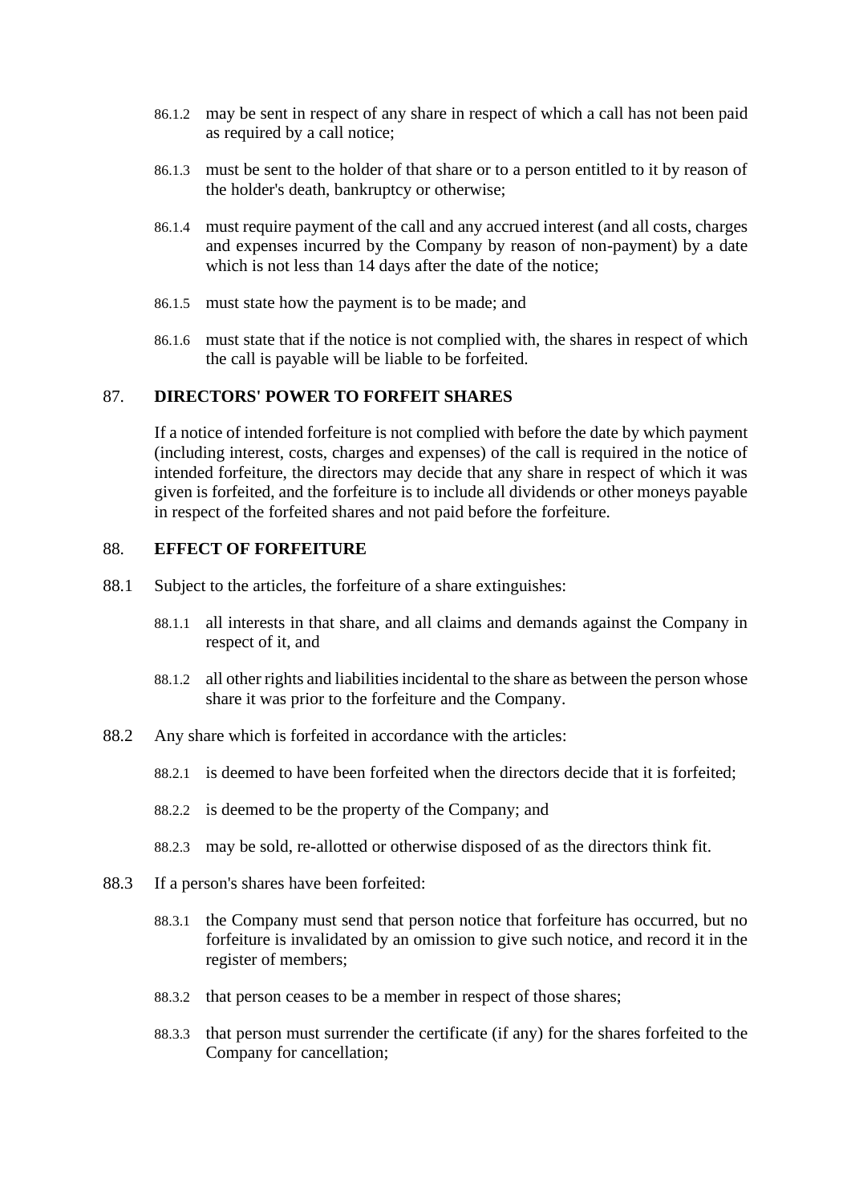86.1.2 may be sent in respect of any share in respect of which a call has not been paid as required by a call notice;

86.1.3 must be sent to the holder of that share or to a person entitled to it by reason of the holder's death, bankruptcy or otherwise;

86.1.4 must require payment of the call and any accrued interest (and all costs, charges and expenses incurred by the Company by reason of non-payment) by a date which is not less than 14 days after the date of the notice;

86.1.5 must state how the payment is to be made; and

86.1.6 must state that if the notice is not complied with, the shares in respect of which the call is payable will be liable to be forfeited.

## 87. DIRECTORS' POWER TO FORFEIT SHARES

If a notice of intended forfeiture is not complied with before the date by which payment (including interest, costs, charges and expenses) of the call is required in the notice of intended forfeiture, the directors may decide that any share in respect of which it was given is forfeited, and the forfeiture is to include all dividends or other moneys payable in respect of the forfeited shares and not paid before the forfeiture.

## 88. EFFECT OF FORFEITURE

88.1 Subject to the articles, the forfeiture of a share extinguishes:

88.1.1 all interests in that share, and all claims and demands against the Company in respect of it, and

88.1.2 all other rights and liabilities incidental to the share as between the person whose share it was prior to the forfeiture and the Company.

88.2 Any share which is forfeited in accordance with the articles:

88.2.1 is deemed to have been forfeited when the directors decide that it is forfeited;

88.2.2 is deemed to be the property of the Company; and

88.2.3 may be sold, re-allotted or otherwise disposed of as the directors think fit.

88.3 If a person's shares have been forfeited:

88.3.1 the Company must send that person notice that forfeiture has occurred, but no forfeiture is invalidated by an omission to give such notice, and record it in the register of members;

88.3.2 that person ceases to be a member in respect of those shares;

88.3.3 that person must surrender the certificate (if any) for the shares forfeited to the Company for cancellation;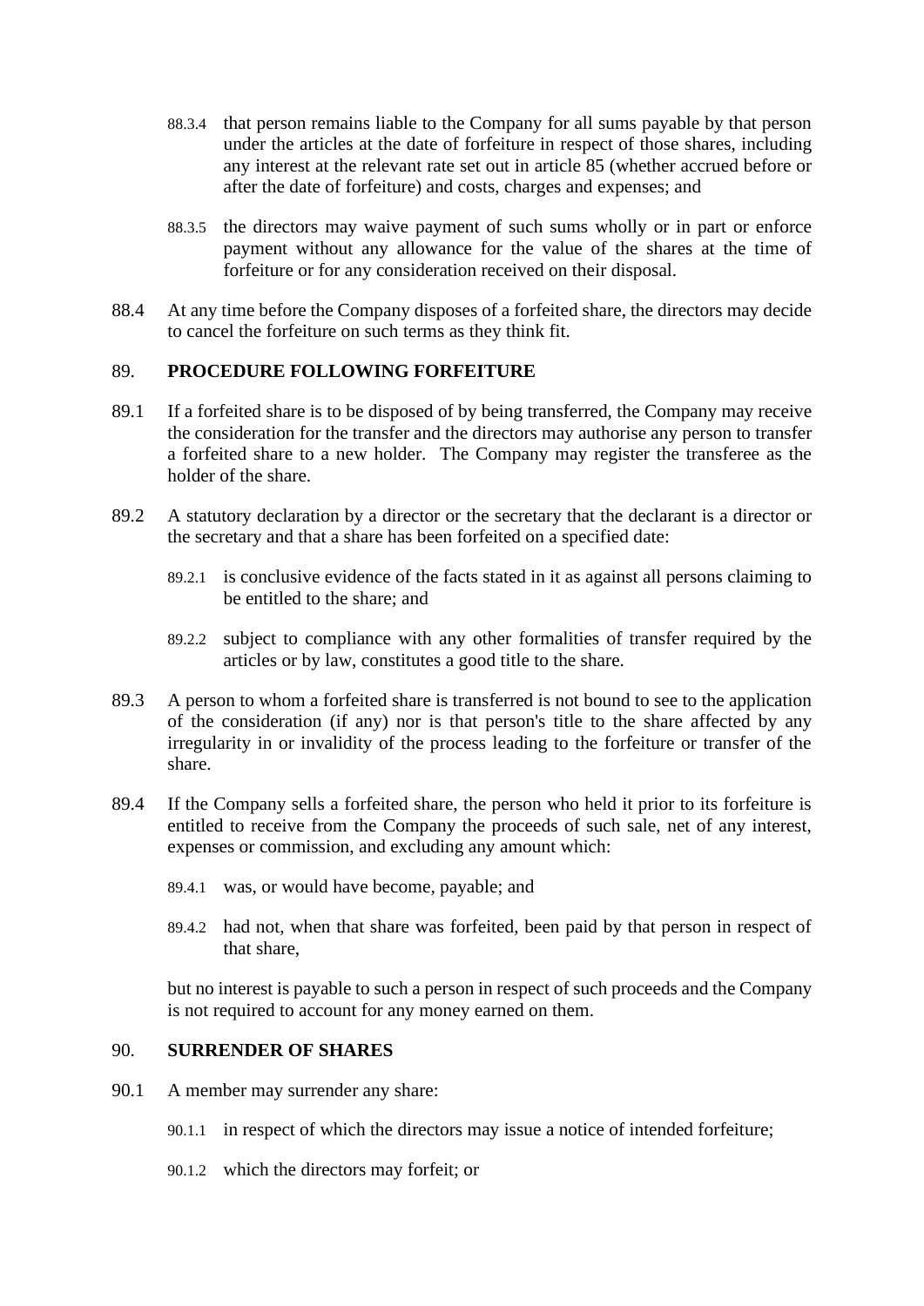88.3.4 that person remains liable to the Company for all sums payable by that person under the articles at the date of forfeiture in respect of those shares, including any interest at the relevant rate set out in article 85 (whether accrued before or after the date of forfeiture) and costs, charges and expenses; and

88.3.5 the directors may waive payment of such sums wholly or in part or enforce payment without any allowance for the value of the shares at the time of forfeiture or for any consideration received on their disposal.

88.4 At any time before the Company disposes of a forfeited share, the directors may decide to cancel the forfeiture on such terms as they think fit.

## 89. PROCEDURE FOLLOWING FORFEITURE

89.1 If a forfeited share is to be disposed of by being transferred, the Company may receive the consideration for the transfer and the directors may authorise any person to transfer a forfeited share to a new holder. The Company may register the transferee as the holder of the share.

89.2 A statutory declaration by a director or the secretary that the declarant is a director or the secretary and that a share has been forfeited on a specified date:

89.2.1 is conclusive evidence of the facts stated in it as against all persons claiming to be entitled to the share; and

89.2.2 subject to compliance with any other formalities of transfer required by the articles or by law, constitutes a good title to the share.

89.3 A person to whom a forfeited share is transferred is not bound to see to the application of the consideration (if any) nor is that person's title to the share affected by any irregularity in or invalidity of the process leading to the forfeiture or transfer of the share.

89.4 If the Company sells a forfeited share, the person who held it prior to its forfeiture is entitled to receive from the Company the proceeds of such sale, net of any interest, expenses or commission, and excluding any amount which:

89.4.1 was, or would have become, payable; and

89.4.2 had not, when that share was forfeited, been paid by that person in respect of that share,

but no interest is payable to such a person in respect of such proceeds and the Company is not required to account for any money earned on them.

## 90. SURRENDER OF SHARES

90.1 A member may surrender any share:

90.1.1 in respect of which the directors may issue a notice of intended forfeiture;

90.1.2 which the directors may forfeit; or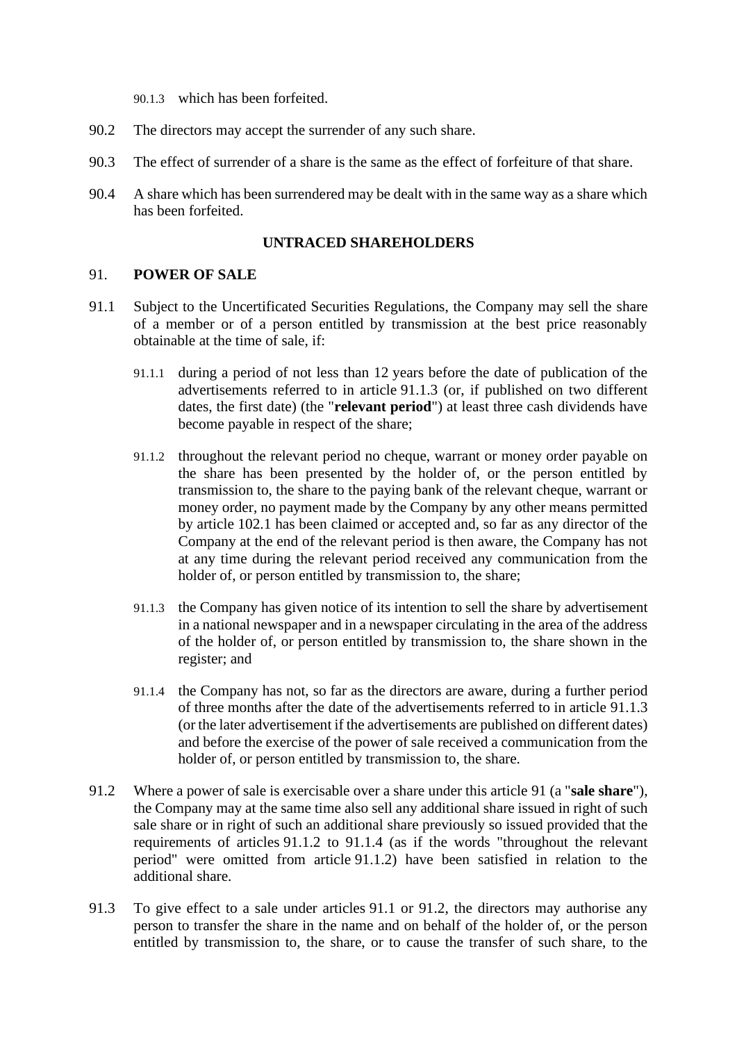90.1.3 which has been forfeited.

90.2 The directors may accept the surrender of any such share.

90.3 The effect of surrender of a share is the same as the effect of forfeiture of that share.

90.4 A share which has been surrendered may be dealt with in the same way as a share which has been forfeited.

**UNTRACED SHAREHOLDERS**

91. **POWER OF SALE**

91.1 Subject to the Uncertificated Securities Regulations, the Company may sell the share of a member or of a person entitled by transmission at the best price reasonably obtainable at the time of sale, if:

91.1.1 during a period of not less than 12 years before the date of publication of the advertisements referred to in article 91.1.3 (or, if published on two different dates, the first date) (the "**relevant period**") at least three cash dividends have become payable in respect of the share;

91.1.2 throughout the relevant period no cheque, warrant or money order payable on the share has been presented by the holder of, or the person entitled by transmission to, the share to the paying bank of the relevant cheque, warrant or money order, no payment made by the Company by any other means permitted by article 102.1 has been claimed or accepted and, so far as any director of the Company at the end of the relevant period is then aware, the Company has not at any time during the relevant period received any communication from the holder of, or person entitled by transmission to, the share;

91.1.3 the Company has given notice of its intention to sell the share by advertisement in a national newspaper and in a newspaper circulating in the area of the address of the holder of, or person entitled by transmission to, the share shown in the register; and

91.1.4 the Company has not, so far as the directors are aware, during a further period of three months after the date of the advertisements referred to in article 91.1.3 (or the later advertisement if the advertisements are published on different dates) and before the exercise of the power of sale received a communication from the holder of, or person entitled by transmission to, the share.

91.2 Where a power of sale is exercisable over a share under this article 91 (a "**sale share**"), the Company may at the same time also sell any additional share issued in right of such sale share or in right of such an additional share previously so issued provided that the requirements of articles 91.1.2 to 91.1.4 (as if the words "throughout the relevant period" were omitted from article 91.1.2) have been satisfied in relation to the additional share.

91.3 To give effect to a sale under articles 91.1 or 91.2, the directors may authorise any person to transfer the share in the name and on behalf of the holder of, or the person entitled by transmission to, the share, or to cause the transfer of such share, to the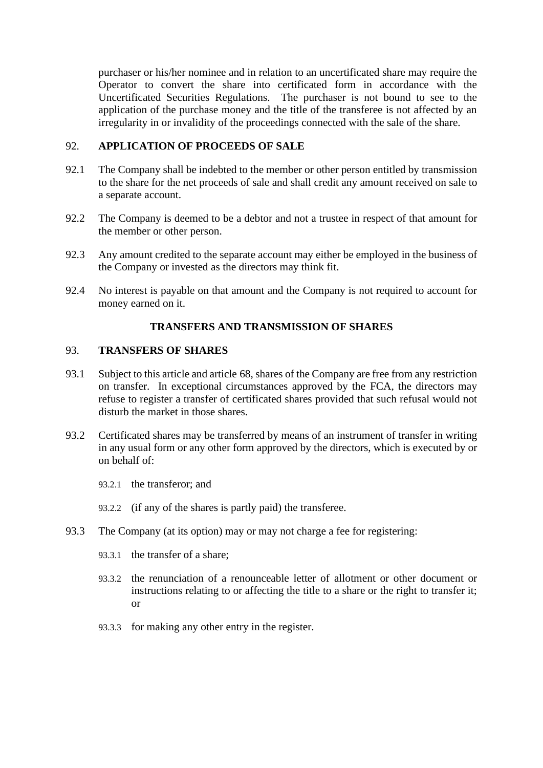purchaser or his/her nominee and in relation to an uncertificated share may require the Operator to convert the share into certificated form in accordance with the Uncertificated Securities Regulations. The purchaser is not bound to see to the application of the purchase money and the title of the transferee is not affected by an irregularity in or invalidity of the proceedings connected with the sale of the share.

## 92. APPLICATION OF PROCEEDS OF SALE

92.1 The Company shall be indebted to the member or other person entitled by transmission to the share for the net proceeds of sale and shall credit any amount received on sale to a separate account.

92.2 The Company is deemed to be a debtor and not a trustee in respect of that amount for the member or other person.

92.3 Any amount credited to the separate account may either be employed in the business of the Company or invested as the directors may think fit.

92.4 No interest is payable on that amount and the Company is not required to account for money earned on it.

# TRANSFERS AND TRANSMISSION OF SHARES

## 93. TRANSFERS OF SHARES

93.1 Subject to this article and article 68, shares of the Company are free from any restriction on transfer. In exceptional circumstances approved by the FCA, the directors may refuse to register a transfer of certificated shares provided that such refusal would not disturb the market in those shares.

93.2 Certificated shares may be transferred by means of an instrument of transfer in writing in any usual form or any other form approved by the directors, which is executed by or on behalf of:

93.2.1 the transferor; and

93.2.2 (if any of the shares is partly paid) the transferee.

93.3 The Company (at its option) may or may not charge a fee for registering:

93.3.1 the transfer of a share;

93.3.2 the renunciation of a renounceable letter of allotment or other document or instructions relating to or affecting the title to a share or the right to transfer it; or

93.3.3 for making any other entry in the register.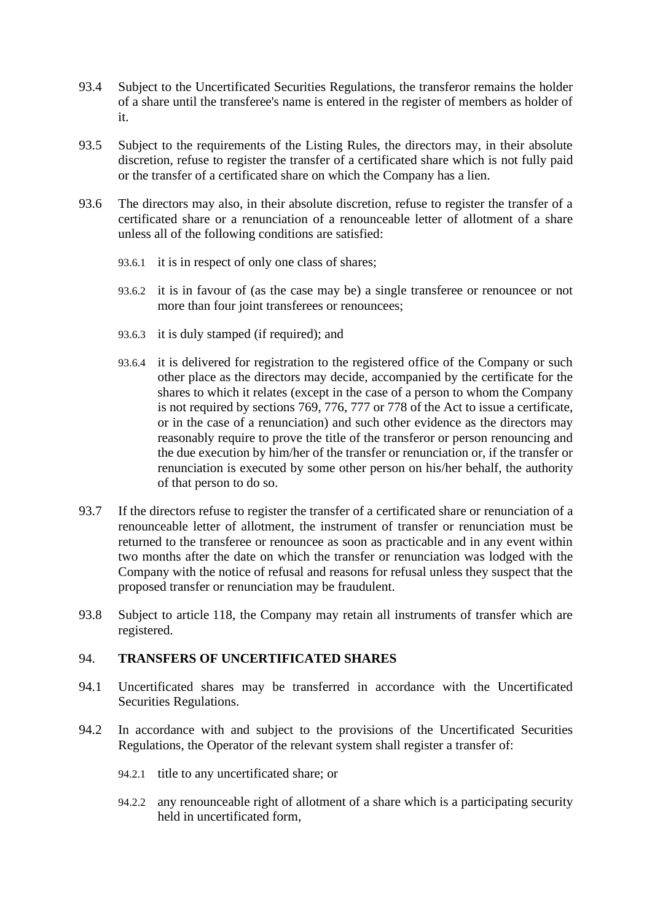93.4 Subject to the Uncertificated Securities Regulations, the transferor remains the holder of a share until the transferee's name is entered in the register of members as holder of it.

93.5 Subject to the requirements of the Listing Rules, the directors may, in their absolute discretion, refuse to register the transfer of a certificated share which is not fully paid or the transfer of a certificated share on which the Company has a lien.

93.6 The directors may also, in their absolute discretion, refuse to register the transfer of a certificated share or a renunciation of a renounceable letter of allotment of a share unless all of the following conditions are satisfied:

93.6.1 it is in respect of only one class of shares;

93.6.2 it is in favour of (as the case may be) a single transferee or renouncee or not more than four joint transferees or renouncees;

93.6.3 it is duly stamped (if required); and

93.6.4 it is delivered for registration to the registered office of the Company or such other place as the directors may decide, accompanied by the certificate for the shares to which it relates (except in the case of a person to whom the Company is not required by sections 769, 776, 777 or 778 of the Act to issue a certificate, or in the case of a renunciation) and such other evidence as the directors may reasonably require to prove the title of the transferor or person renouncing and the due execution by him/her of the transfer or renunciation or, if the transfer or renunciation is executed by some other person on his/her behalf, the authority of that person to do so.

93.7 If the directors refuse to register the transfer of a certificated share or renunciation of a renounceable letter of allotment, the instrument of transfer or renunciation must be returned to the transferee or renouncee as soon as practicable and in any event within two months after the date on which the transfer or renunciation was lodged with the Company with the notice of refusal and reasons for refusal unless they suspect that the proposed transfer or renunciation may be fraudulent.

93.8 Subject to article 118, the Company may retain all instruments of transfer which are registered.

## 94. TRANSFERS OF UNCERTIFICATED SHARES

94.1 Uncertificated shares may be transferred in accordance with the Uncertificated Securities Regulations.

94.2 In accordance with and subject to the provisions of the Uncertificated Securities Regulations, the Operator of the relevant system shall register a transfer of:

94.2.1 title to any uncertificated share; or

94.2.2 any renounceable right of allotment of a share which is a participating security held in uncertificated form,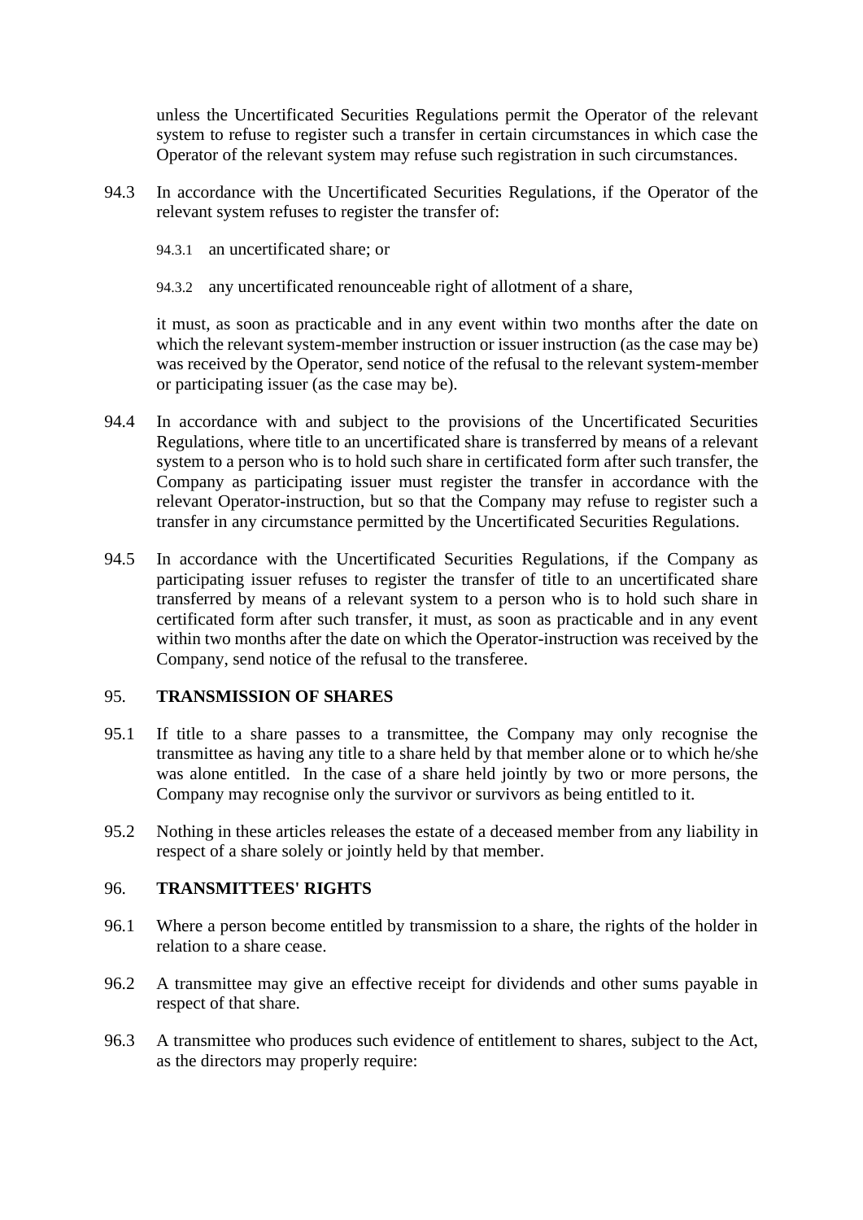unless the Uncertificated Securities Regulations permit the Operator of the relevant system to refuse to register such a transfer in certain circumstances in which case the Operator of the relevant system may refuse such registration in such circumstances.

94.3 In accordance with the Uncertificated Securities Regulations, if the Operator of the relevant system refuses to register the transfer of:

94.3.1 an uncertificated share; or

94.3.2 any uncertificated renounceable right of allotment of a share,

it must, as soon as practicable and in any event within two months after the date on which the relevant system-member instruction or issuer instruction (as the case may be) was received by the Operator, send notice of the refusal to the relevant system-member or participating issuer (as the case may be).

94.4 In accordance with and subject to the provisions of the Uncertificated Securities Regulations, where title to an uncertificated share is transferred by means of a relevant system to a person who is to hold such share in certificated form after such transfer, the Company as participating issuer must register the transfer in accordance with the relevant Operator-instruction, but so that the Company may refuse to register such a transfer in any circumstance permitted by the Uncertificated Securities Regulations.

94.5 In accordance with the Uncertificated Securities Regulations, if the Company as participating issuer refuses to register the transfer of title to an uncertificated share transferred by means of a relevant system to a person who is to hold such share in certificated form after such transfer, it must, as soon as practicable and in any event within two months after the date on which the Operator-instruction was received by the Company, send notice of the refusal to the transferee.

## 95. TRANSMISSION OF SHARES

95.1 If title to a share passes to a transmittee, the Company may only recognise the transmittee as having any title to a share held by that member alone or to which he/she was alone entitled. In the case of a share held jointly by two or more persons, the Company may recognise only the survivor or survivors as being entitled to it.

95.2 Nothing in these articles releases the estate of a deceased member from any liability in respect of a share solely or jointly held by that member.

## 96. TRANSMITTEES' RIGHTS

96.1 Where a person become entitled by transmission to a share, the rights of the holder in relation to a share cease.

96.2 A transmittee may give an effective receipt for dividends and other sums payable in respect of that share.

96.3 A transmittee who produces such evidence of entitlement to shares, subject to the Act, as the directors may properly require: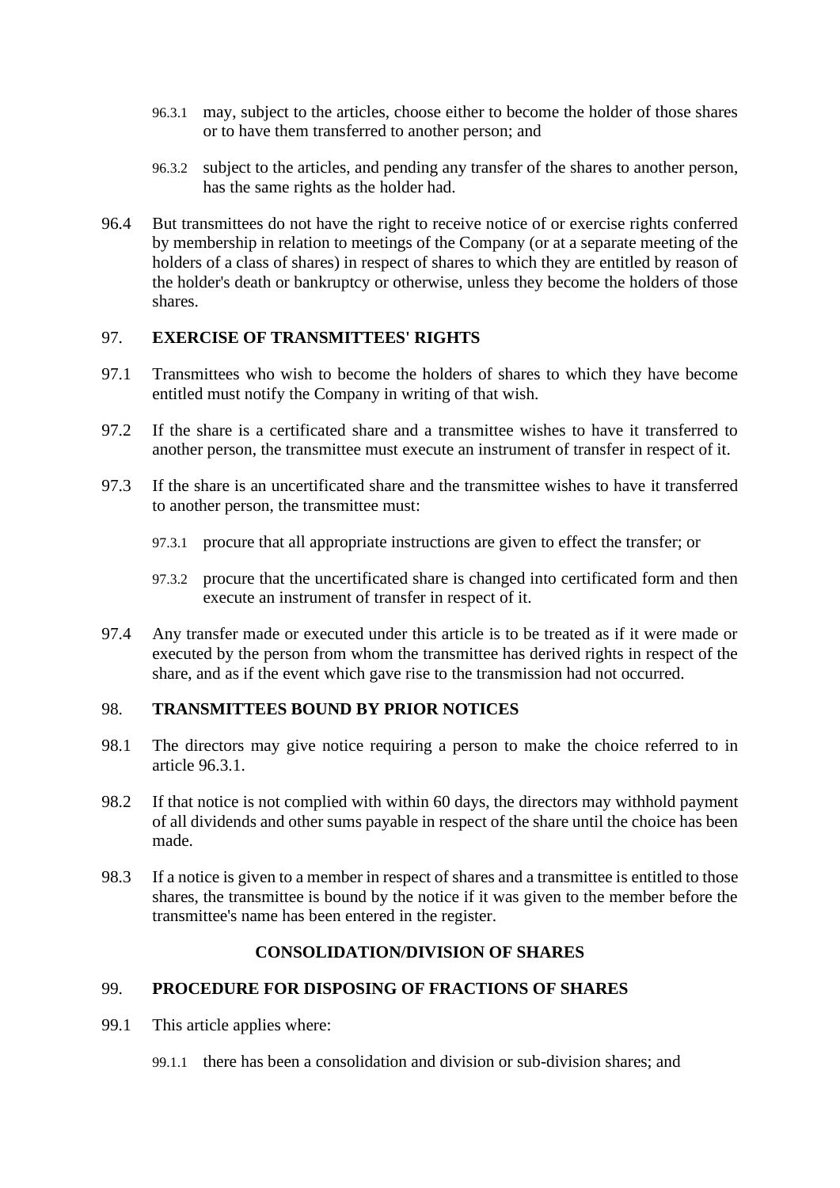96.3.1 may, subject to the articles, choose either to become the holder of those shares or to have them transferred to another person; and

96.3.2 subject to the articles, and pending any transfer of the shares to another person, has the same rights as the holder had.

96.4 But transmittees do not have the right to receive notice of or exercise rights conferred by membership in relation to meetings of the Company (or at a separate meeting of the holders of a class of shares) in respect of shares to which they are entitled by reason of the holder's death or bankruptcy or otherwise, unless they become the holders of those shares.

## 97. EXERCISE OF TRANSMITTEES' RIGHTS

97.1 Transmittees who wish to become the holders of shares to which they have become entitled must notify the Company in writing of that wish.

97.2 If the share is a certificated share and a transmittee wishes to have it transferred to another person, the transmittee must execute an instrument of transfer in respect of it.

97.3 If the share is an uncertificated share and the transmittee wishes to have it transferred to another person, the transmittee must:

97.3.1 procure that all appropriate instructions are given to effect the transfer; or

97.3.2 procure that the uncertificated share is changed into certificated form and then execute an instrument of transfer in respect of it.

97.4 Any transfer made or executed under this article is to be treated as if it were made or executed by the person from whom the transmittee has derived rights in respect of the share, and as if the event which gave rise to the transmission had not occurred.

## 98. TRANSMITTEES BOUND BY PRIOR NOTICES

98.1 The directors may give notice requiring a person to make the choice referred to in article 96.3.1.

98.2 If that notice is not complied with within 60 days, the directors may withhold payment of all dividends and other sums payable in respect of the share until the choice has been made.

98.3 If a notice is given to a member in respect of shares and a transmittee is entitled to those shares, the transmittee is bound by the notice if it was given to the member before the transmittee's name has been entered in the register.

## CONSOLIDATION/DIVISION OF SHARES

## 99. PROCEDURE FOR DISPOSING OF FRACTIONS OF SHARES

99.1 This article applies where:

99.1.1 there has been a consolidation and division or sub-division shares; and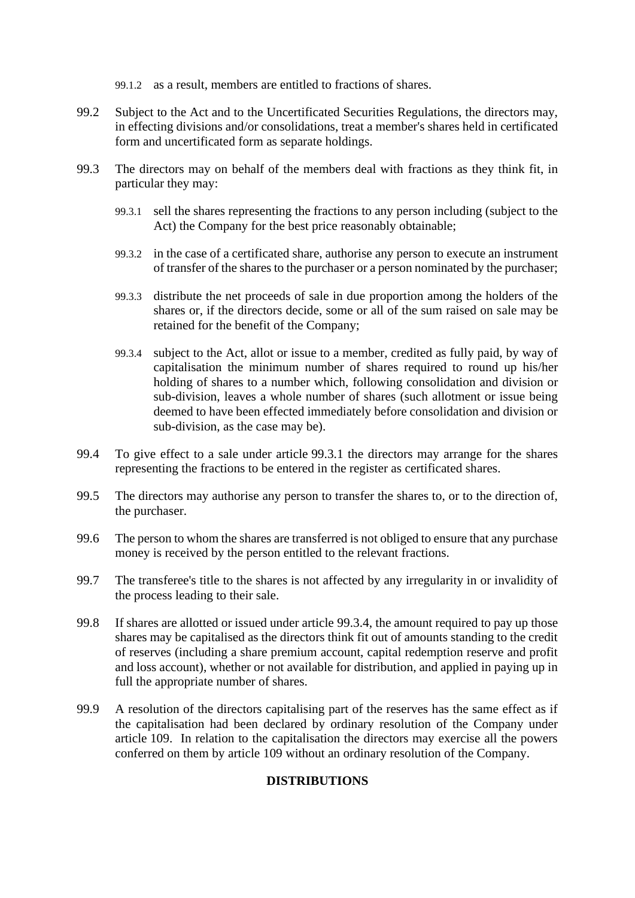99.1.2 as a result, members are entitled to fractions of shares.

99.2 Subject to the Act and to the Uncertificated Securities Regulations, the directors may, in effecting divisions and/or consolidations, treat a member's shares held in certificated form and uncertificated form as separate holdings.

99.3 The directors may on behalf of the members deal with fractions as they think fit, in particular they may:

99.3.1 sell the shares representing the fractions to any person including (subject to the Act) the Company for the best price reasonably obtainable;

99.3.2 in the case of a certificated share, authorise any person to execute an instrument of transfer of the shares to the purchaser or a person nominated by the purchaser;

99.3.3 distribute the net proceeds of sale in due proportion among the holders of the shares or, if the directors decide, some or all of the sum raised on sale may be retained for the benefit of the Company;

99.3.4 subject to the Act, allot or issue to a member, credited as fully paid, by way of capitalisation the minimum number of shares required to round up his/her holding of shares to a number which, following consolidation and division or sub-division, leaves a whole number of shares (such allotment or issue being deemed to have been effected immediately before consolidation and division or sub-division, as the case may be).

99.4 To give effect to a sale under article 99.3.1 the directors may arrange for the shares representing the fractions to be entered in the register as certificated shares.

99.5 The directors may authorise any person to transfer the shares to, or to the direction of, the purchaser.

99.6 The person to whom the shares are transferred is not obliged to ensure that any purchase money is received by the person entitled to the relevant fractions.

99.7 The transferee's title to the shares is not affected by any irregularity in or invalidity of the process leading to their sale.

99.8 If shares are allotted or issued under article 99.3.4, the amount required to pay up those shares may be capitalised as the directors think fit out of amounts standing to the credit of reserves (including a share premium account, capital redemption reserve and profit and loss account), whether or not available for distribution, and applied in paying up in full the appropriate number of shares.

99.9 A resolution of the directors capitalising part of the reserves has the same effect as if the capitalisation had been declared by ordinary resolution of the Company under article 109. In relation to the capitalisation the directors may exercise all the powers conferred on them by article 109 without an ordinary resolution of the Company.

## DISTRIBUTIONS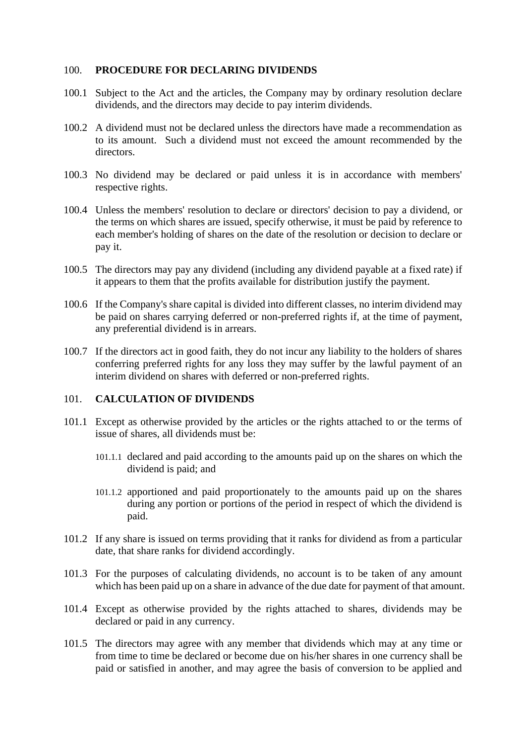## 100. PROCEDURE FOR DECLARING DIVIDENDS

100.1 Subject to the Act and the articles, the Company may by ordinary resolution declare dividends, and the directors may decide to pay interim dividends.

100.2 A dividend must not be declared unless the directors have made a recommendation as to its amount. Such a dividend must not exceed the amount recommended by the directors.

100.3 No dividend may be declared or paid unless it is in accordance with members' respective rights.

100.4 Unless the members' resolution to declare or directors' decision to pay a dividend, or the terms on which shares are issued, specify otherwise, it must be paid by reference to each member's holding of shares on the date of the resolution or decision to declare or pay it.

100.5 The directors may pay any dividend (including any dividend payable at a fixed rate) if it appears to them that the profits available for distribution justify the payment.

100.6 If the Company's share capital is divided into different classes, no interim dividend may be paid on shares carrying deferred or non-preferred rights if, at the time of payment, any preferential dividend is in arrears.

100.7 If the directors act in good faith, they do not incur any liability to the holders of shares conferring preferred rights for any loss they may suffer by the lawful payment of an interim dividend on shares with deferred or non-preferred rights.

## 101. CALCULATION OF DIVIDENDS

101.1 Except as otherwise provided by the articles or the rights attached to or the terms of issue of shares, all dividends must be:

101.1.1 declared and paid according to the amounts paid up on the shares on which the dividend is paid; and

101.1.2 apportioned and paid proportionately to the amounts paid up on the shares during any portion or portions of the period in respect of which the dividend is paid.

101.2 If any share is issued on terms providing that it ranks for dividend as from a particular date, that share ranks for dividend accordingly.

101.3 For the purposes of calculating dividends, no account is to be taken of any amount which has been paid up on a share in advance of the due date for payment of that amount.

101.4 Except as otherwise provided by the rights attached to shares, dividends may be declared or paid in any currency.

101.5 The directors may agree with any member that dividends which may at any time or from time to time be declared or become due on his/her shares in one currency shall be paid or satisfied in another, and may agree the basis of conversion to be applied and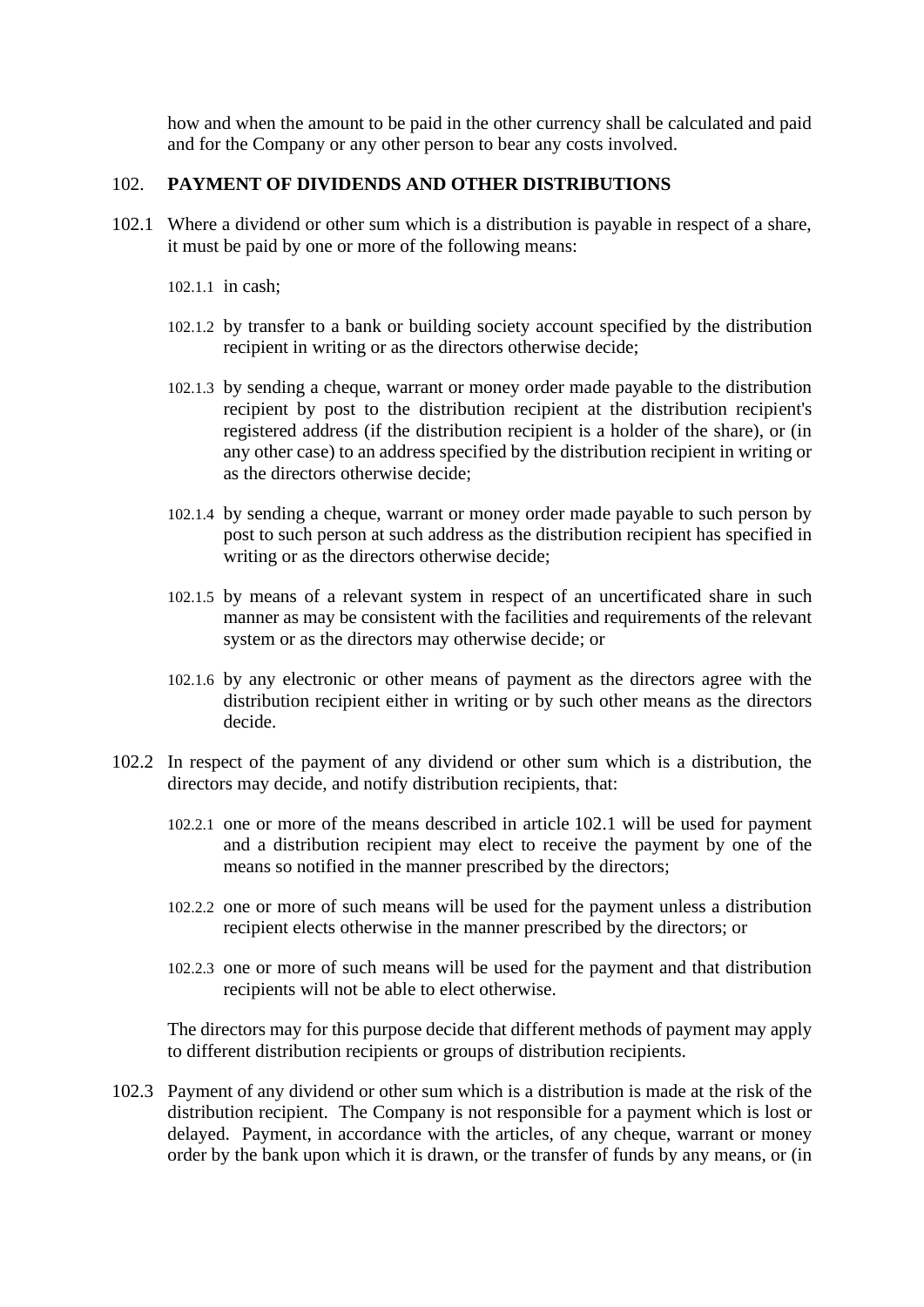how and when the amount to be paid in the other currency shall be calculated and paid and for the Company or any other person to bear any costs involved.

## 102. PAYMENT OF DIVIDENDS AND OTHER DISTRIBUTIONS

102.1 Where a dividend or other sum which is a distribution is payable in respect of a share, it must be paid by one or more of the following means:

102.1.1 in cash;

102.1.2 by transfer to a bank or building society account specified by the distribution recipient in writing or as the directors otherwise decide;

102.1.3 by sending a cheque, warrant or money order made payable to the distribution recipient by post to the distribution recipient at the distribution recipient's registered address (if the distribution recipient is a holder of the share), or (in any other case) to an address specified by the distribution recipient in writing or as the directors otherwise decide;

102.1.4 by sending a cheque, warrant or money order made payable to such person by post to such person at such address as the distribution recipient has specified in writing or as the directors otherwise decide;

102.1.5 by means of a relevant system in respect of an uncertificated share in such manner as may be consistent with the facilities and requirements of the relevant system or as the directors may otherwise decide; or

102.1.6 by any electronic or other means of payment as the directors agree with the distribution recipient either in writing or by such other means as the directors decide.

102.2 In respect of the payment of any dividend or other sum which is a distribution, the directors may decide, and notify distribution recipients, that:

102.2.1 one or more of the means described in article 102.1 will be used for payment and a distribution recipient may elect to receive the payment by one of the means so notified in the manner prescribed by the directors;

102.2.2 one or more of such means will be used for the payment unless a distribution recipient elects otherwise in the manner prescribed by the directors; or

102.2.3 one or more of such means will be used for the payment and that distribution recipients will not be able to elect otherwise.

The directors may for this purpose decide that different methods of payment may apply to different distribution recipients or groups of distribution recipients.

102.3 Payment of any dividend or other sum which is a distribution is made at the risk of the distribution recipient. The Company is not responsible for a payment which is lost or delayed. Payment, in accordance with the articles, of any cheque, warrant or money order by the bank upon which it is drawn, or the transfer of funds by any means, or (in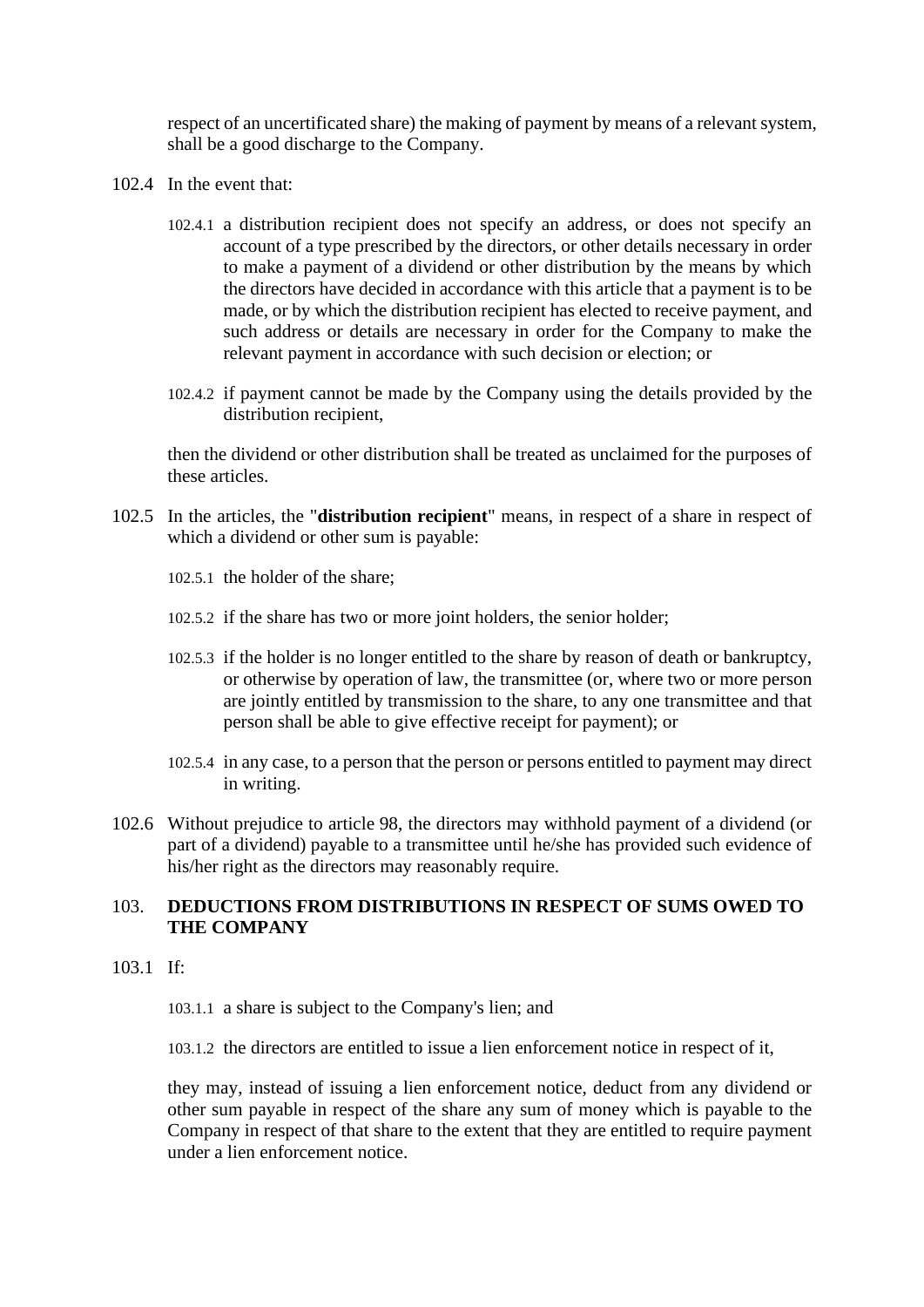respect of an uncertificated share) the making of payment by means of a relevant system, shall be a good discharge to the Company.

102.4 In the event that:

102.4.1 a distribution recipient does not specify an address, or does not specify an account of a type prescribed by the directors, or other details necessary in order to make a payment of a dividend or other distribution by the means by which the directors have decided in accordance with this article that a payment is to be made, or by which the distribution recipient has elected to receive payment, and such address or details are necessary in order for the Company to make the relevant payment in accordance with such decision or election; or

102.4.2 if payment cannot be made by the Company using the details provided by the distribution recipient,

then the dividend or other distribution shall be treated as unclaimed for the purposes of these articles.

102.5 In the articles, the "**distribution recipient**" means, in respect of a share in respect of which a dividend or other sum is payable:

102.5.1 the holder of the share;

102.5.2 if the share has two or more joint holders, the senior holder;

102.5.3 if the holder is no longer entitled to the share by reason of death or bankruptcy, or otherwise by operation of law, the transmittee (or, where two or more person are jointly entitled by transmission to the share, to any one transmittee and that person shall be able to give effective receipt for payment); or

102.5.4 in any case, to a person that the person or persons entitled to payment may direct in writing.

102.6 Without prejudice to article 98, the directors may withhold payment of a dividend (or part of a dividend) payable to a transmittee until he/she has provided such evidence of his/her right as the directors may reasonably require.

## 103. DEDUCTIONS FROM DISTRIBUTIONS IN RESPECT OF SUMS OWED TO THE COMPANY

103.1 If:

103.1.1 a share is subject to the Company's lien; and

103.1.2 the directors are entitled to issue a lien enforcement notice in respect of it,

they may, instead of issuing a lien enforcement notice, deduct from any dividend or other sum payable in respect of the share any sum of money which is payable to the Company in respect of that share to the extent that they are entitled to require payment under a lien enforcement notice.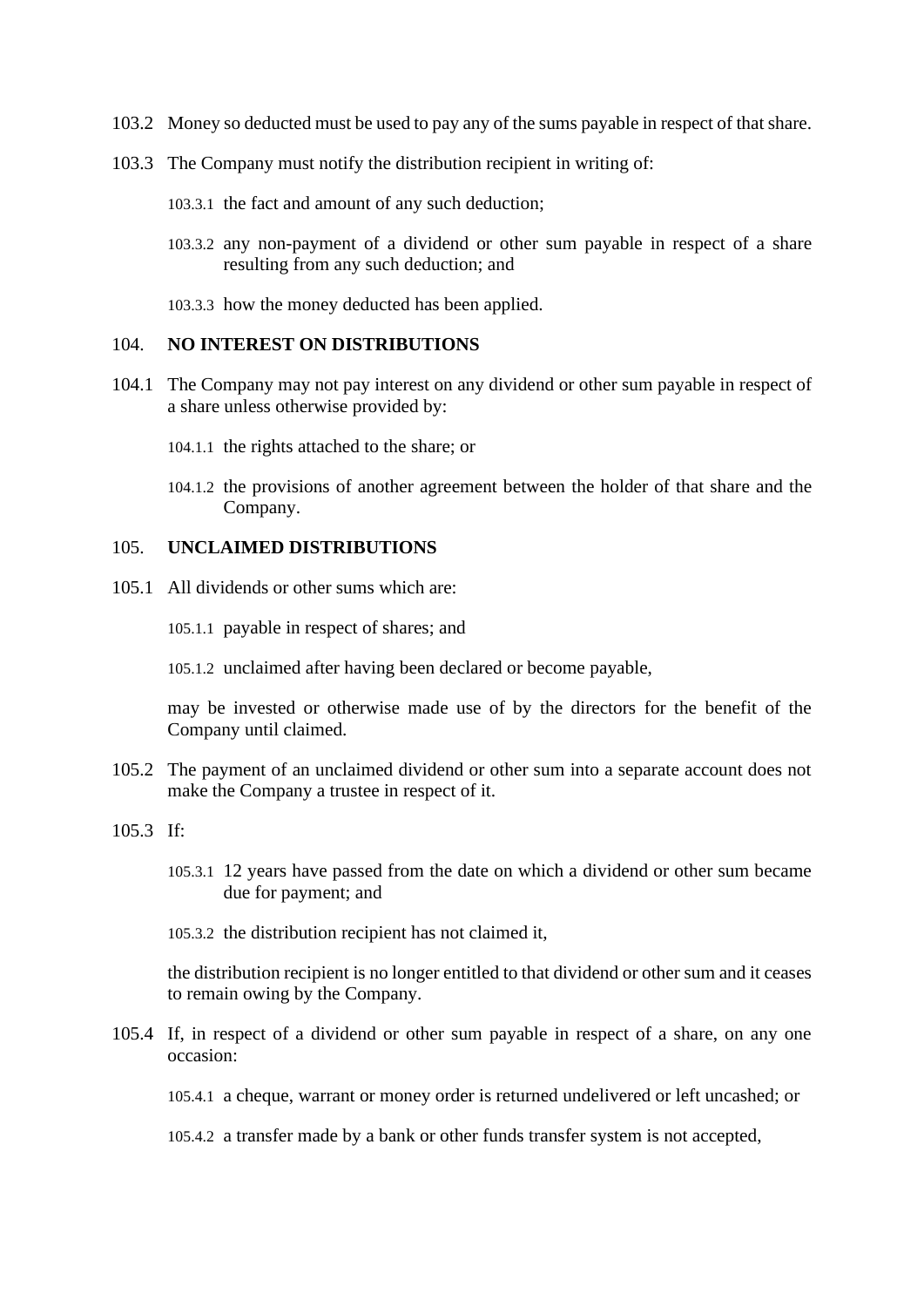103.2 Money so deducted must be used to pay any of the sums payable in respect of that share.

103.3 The Company must notify the distribution recipient in writing of:

103.3.1 the fact and amount of any such deduction;

103.3.2 any non-payment of a dividend or other sum payable in respect of a share resulting from any such deduction; and

103.3.3 how the money deducted has been applied.

### 104. NO INTEREST ON DISTRIBUTIONS

104.1 The Company may not pay interest on any dividend or other sum payable in respect of a share unless otherwise provided by:

104.1.1 the rights attached to the share; or

104.1.2 the provisions of another agreement between the holder of that share and the Company.

### 105. UNCLAIMED DISTRIBUTIONS

105.1 All dividends or other sums which are:

105.1.1 payable in respect of shares; and

105.1.2 unclaimed after having been declared or become payable,

may be invested or otherwise made use of by the directors for the benefit of the Company until claimed.

105.2 The payment of an unclaimed dividend or other sum into a separate account does not make the Company a trustee in respect of it.

105.3 If:

105.3.1 12 years have passed from the date on which a dividend or other sum became due for payment; and

105.3.2 the distribution recipient has not claimed it,

the distribution recipient is no longer entitled to that dividend or other sum and it ceases to remain owing by the Company.

105.4 If, in respect of a dividend or other sum payable in respect of a share, on any one occasion:

105.4.1 a cheque, warrant or money order is returned undelivered or left uncashed; or

105.4.2 a transfer made by a bank or other funds transfer system is not accepted,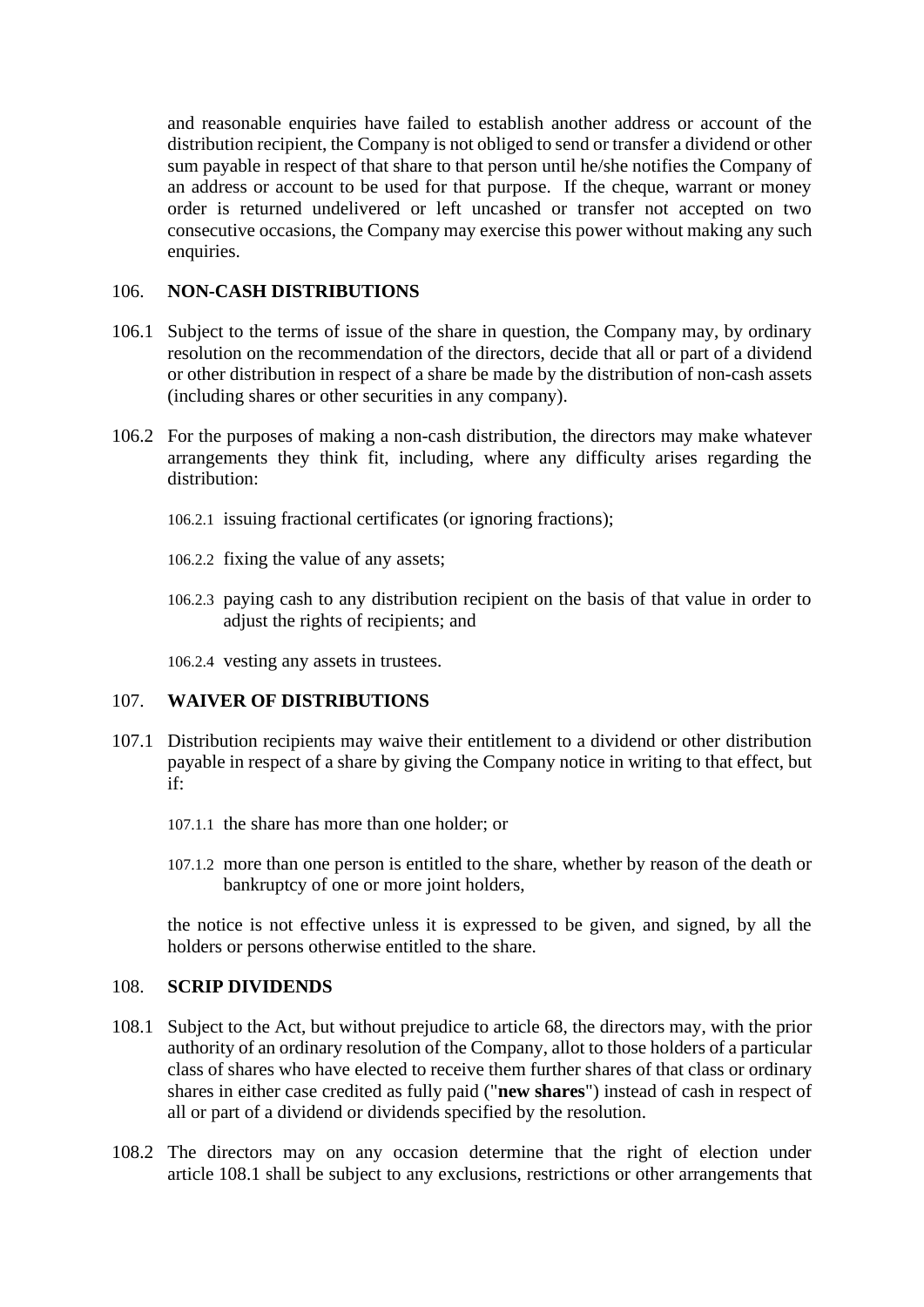and reasonable enquiries have failed to establish another address or account of the distribution recipient, the Company is not obliged to send or transfer a dividend or other sum payable in respect of that share to that person until he/she notifies the Company of an address or account to be used for that purpose. If the cheque, warrant or money order is returned undelivered or left uncashed or transfer not accepted on two consecutive occasions, the Company may exercise this power without making any such enquiries.

## 106. NON-CASH DISTRIBUTIONS

106.1 Subject to the terms of issue of the share in question, the Company may, by ordinary resolution on the recommendation of the directors, decide that all or part of a dividend or other distribution in respect of a share be made by the distribution of non-cash assets (including shares or other securities in any company).

106.2 For the purposes of making a non-cash distribution, the directors may make whatever arrangements they think fit, including, where any difficulty arises regarding the distribution:

106.2.1 issuing fractional certificates (or ignoring fractions);

106.2.2 fixing the value of any assets;

106.2.3 paying cash to any distribution recipient on the basis of that value in order to adjust the rights of recipients; and

106.2.4 vesting any assets in trustees.

## 107. WAIVER OF DISTRIBUTIONS

107.1 Distribution recipients may waive their entitlement to a dividend or other distribution payable in respect of a share by giving the Company notice in writing to that effect, but if:

107.1.1 the share has more than one holder; or

107.1.2 more than one person is entitled to the share, whether by reason of the death or bankruptcy of one or more joint holders,

the notice is not effective unless it is expressed to be given, and signed, by all the holders or persons otherwise entitled to the share.

## 108. SCRIP DIVIDENDS

108.1 Subject to the Act, but without prejudice to article 68, the directors may, with the prior authority of an ordinary resolution of the Company, allot to those holders of a particular class of shares who have elected to receive them further shares of that class or ordinary shares in either case credited as fully paid ("**new shares**") instead of cash in respect of all or part of a dividend or dividends specified by the resolution.

108.2 The directors may on any occasion determine that the right of election under article 108.1 shall be subject to any exclusions, restrictions or other arrangements that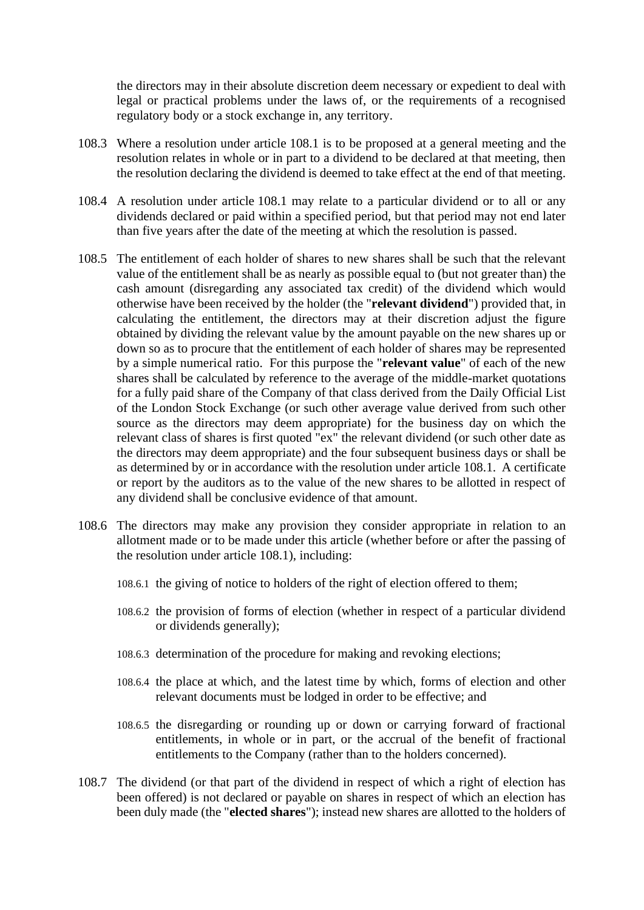the directors may in their absolute discretion deem necessary or expedient to deal with legal or practical problems under the laws of, or the requirements of a recognised regulatory body or a stock exchange in, any territory.

108.3 Where a resolution under article 108.1 is to be proposed at a general meeting and the resolution relates in whole or in part to a dividend to be declared at that meeting, then the resolution declaring the dividend is deemed to take effect at the end of that meeting.

108.4 A resolution under article 108.1 may relate to a particular dividend or to all or any dividends declared or paid within a specified period, but that period may not end later than five years after the date of the meeting at which the resolution is passed.

108.5 The entitlement of each holder of shares to new shares shall be such that the relevant value of the entitlement shall be as nearly as possible equal to (but not greater than) the cash amount (disregarding any associated tax credit) of the dividend which would otherwise have been received by the holder (the "**relevant dividend**") provided that, in calculating the entitlement, the directors may at their discretion adjust the figure obtained by dividing the relevant value by the amount payable on the new shares up or down so as to procure that the entitlement of each holder of shares may be represented by a simple numerical ratio. For this purpose the "**relevant value**" of each of the new shares shall be calculated by reference to the average of the middle-market quotations for a fully paid share of the Company of that class derived from the Daily Official List of the London Stock Exchange (or such other average value derived from such other source as the directors may deem appropriate) for the business day on which the relevant class of shares is first quoted "ex" the relevant dividend (or such other date as the directors may deem appropriate) and the four subsequent business days or shall be as determined by or in accordance with the resolution under article 108.1. A certificate or report by the auditors as to the value of the new shares to be allotted in respect of any dividend shall be conclusive evidence of that amount.

108.6 The directors may make any provision they consider appropriate in relation to an allotment made or to be made under this article (whether before or after the passing of the resolution under article 108.1), including:

108.6.1 the giving of notice to holders of the right of election offered to them;

108.6.2 the provision of forms of election (whether in respect of a particular dividend or dividends generally);

108.6.3 determination of the procedure for making and revoking elections;

108.6.4 the place at which, and the latest time by which, forms of election and other relevant documents must be lodged in order to be effective; and

108.6.5 the disregarding or rounding up or down or carrying forward of fractional entitlements, in whole or in part, or the accrual of the benefit of fractional entitlements to the Company (rather than to the holders concerned).

108.7 The dividend (or that part of the dividend in respect of which a right of election has been offered) is not declared or payable on shares in respect of which an election has been duly made (the "**elected shares**"); instead new shares are allotted to the holders of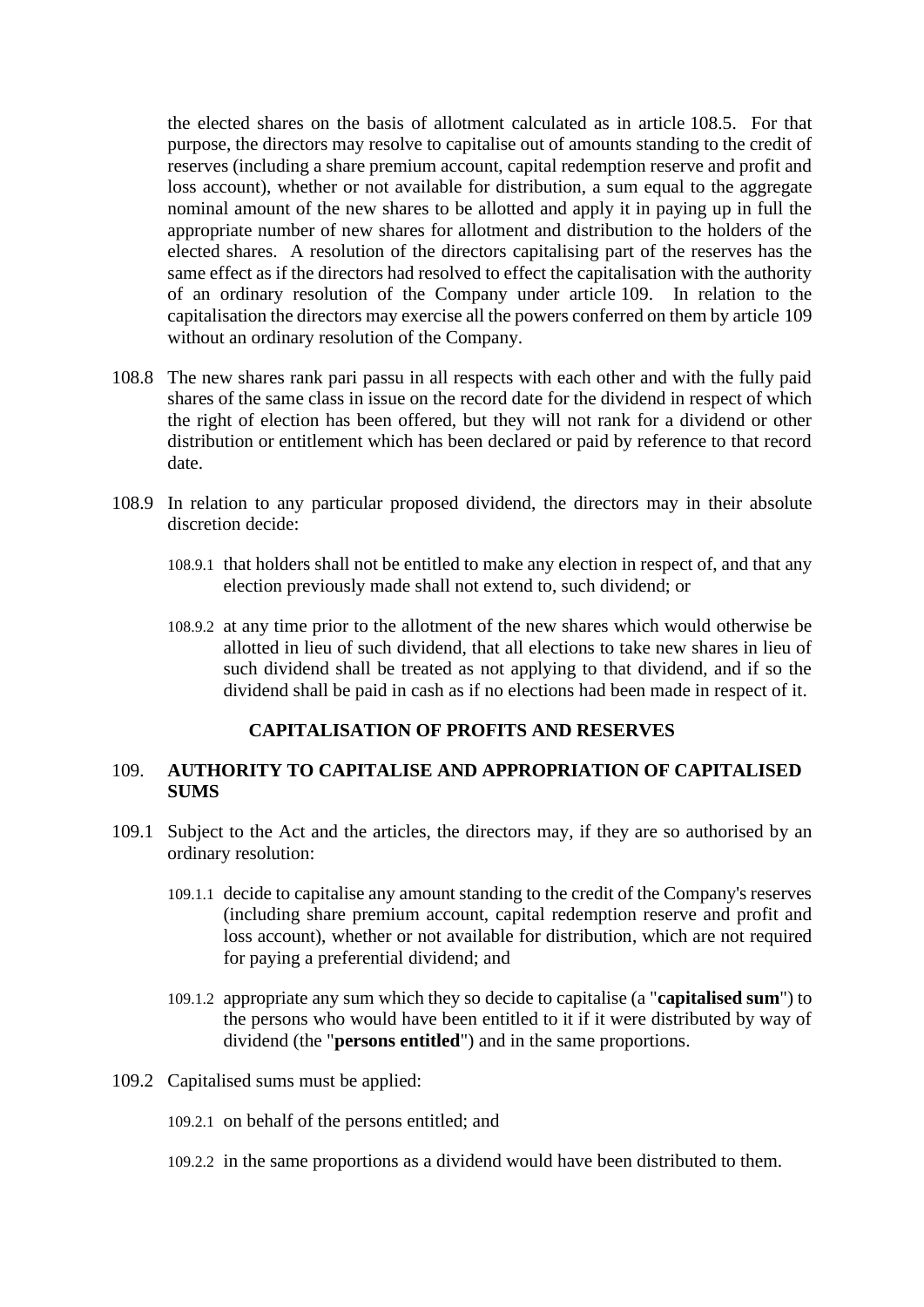the elected shares on the basis of allotment calculated as in article 108.5. For that purpose, the directors may resolve to capitalise out of amounts standing to the credit of reserves (including a share premium account, capital redemption reserve and profit and loss account), whether or not available for distribution, a sum equal to the aggregate nominal amount of the new shares to be allotted and apply it in paying up in full the appropriate number of new shares for allotment and distribution to the holders of the elected shares. A resolution of the directors capitalising part of the reserves has the same effect as if the directors had resolved to effect the capitalisation with the authority of an ordinary resolution of the Company under article 109. In relation to the capitalisation the directors may exercise all the powers conferred on them by article 109 without an ordinary resolution of the Company.

108.8 The new shares rank pari passu in all respects with each other and with the fully paid shares of the same class in issue on the record date for the dividend in respect of which the right of election has been offered, but they will not rank for a dividend or other distribution or entitlement which has been declared or paid by reference to that record date.

108.9 In relation to any particular proposed dividend, the directors may in their absolute discretion decide:

108.9.1 that holders shall not be entitled to make any election in respect of, and that any election previously made shall not extend to, such dividend; or

108.9.2 at any time prior to the allotment of the new shares which would otherwise be allotted in lieu of such dividend, that all elections to take new shares in lieu of such dividend shall be treated as not applying to that dividend, and if so the dividend shall be paid in cash as if no elections had been made in respect of it.

## CAPITALISATION OF PROFITS AND RESERVES

### 109. AUTHORITY TO CAPITALISE AND APPROPRIATION OF CAPITALISED SUMS

109.1 Subject to the Act and the articles, the directors may, if they are so authorised by an ordinary resolution:

109.1.1 decide to capitalise any amount standing to the credit of the Company's reserves (including share premium account, capital redemption reserve and profit and loss account), whether or not available for distribution, which are not required for paying a preferential dividend; and

109.1.2 appropriate any sum which they so decide to capitalise (a "**capitalised sum**") to the persons who would have been entitled to it if it were distributed by way of dividend (the "**persons entitled**") and in the same proportions.

109.2 Capitalised sums must be applied:

109.2.1 on behalf of the persons entitled; and

109.2.2 in the same proportions as a dividend would have been distributed to them.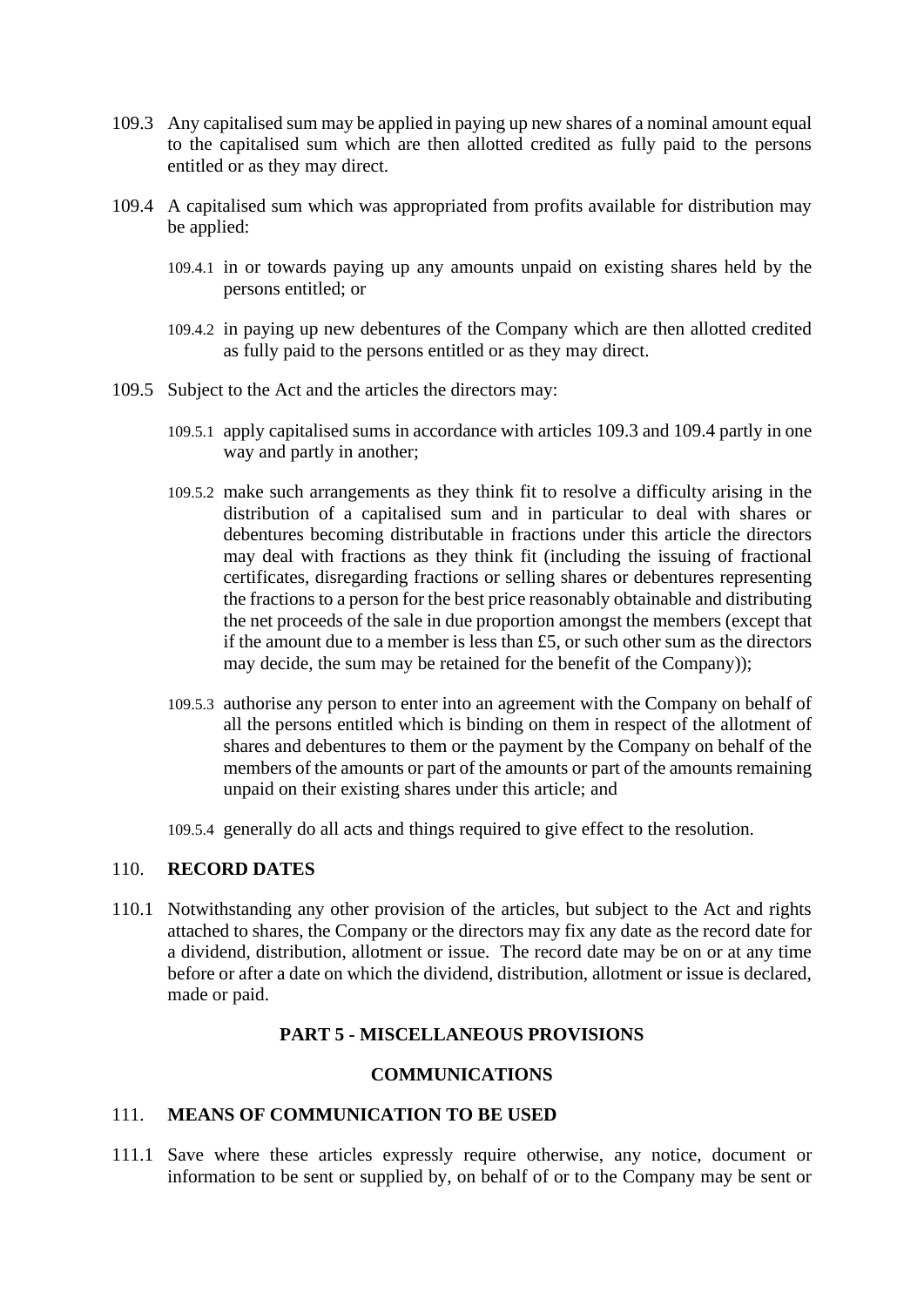109.3 Any capitalised sum may be applied in paying up new shares of a nominal amount equal to the capitalised sum which are then allotted credited as fully paid to the persons entitled or as they may direct.

109.4 A capitalised sum which was appropriated from profits available for distribution may be applied:

109.4.1 in or towards paying up any amounts unpaid on existing shares held by the persons entitled; or

109.4.2 in paying up new debentures of the Company which are then allotted credited as fully paid to the persons entitled or as they may direct.

109.5 Subject to the Act and the articles the directors may:

109.5.1 apply capitalised sums in accordance with articles 109.3 and 109.4 partly in one way and partly in another;

109.5.2 make such arrangements as they think fit to resolve a difficulty arising in the distribution of a capitalised sum and in particular to deal with shares or debentures becoming distributable in fractions under this article the directors may deal with fractions as they think fit (including the issuing of fractional certificates, disregarding fractions or selling shares or debentures representing the fractions to a person for the best price reasonably obtainable and distributing the net proceeds of the sale in due proportion amongst the members (except that if the amount due to a member is less than £5, or such other sum as the directors may decide, the sum may be retained for the benefit of the Company));

109.5.3 authorise any person to enter into an agreement with the Company on behalf of all the persons entitled which is binding on them in respect of the allotment of shares and debentures to them or the payment by the Company on behalf of the members of the amounts or part of the amounts or part of the amounts remaining unpaid on their existing shares under this article; and

109.5.4 generally do all acts and things required to give effect to the resolution.

## 110. RECORD DATES

110.1 Notwithstanding any other provision of the articles, but subject to the Act and rights attached to shares, the Company or the directors may fix any date as the record date for a dividend, distribution, allotment or issue. The record date may be on or at any time before or after a date on which the dividend, distribution, allotment or issue is declared, made or paid.

## PART 5 - MISCELLANEOUS PROVISIONS

## COMMUNICATIONS

## 111. MEANS OF COMMUNICATION TO BE USED

111.1 Save where these articles expressly require otherwise, any notice, document or information to be sent or supplied by, on behalf of or to the Company may be sent or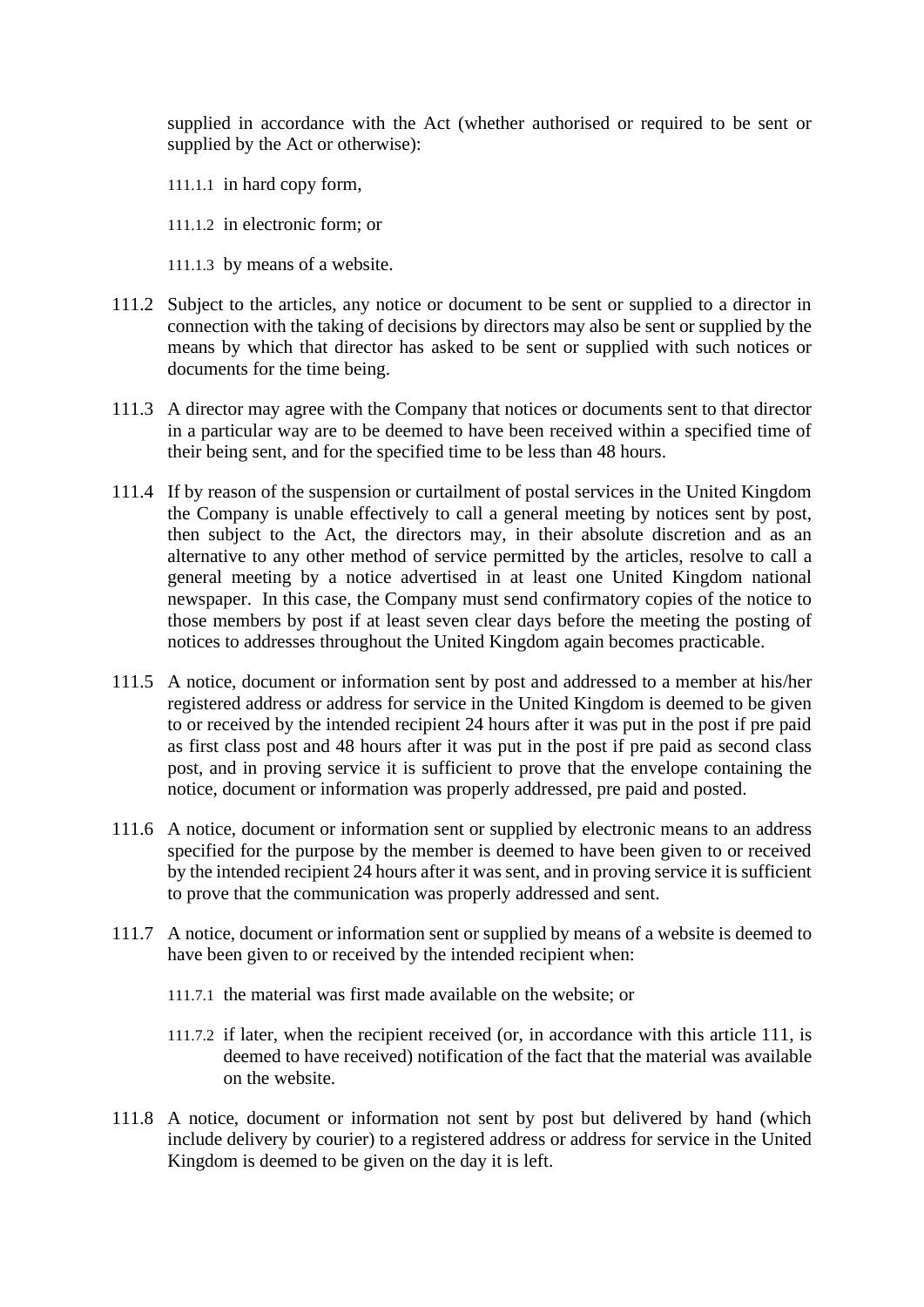supplied in accordance with the Act (whether authorised or required to be sent or supplied by the Act or otherwise):

111.1.1 in hard copy form,

111.1.2 in electronic form; or

111.1.3 by means of a website.

111.2 Subject to the articles, any notice or document to be sent or supplied to a director in connection with the taking of decisions by directors may also be sent or supplied by the means by which that director has asked to be sent or supplied with such notices or documents for the time being.

111.3 A director may agree with the Company that notices or documents sent to that director in a particular way are to be deemed to have been received within a specified time of their being sent, and for the specified time to be less than 48 hours.

111.4 If by reason of the suspension or curtailment of postal services in the United Kingdom the Company is unable effectively to call a general meeting by notices sent by post, then subject to the Act, the directors may, in their absolute discretion and as an alternative to any other method of service permitted by the articles, resolve to call a general meeting by a notice advertised in at least one United Kingdom national newspaper. In this case, the Company must send confirmatory copies of the notice to those members by post if at least seven clear days before the meeting the posting of notices to addresses throughout the United Kingdom again becomes practicable.

111.5 A notice, document or information sent by post and addressed to a member at his/her registered address or address for service in the United Kingdom is deemed to be given to or received by the intended recipient 24 hours after it was put in the post if pre paid as first class post and 48 hours after it was put in the post if pre paid as second class post, and in proving service it is sufficient to prove that the envelope containing the notice, document or information was properly addressed, pre paid and posted.

111.6 A notice, document or information sent or supplied by electronic means to an address specified for the purpose by the member is deemed to have been given to or received by the intended recipient 24 hours after it was sent, and in proving service it is sufficient to prove that the communication was properly addressed and sent.

111.7 A notice, document or information sent or supplied by means of a website is deemed to have been given to or received by the intended recipient when:

111.7.1 the material was first made available on the website; or

111.7.2 if later, when the recipient received (or, in accordance with this article 111, is deemed to have received) notification of the fact that the material was available on the website.

111.8 A notice, document or information not sent by post but delivered by hand (which include delivery by courier) to a registered address or address for service in the United Kingdom is deemed to be given on the day it is left.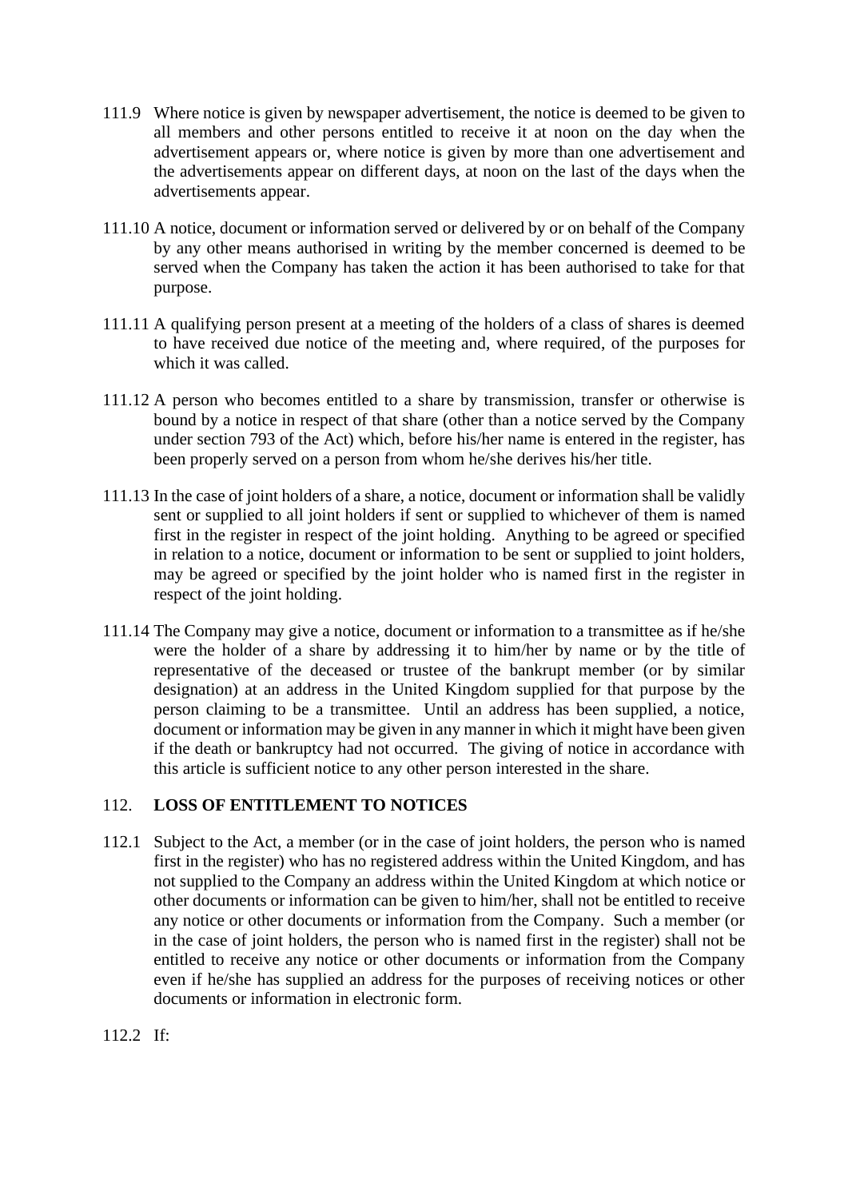111.9 Where notice is given by newspaper advertisement, the notice is deemed to be given to all members and other persons entitled to receive it at noon on the day when the advertisement appears or, where notice is given by more than one advertisement and the advertisements appear on different days, at noon on the last of the days when the advertisements appear.

111.10 A notice, document or information served or delivered by or on behalf of the Company by any other means authorised in writing by the member concerned is deemed to be served when the Company has taken the action it has been authorised to take for that purpose.

111.11 A qualifying person present at a meeting of the holders of a class of shares is deemed to have received due notice of the meeting and, where required, of the purposes for which it was called.

111.12 A person who becomes entitled to a share by transmission, transfer or otherwise is bound by a notice in respect of that share (other than a notice served by the Company under section 793 of the Act) which, before his/her name is entered in the register, has been properly served on a person from whom he/she derives his/her title.

111.13 In the case of joint holders of a share, a notice, document or information shall be validly sent or supplied to all joint holders if sent or supplied to whichever of them is named first in the register in respect of the joint holding. Anything to be agreed or specified in relation to a notice, document or information to be sent or supplied to joint holders, may be agreed or specified by the joint holder who is named first in the register in respect of the joint holding.

111.14 The Company may give a notice, document or information to a transmittee as if he/she were the holder of a share by addressing it to him/her by name or by the title of representative of the deceased or trustee of the bankrupt member (or by similar designation) at an address in the United Kingdom supplied for that purpose by the person claiming to be a transmittee. Until an address has been supplied, a notice, document or information may be given in any manner in which it might have been given if the death or bankruptcy had not occurred. The giving of notice in accordance with this article is sufficient notice to any other person interested in the share.

## 112. LOSS OF ENTITLEMENT TO NOTICES

112.1 Subject to the Act, a member (or in the case of joint holders, the person who is named first in the register) who has no registered address within the United Kingdom, and has not supplied to the Company an address within the United Kingdom at which notice or other documents or information can be given to him/her, shall not be entitled to receive any notice or other documents or information from the Company. Such a member (or in the case of joint holders, the person who is named first in the register) shall not be entitled to receive any notice or other documents or information from the Company even if he/she has supplied an address for the purposes of receiving notices or other documents or information in electronic form.

112.2 If: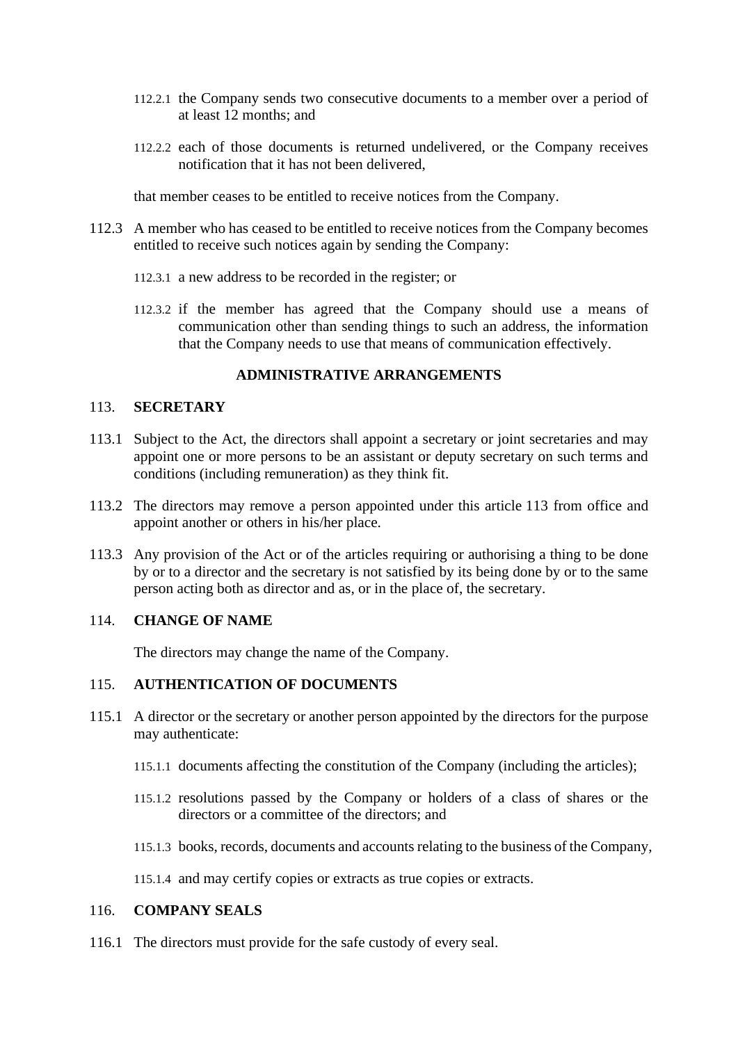112.2.1 the Company sends two consecutive documents to a member over a period of at least 12 months; and

112.2.2 each of those documents is returned undelivered, or the Company receives notification that it has not been delivered,

that member ceases to be entitled to receive notices from the Company.

112.3 A member who has ceased to be entitled to receive notices from the Company becomes entitled to receive such notices again by sending the Company:

112.3.1 a new address to be recorded in the register; or

112.3.2 if the member has agreed that the Company should use a means of communication other than sending things to such an address, the information that the Company needs to use that means of communication effectively.

## ADMINISTRATIVE ARRANGEMENTS

### 113. SECRETARY

113.1 Subject to the Act, the directors shall appoint a secretary or joint secretaries and may appoint one or more persons to be an assistant or deputy secretary on such terms and conditions (including remuneration) as they think fit.

113.2 The directors may remove a person appointed under this article 113 from office and appoint another or others in his/her place.

113.3 Any provision of the Act or of the articles requiring or authorising a thing to be done by or to a director and the secretary is not satisfied by its being done by or to the same person acting both as director and as, or in the place of, the secretary.

### 114. CHANGE OF NAME

The directors may change the name of the Company.

### 115. AUTHENTICATION OF DOCUMENTS

115.1 A director or the secretary or another person appointed by the directors for the purpose may authenticate:

115.1.1 documents affecting the constitution of the Company (including the articles);

115.1.2 resolutions passed by the Company or holders of a class of shares or the directors or a committee of the directors; and

115.1.3 books, records, documents and accounts relating to the business of the Company,

115.1.4 and may certify copies or extracts as true copies or extracts.

### 116. COMPANY SEALS

116.1 The directors must provide for the safe custody of every seal.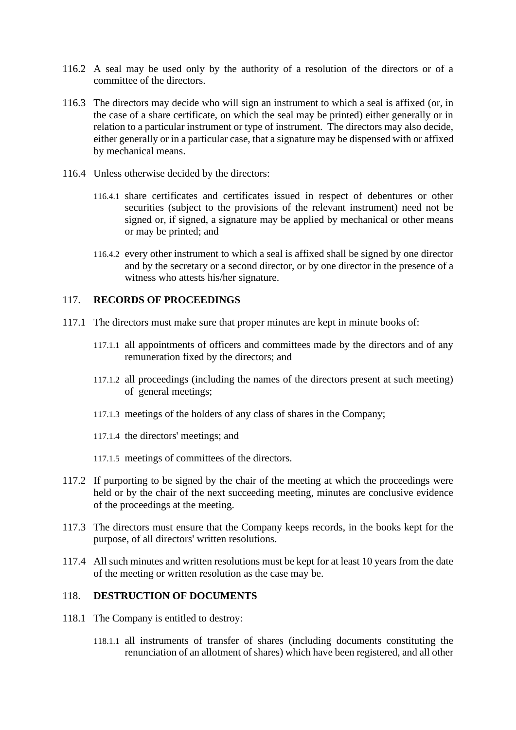116.2 A seal may be used only by the authority of a resolution of the directors or of a committee of the directors.

116.3 The directors may decide who will sign an instrument to which a seal is affixed (or, in the case of a share certificate, on which the seal may be printed) either generally or in relation to a particular instrument or type of instrument. The directors may also decide, either generally or in a particular case, that a signature may be dispensed with or affixed by mechanical means.

116.4 Unless otherwise decided by the directors:

116.4.1 share certificates and certificates issued in respect of debentures or other securities (subject to the provisions of the relevant instrument) need not be signed or, if signed, a signature may be applied by mechanical or other means or may be printed; and

116.4.2 every other instrument to which a seal is affixed shall be signed by one director and by the secretary or a second director, or by one director in the presence of a witness who attests his/her signature.

## 117. RECORDS OF PROCEEDINGS

117.1 The directors must make sure that proper minutes are kept in minute books of:

117.1.1 all appointments of officers and committees made by the directors and of any remuneration fixed by the directors; and

117.1.2 all proceedings (including the names of the directors present at such meeting) of general meetings;

117.1.3 meetings of the holders of any class of shares in the Company;

117.1.4 the directors' meetings; and

117.1.5 meetings of committees of the directors.

117.2 If purporting to be signed by the chair of the meeting at which the proceedings were held or by the chair of the next succeeding meeting, minutes are conclusive evidence of the proceedings at the meeting.

117.3 The directors must ensure that the Company keeps records, in the books kept for the purpose, of all directors' written resolutions.

117.4 All such minutes and written resolutions must be kept for at least 10 years from the date of the meeting or written resolution as the case may be.

## 118. DESTRUCTION OF DOCUMENTS

118.1 The Company is entitled to destroy:

118.1.1 all instruments of transfer of shares (including documents constituting the renunciation of an allotment of shares) which have been registered, and all other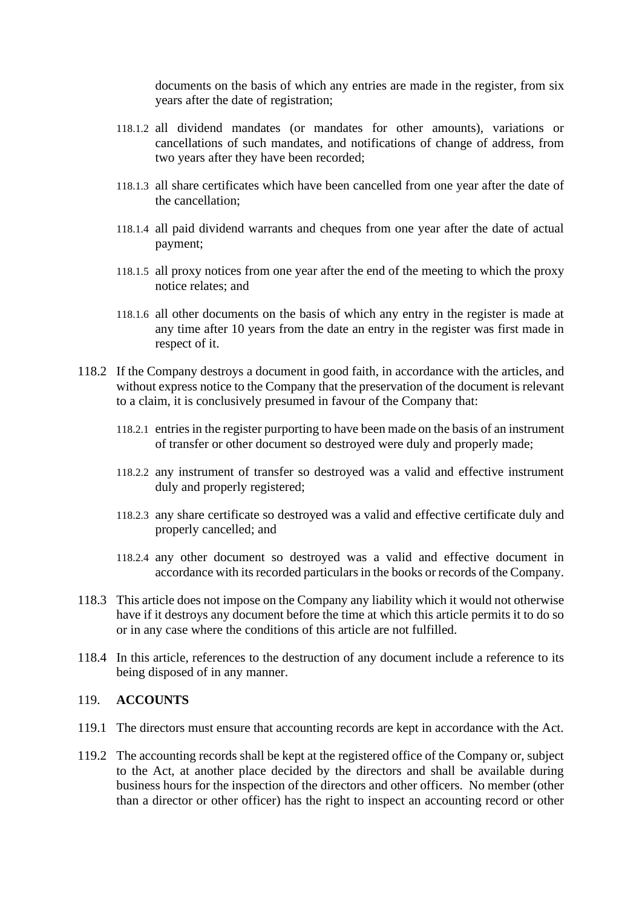documents on the basis of which any entries are made in the register, from six years after the date of registration;

118.1.2 all dividend mandates (or mandates for other amounts), variations or cancellations of such mandates, and notifications of change of address, from two years after they have been recorded;

118.1.3 all share certificates which have been cancelled from one year after the date of the cancellation;

118.1.4 all paid dividend warrants and cheques from one year after the date of actual payment;

118.1.5 all proxy notices from one year after the end of the meeting to which the proxy notice relates; and

118.1.6 all other documents on the basis of which any entry in the register is made at any time after 10 years from the date an entry in the register was first made in respect of it.

118.2 If the Company destroys a document in good faith, in accordance with the articles, and without express notice to the Company that the preservation of the document is relevant to a claim, it is conclusively presumed in favour of the Company that:

118.2.1 entries in the register purporting to have been made on the basis of an instrument of transfer or other document so destroyed were duly and properly made;

118.2.2 any instrument of transfer so destroyed was a valid and effective instrument duly and properly registered;

118.2.3 any share certificate so destroyed was a valid and effective certificate duly and properly cancelled; and

118.2.4 any other document so destroyed was a valid and effective document in accordance with its recorded particulars in the books or records of the Company.

118.3 This article does not impose on the Company any liability which it would not otherwise have if it destroys any document before the time at which this article permits it to do so or in any case where the conditions of this article are not fulfilled.

118.4 In this article, references to the destruction of any document include a reference to its being disposed of in any manner.

119. **ACCOUNTS**

119.1 The directors must ensure that accounting records are kept in accordance with the Act.

119.2 The accounting records shall be kept at the registered office of the Company or, subject to the Act, at another place decided by the directors and shall be available during business hours for the inspection of the directors and other officers. No member (other than a director or other officer) has the right to inspect an accounting record or other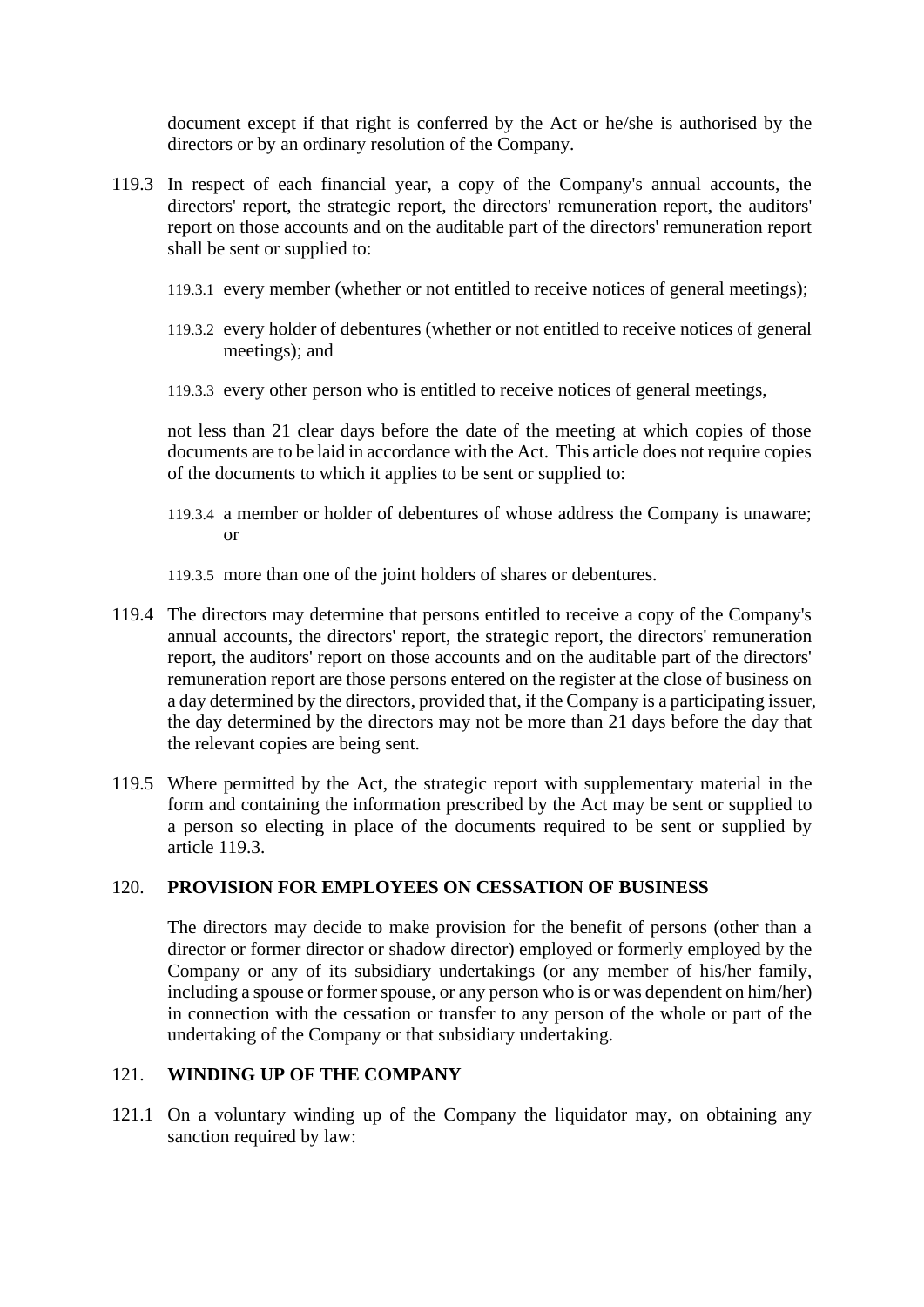document except if that right is conferred by the Act or he/she is authorised by the directors or by an ordinary resolution of the Company.

119.3 In respect of each financial year, a copy of the Company's annual accounts, the directors' report, the strategic report, the directors' remuneration report, the auditors' report on those accounts and on the auditable part of the directors' remuneration report shall be sent or supplied to:

119.3.1 every member (whether or not entitled to receive notices of general meetings);

119.3.2 every holder of debentures (whether or not entitled to receive notices of general meetings); and

119.3.3 every other person who is entitled to receive notices of general meetings,

not less than 21 clear days before the date of the meeting at which copies of those documents are to be laid in accordance with the Act. This article does not require copies of the documents to which it applies to be sent or supplied to:

119.3.4 a member or holder of debentures of whose address the Company is unaware; or

119.3.5 more than one of the joint holders of shares or debentures.

119.4 The directors may determine that persons entitled to receive a copy of the Company's annual accounts, the directors' report, the strategic report, the directors' remuneration report, the auditors' report on those accounts and on the auditable part of the directors' remuneration report are those persons entered on the register at the close of business on a day determined by the directors, provided that, if the Company is a participating issuer, the day determined by the directors may not be more than 21 days before the day that the relevant copies are being sent.

119.5 Where permitted by the Act, the strategic report with supplementary material in the form and containing the information prescribed by the Act may be sent or supplied to a person so electing in place of the documents required to be sent or supplied by article 119.3.

## 120. PROVISION FOR EMPLOYEES ON CESSATION OF BUSINESS

The directors may decide to make provision for the benefit of persons (other than a director or former director or shadow director) employed or formerly employed by the Company or any of its subsidiary undertakings (or any member of his/her family, including a spouse or former spouse, or any person who is or was dependent on him/her) in connection with the cessation or transfer to any person of the whole or part of the undertaking of the Company or that subsidiary undertaking.

## 121. WINDING UP OF THE COMPANY

121.1 On a voluntary winding up of the Company the liquidator may, on obtaining any sanction required by law: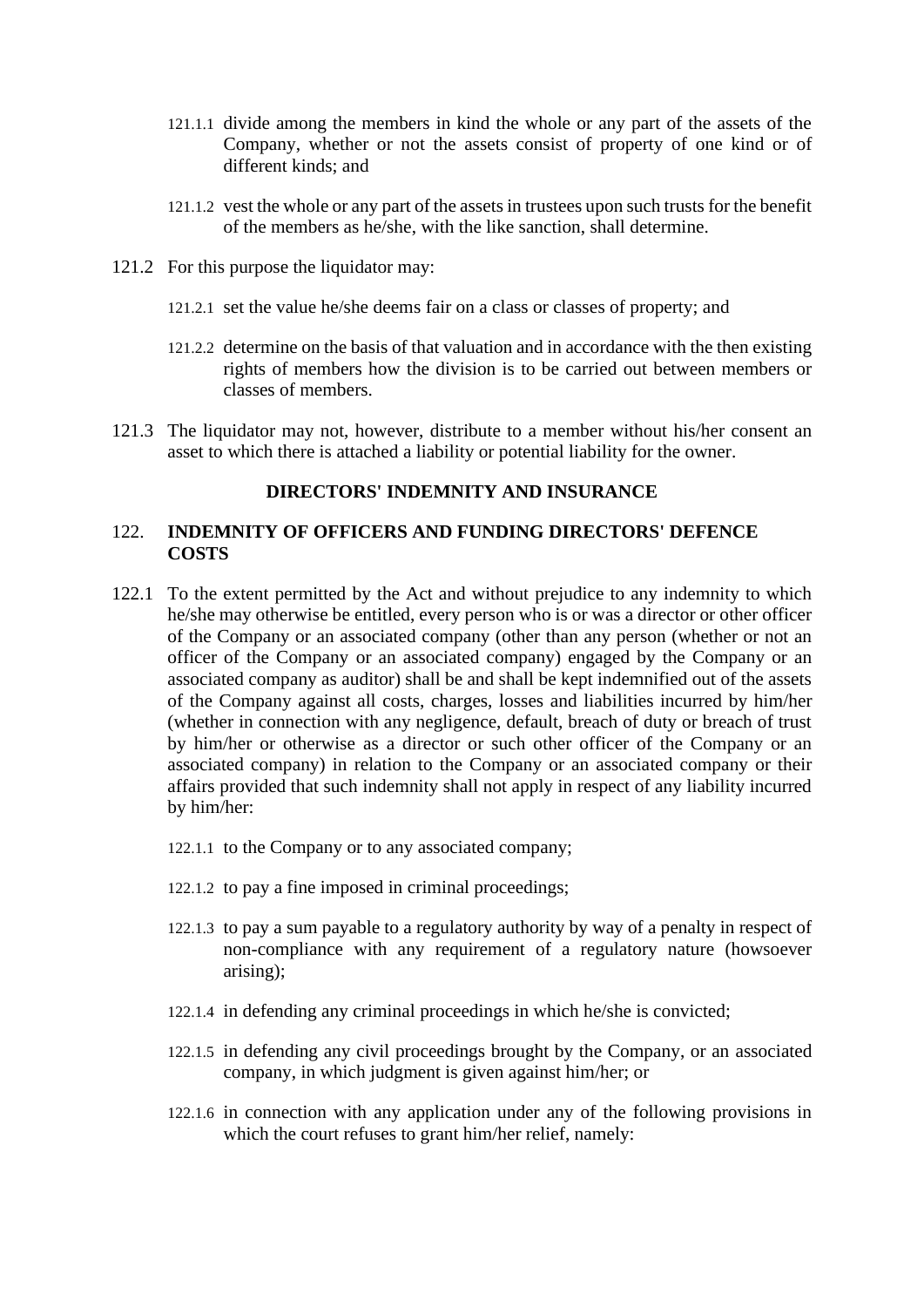121.1.1 divide among the members in kind the whole or any part of the assets of the Company, whether or not the assets consist of property of one kind or of different kinds; and

121.1.2 vest the whole or any part of the assets in trustees upon such trusts for the benefit of the members as he/she, with the like sanction, shall determine.

121.2 For this purpose the liquidator may:

121.2.1 set the value he/she deems fair on a class or classes of property; and

121.2.2 determine on the basis of that valuation and in accordance with the then existing rights of members how the division is to be carried out between members or classes of members.

121.3 The liquidator may not, however, distribute to a member without his/her consent an asset to which there is attached a liability or potential liability for the owner.

## DIRECTORS' INDEMNITY AND INSURANCE

### 122. INDEMNITY OF OFFICERS AND FUNDING DIRECTORS' DEFENCE COSTS

122.1 To the extent permitted by the Act and without prejudice to any indemnity to which he/she may otherwise be entitled, every person who is or was a director or other officer of the Company or an associated company (other than any person (whether or not an officer of the Company or an associated company) engaged by the Company or an associated company as auditor) shall be and shall be kept indemnified out of the assets of the Company against all costs, charges, losses and liabilities incurred by him/her (whether in connection with any negligence, default, breach of duty or breach of trust by him/her or otherwise as a director or such other officer of the Company or an associated company) in relation to the Company or an associated company or their affairs provided that such indemnity shall not apply in respect of any liability incurred by him/her:

122.1.1 to the Company or to any associated company;

122.1.2 to pay a fine imposed in criminal proceedings;

122.1.3 to pay a sum payable to a regulatory authority by way of a penalty in respect of non-compliance with any requirement of a regulatory nature (howsoever arising);

122.1.4 in defending any criminal proceedings in which he/she is convicted;

122.1.5 in defending any civil proceedings brought by the Company, or an associated company, in which judgment is given against him/her; or

122.1.6 in connection with any application under any of the following provisions in which the court refuses to grant him/her relief, namely: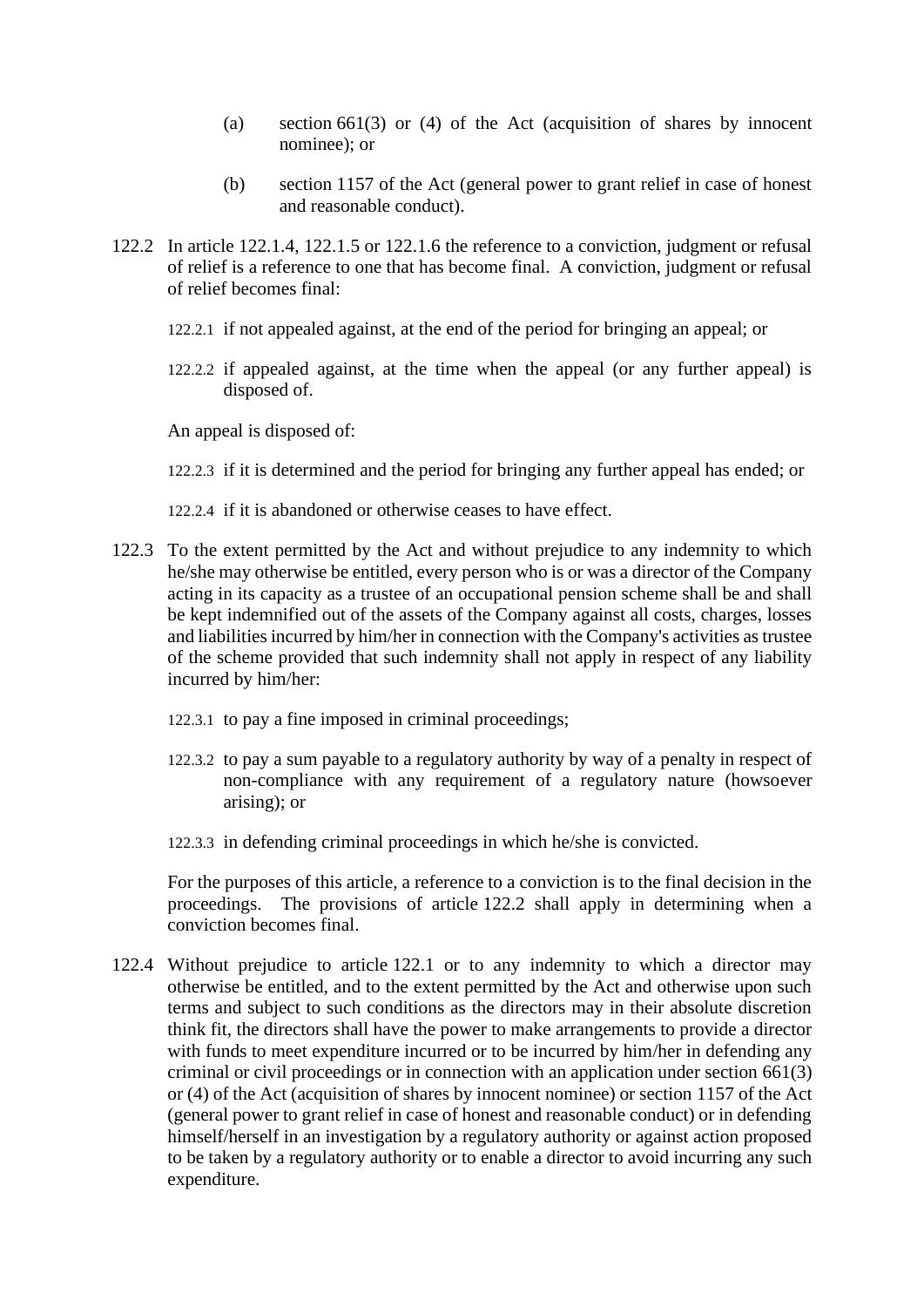(a) section 661(3) or (4) of the Act (acquisition of shares by innocent nominee); or

(b) section 1157 of the Act (general power to grant relief in case of honest and reasonable conduct).

122.2 In article 122.1.4, 122.1.5 or 122.1.6 the reference to a conviction, judgment or refusal of relief is a reference to one that has become final. A conviction, judgment or refusal of relief becomes final:

122.2.1 if not appealed against, at the end of the period for bringing an appeal; or

122.2.2 if appealed against, at the time when the appeal (or any further appeal) is disposed of.

An appeal is disposed of:

122.2.3 if it is determined and the period for bringing any further appeal has ended; or

122.2.4 if it is abandoned or otherwise ceases to have effect.

122.3 To the extent permitted by the Act and without prejudice to any indemnity to which he/she may otherwise be entitled, every person who is or was a director of the Company acting in its capacity as a trustee of an occupational pension scheme shall be and shall be kept indemnified out of the assets of the Company against all costs, charges, losses and liabilities incurred by him/her in connection with the Company's activities as trustee of the scheme provided that such indemnity shall not apply in respect of any liability incurred by him/her:

122.3.1 to pay a fine imposed in criminal proceedings;

122.3.2 to pay a sum payable to a regulatory authority by way of a penalty in respect of non-compliance with any requirement of a regulatory nature (howsoever arising); or

122.3.3 in defending criminal proceedings in which he/she is convicted.

For the purposes of this article, a reference to a conviction is to the final decision in the proceedings. The provisions of article 122.2 shall apply in determining when a conviction becomes final.

122.4 Without prejudice to article 122.1 or to any indemnity to which a director may otherwise be entitled, and to the extent permitted by the Act and otherwise upon such terms and subject to such conditions as the directors may in their absolute discretion think fit, the directors shall have the power to make arrangements to provide a director with funds to meet expenditure incurred or to be incurred by him/her in defending any criminal or civil proceedings or in connection with an application under section 661(3) or (4) of the Act (acquisition of shares by innocent nominee) or section 1157 of the Act (general power to grant relief in case of honest and reasonable conduct) or in defending himself/herself in an investigation by a regulatory authority or against action proposed to be taken by a regulatory authority or to enable a director to avoid incurring any such expenditure.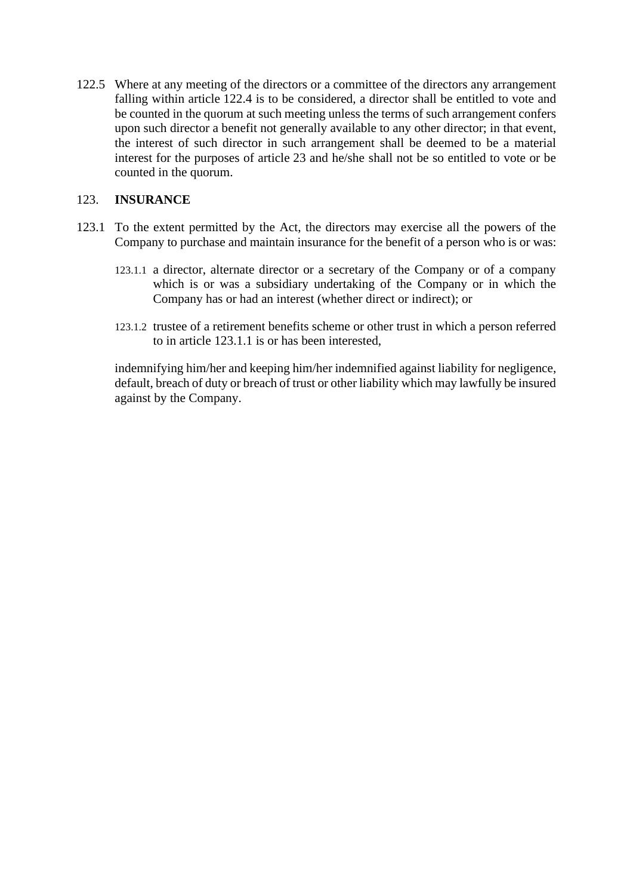122.5 Where at any meeting of the directors or a committee of the directors any arrangement falling within article 122.4 is to be considered, a director shall be entitled to vote and be counted in the quorum at such meeting unless the terms of such arrangement confers upon such director a benefit not generally available to any other director; in that event, the interest of such director in such arrangement shall be deemed to be a material interest for the purposes of article 23 and he/she shall not be so entitled to vote or be counted in the quorum.

## 123. INSURANCE

123.1 To the extent permitted by the Act, the directors may exercise all the powers of the Company to purchase and maintain insurance for the benefit of a person who is or was:

123.1.1 a director, alternate director or a secretary of the Company or of a company which is or was a subsidiary undertaking of the Company or in which the Company has or had an interest (whether direct or indirect); or

123.1.2 trustee of a retirement benefits scheme or other trust in which a person referred to in article 123.1.1 is or has been interested,

indemnifying him/her and keeping him/her indemnified against liability for negligence, default, breach of duty or breach of trust or other liability which may lawfully be insured against by the Company.